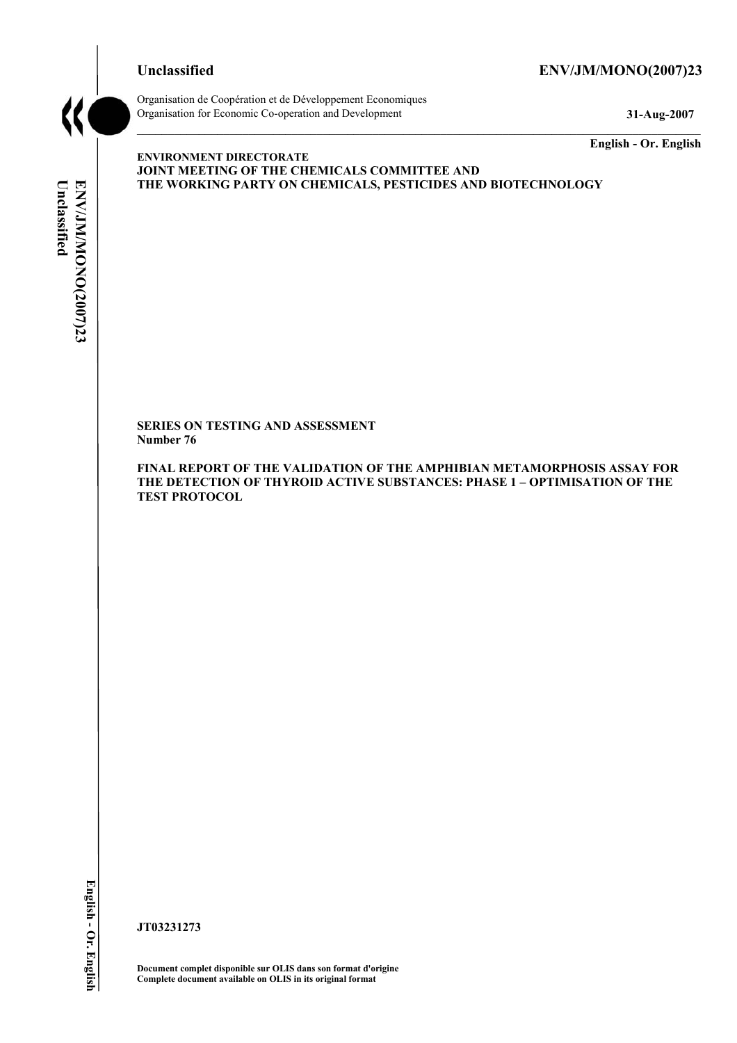**Unclassified** **ENV/JM/MONO(2007)23**

Organisation de Coopération et de Développement Economiques
Organisation for Economic Co-operation and Development **31-Aug-2007**

**English - Or. English**

**ENVIRONMENT DIRECTORATE**
**JOINT MEETING OF THE CHEMICALS COMMITTEE AND**
**THE WORKING PARTY ON CHEMICALS, PESTICIDES AND BIOTECHNOLOGY**

**SERIES ON TESTING AND ASSESSMENT**
**Number 76**

**FINAL REPORT OF THE VALIDATION OF THE AMPHIBIAN METAMORPHOSIS ASSAY FOR THE DETECTION OF THYROID ACTIVE SUBSTANCES: PHASE 1 – OPTIMISATION OF THE TEST PROTOCOL**

**JT03231273**

**Document complet disponible sur OLIS dans son format d'origine**
**Complete document available on OLIS in its original format**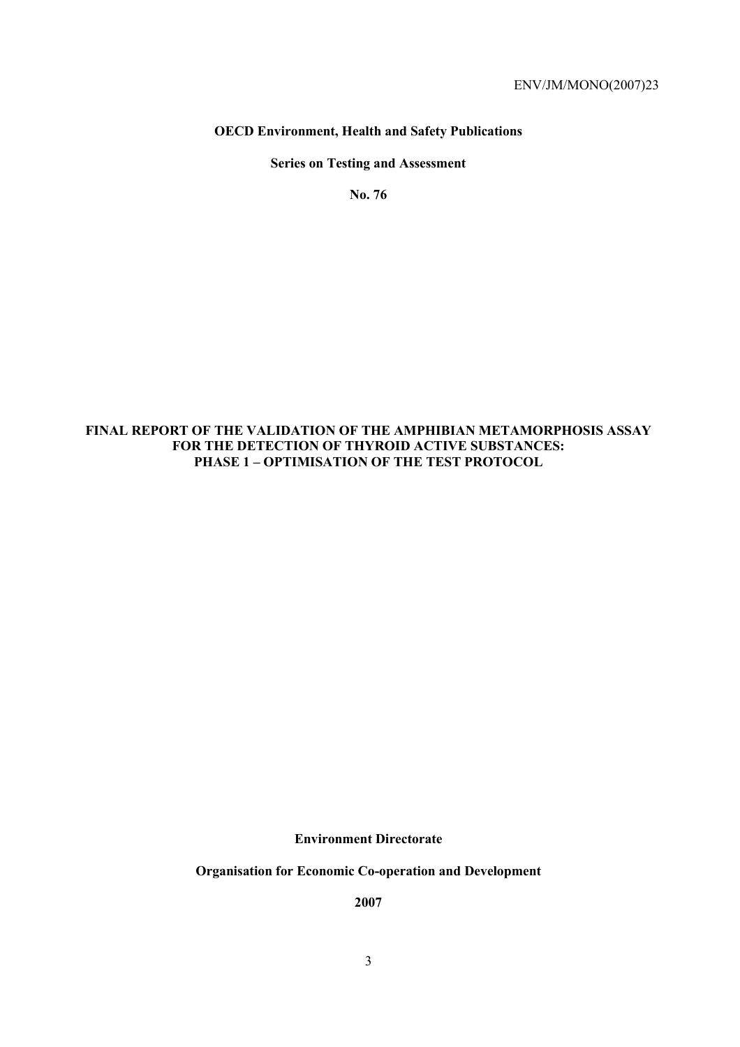**OECD Environment, Health and Safety Publications**

**Series on Testing and Assessment**

**No. 76**

# FINAL REPORT OF THE VALIDATION OF THE AMPHIBIAN METAMORPHOSIS ASSAY FOR THE DETECTION OF THYROID ACTIVE SUBSTANCES: PHASE 1 – OPTIMISATION OF THE TEST PROTOCOL

**Environment Directorate**

**Organisation for Economic Co-operation and Development**

**2007**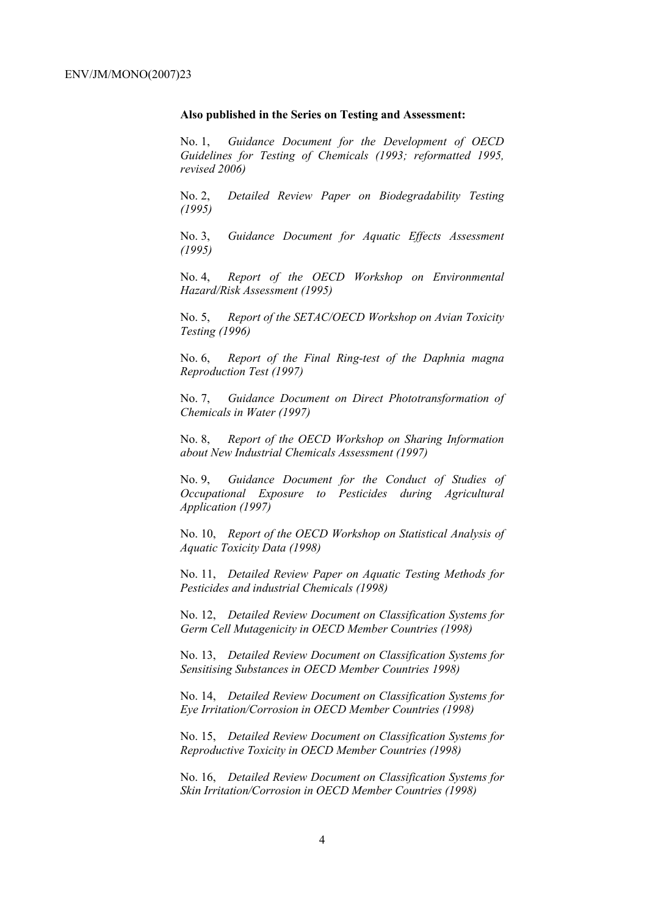**Also published in the Series on Testing and Assessment:**

No. 1, *Guidance Document for the Development of OECD Guidelines for Testing of Chemicals (1993; reformatted 1995, revised 2006)*

No. 2, *Detailed Review Paper on Biodegradability Testing (1995)*

No. 3, *Guidance Document for Aquatic Effects Assessment (1995)*

No. 4, *Report of the OECD Workshop on Environmental Hazard/Risk Assessment (1995)*

No. 5, *Report of the SETAC/OECD Workshop on Avian Toxicity Testing (1996)*

No. 6, *Report of the Final Ring-test of the Daphnia magna Reproduction Test (1997)*

No. 7, *Guidance Document on Direct Phototransformation of Chemicals in Water (1997)*

No. 8, *Report of the OECD Workshop on Sharing Information about New Industrial Chemicals Assessment (1997)*

No. 9, *Guidance Document for the Conduct of Studies of Occupational Exposure to Pesticides during Agricultural Application (1997)*

No. 10, *Report of the OECD Workshop on Statistical Analysis of Aquatic Toxicity Data (1998)*

No. 11, *Detailed Review Paper on Aquatic Testing Methods for Pesticides and industrial Chemicals (1998)*

No. 12, *Detailed Review Document on Classification Systems for Germ Cell Mutagenicity in OECD Member Countries (1998)*

No. 13, *Detailed Review Document on Classification Systems for Sensitising Substances in OECD Member Countries 1998)*

No. 14, *Detailed Review Document on Classification Systems for Eye Irritation/Corrosion in OECD Member Countries (1998)*

No. 15, *Detailed Review Document on Classification Systems for Reproductive Toxicity in OECD Member Countries (1998)*

No. 16, *Detailed Review Document on Classification Systems for Skin Irritation/Corrosion in OECD Member Countries (1998)*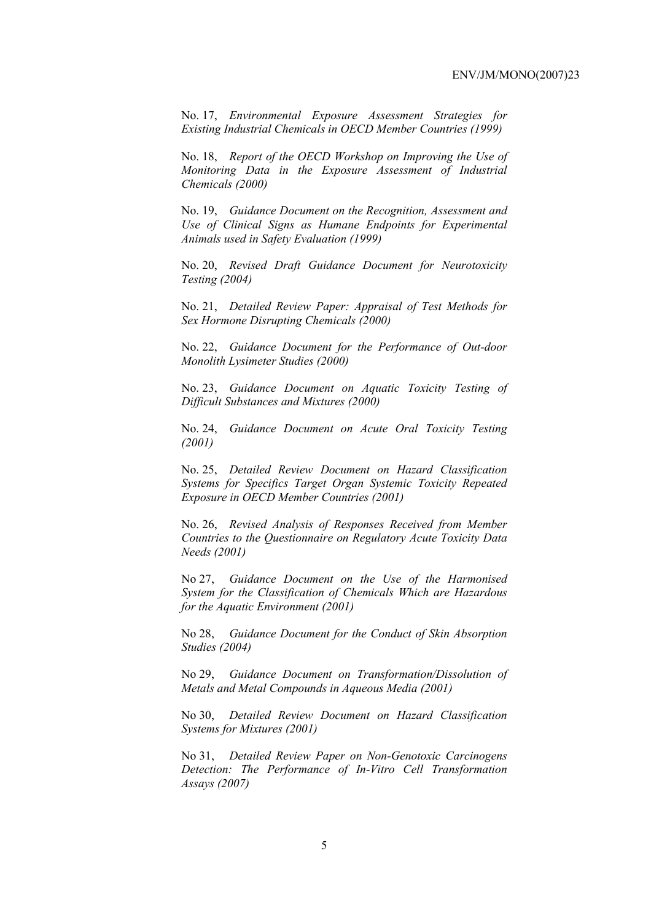No. 17, *Environmental Exposure Assessment Strategies for Existing Industrial Chemicals in OECD Member Countries (1999)*

No. 18, *Report of the OECD Workshop on Improving the Use of Monitoring Data in the Exposure Assessment of Industrial Chemicals (2000)*

No. 19, *Guidance Document on the Recognition, Assessment and Use of Clinical Signs as Humane Endpoints for Experimental Animals used in Safety Evaluation (1999)*

No. 20, *Revised Draft Guidance Document for Neurotoxicity Testing (2004)*

No. 21, *Detailed Review Paper: Appraisal of Test Methods for Sex Hormone Disrupting Chemicals (2000)*

No. 22, *Guidance Document for the Performance of Out-door Monolith Lysimeter Studies (2000)*

No. 23, *Guidance Document on Aquatic Toxicity Testing of Difficult Substances and Mixtures (2000)*

No. 24, *Guidance Document on Acute Oral Toxicity Testing (2001)*

No. 25, *Detailed Review Document on Hazard Classification Systems for Specifics Target Organ Systemic Toxicity Repeated Exposure in OECD Member Countries (2001)*

No. 26, *Revised Analysis of Responses Received from Member Countries to the Questionnaire on Regulatory Acute Toxicity Data Needs (2001)*

No 27, *Guidance Document on the Use of the Harmonised System for the Classification of Chemicals Which are Hazardous for the Aquatic Environment (2001)*

No 28, *Guidance Document for the Conduct of Skin Absorption Studies (2004)*

No 29, *Guidance Document on Transformation/Dissolution of Metals and Metal Compounds in Aqueous Media (2001)*

No 30, *Detailed Review Document on Hazard Classification Systems for Mixtures (2001)*

No 31, *Detailed Review Paper on Non-Genotoxic Carcinogens Detection: The Performance of In-Vitro Cell Transformation Assays (2007)*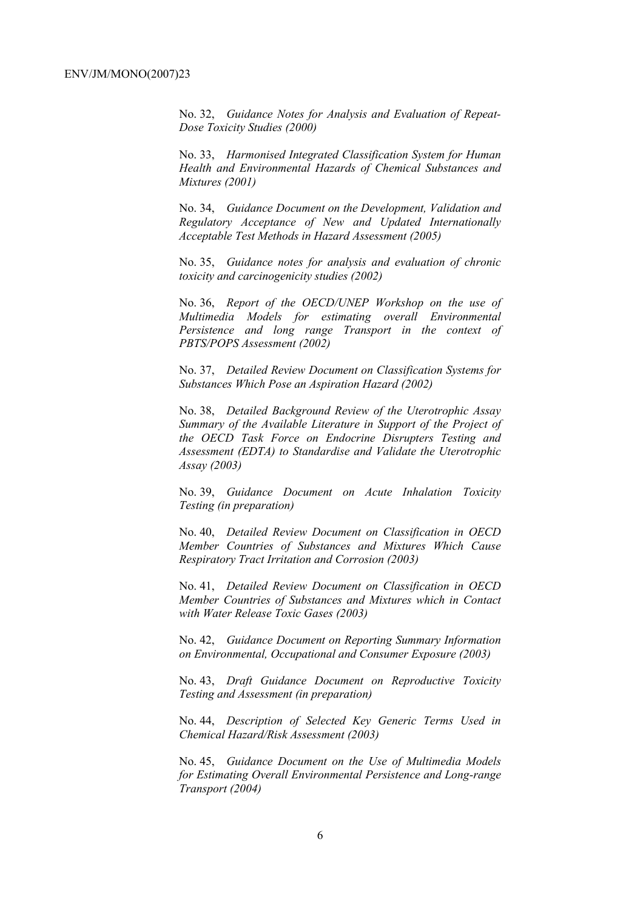No. 32, *Guidance Notes for Analysis and Evaluation of Repeat-Dose Toxicity Studies (2000)*

No. 33, *Harmonised Integrated Classification System for Human Health and Environmental Hazards of Chemical Substances and Mixtures (2001)*

No. 34, *Guidance Document on the Development, Validation and Regulatory Acceptance of New and Updated Internationally Acceptable Test Methods in Hazard Assessment (2005)*

No. 35, *Guidance notes for analysis and evaluation of chronic toxicity and carcinogenicity studies (2002)*

No. 36, *Report of the OECD/UNEP Workshop on the use of Multimedia Models for estimating overall Environmental Persistence and long range Transport in the context of PBTS/POPS Assessment (2002)*

No. 37, *Detailed Review Document on Classification Systems for Substances Which Pose an Aspiration Hazard (2002)*

No. 38, *Detailed Background Review of the Uterotrophic Assay Summary of the Available Literature in Support of the Project of the OECD Task Force on Endocrine Disrupters Testing and Assessment (EDTA) to Standardise and Validate the Uterotrophic Assay (2003)*

No. 39, *Guidance Document on Acute Inhalation Toxicity Testing (in preparation)*

No. 40, *Detailed Review Document on Classification in OECD Member Countries of Substances and Mixtures Which Cause Respiratory Tract Irritation and Corrosion (2003)*

No. 41, *Detailed Review Document on Classification in OECD Member Countries of Substances and Mixtures which in Contact with Water Release Toxic Gases (2003)*

No. 42, *Guidance Document on Reporting Summary Information on Environmental, Occupational and Consumer Exposure (2003)*

No. 43, *Draft Guidance Document on Reproductive Toxicity Testing and Assessment (in preparation)*

No. 44, *Description of Selected Key Generic Terms Used in Chemical Hazard/Risk Assessment (2003)*

No. 45, *Guidance Document on the Use of Multimedia Models for Estimating Overall Environmental Persistence and Long-range Transport (2004)*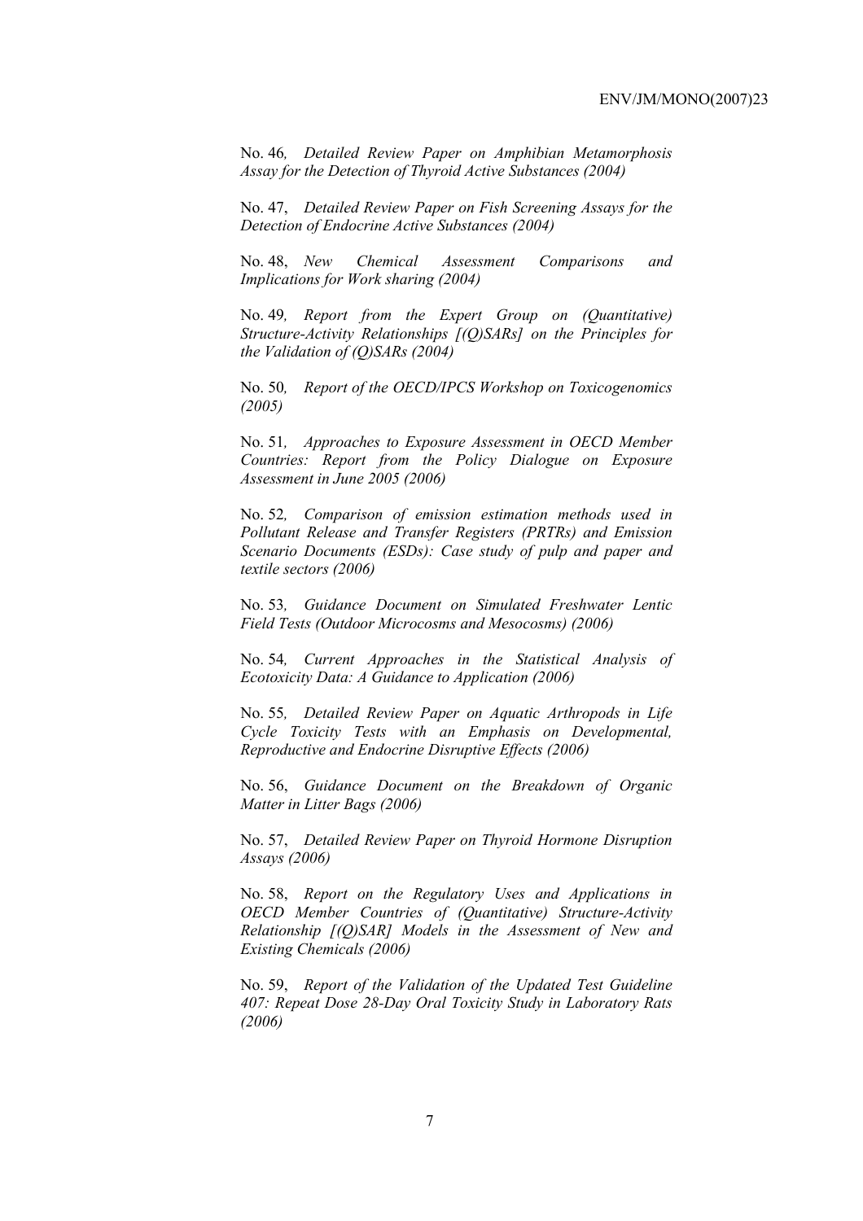No. 46*, Detailed Review Paper on Amphibian Metamorphosis Assay for the Detection of Thyroid Active Substances (2004)*

No. 47, *Detailed Review Paper on Fish Screening Assays for the Detection of Endocrine Active Substances (2004)*

No. 48, *New Chemical Assessment Comparisons and Implications for Work sharing (2004)*

No. 49*, Report from the Expert Group on (Quantitative) Structure-Activity Relationships [(Q)SARs] on the Principles for the Validation of (Q)SARs (2004)*

No. 50*, Report of the OECD/IPCS Workshop on Toxicogenomics (2005)*

No. 51*, Approaches to Exposure Assessment in OECD Member Countries: Report from the Policy Dialogue on Exposure Assessment in June 2005 (2006)*

No. 52*, Comparison of emission estimation methods used in Pollutant Release and Transfer Registers (PRTRs) and Emission Scenario Documents (ESDs): Case study of pulp and paper and textile sectors (2006)*

No. 53*, Guidance Document on Simulated Freshwater Lentic Field Tests (Outdoor Microcosms and Mesocosms) (2006)*

No. 54*, Current Approaches in the Statistical Analysis of Ecotoxicity Data: A Guidance to Application (2006)*

No. 55*, Detailed Review Paper on Aquatic Arthropods in Life Cycle Toxicity Tests with an Emphasis on Developmental, Reproductive and Endocrine Disruptive Effects (2006)*

No. 56, *Guidance Document on the Breakdown of Organic Matter in Litter Bags (2006)*

No. 57, *Detailed Review Paper on Thyroid Hormone Disruption Assays (2006)*

No. 58, *Report on the Regulatory Uses and Applications in OECD Member Countries of (Quantitative) Structure-Activity Relationship [(Q)SAR] Models in the Assessment of New and Existing Chemicals (2006)*

No. 59, *Report of the Validation of the Updated Test Guideline 407: Repeat Dose 28-Day Oral Toxicity Study in Laboratory Rats (2006)*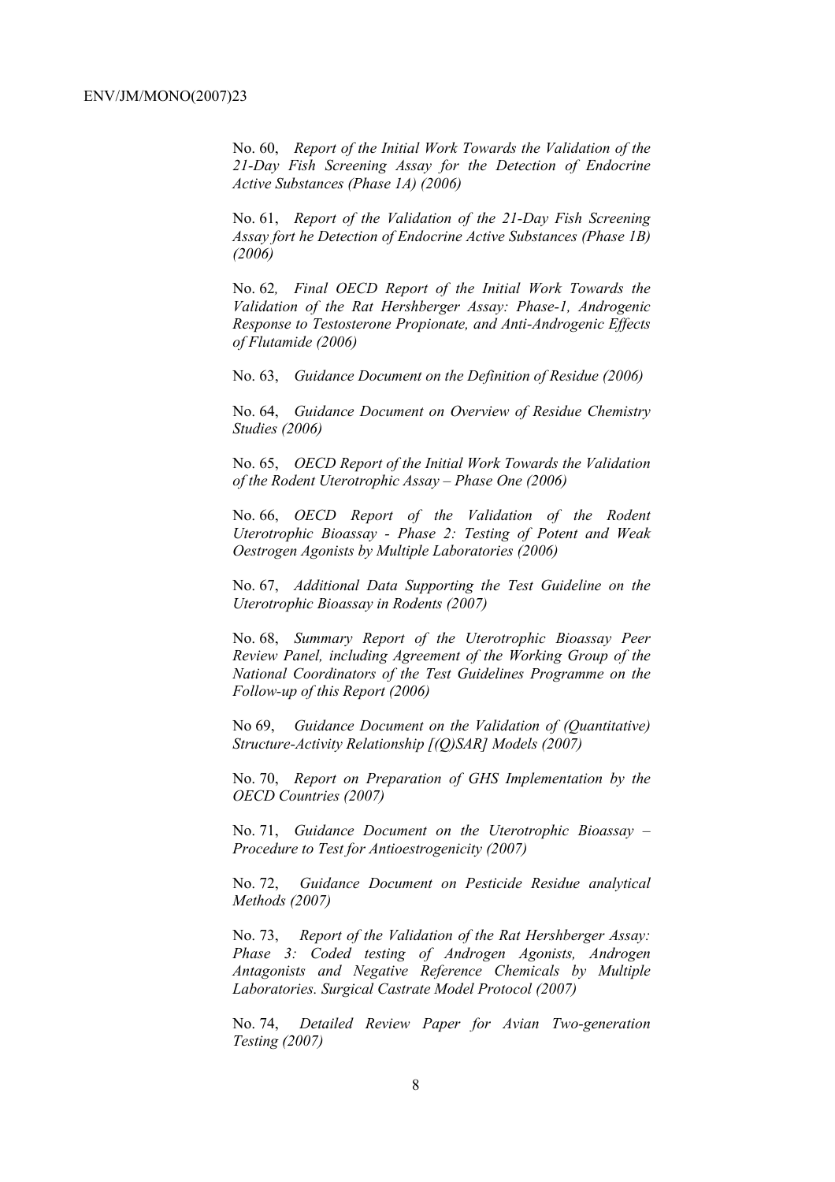No. 60, *Report of the Initial Work Towards the Validation of the 21-Day Fish Screening Assay for the Detection of Endocrine Active Substances (Phase 1A) (2006)*

No. 61, *Report of the Validation of the 21-Day Fish Screening Assay fort he Detection of Endocrine Active Substances (Phase 1B) (2006)*

No. 62, *Final OECD Report of the Initial Work Towards the Validation of the Rat Hershberger Assay: Phase-1, Androgenic Response to Testosterone Propionate, and Anti-Androgenic Effects of Flutamide (2006)*

No. 63, *Guidance Document on the Definition of Residue (2006)*

No. 64, *Guidance Document on Overview of Residue Chemistry Studies (2006)*

No. 65, *OECD Report of the Initial Work Towards the Validation of the Rodent Uterotrophic Assay – Phase One (2006)*

No. 66, *OECD Report of the Validation of the Rodent Uterotrophic Bioassay - Phase 2: Testing of Potent and Weak Oestrogen Agonists by Multiple Laboratories (2006)*

No. 67, *Additional Data Supporting the Test Guideline on the Uterotrophic Bioassay in Rodents (2007)*

No. 68, *Summary Report of the Uterotrophic Bioassay Peer Review Panel, including Agreement of the Working Group of the National Coordinators of the Test Guidelines Programme on the Follow-up of this Report (2006)*

No 69, *Guidance Document on the Validation of (Quantitative) Structure-Activity Relationship [(Q)SAR] Models (2007)*

No. 70, *Report on Preparation of GHS Implementation by the OECD Countries (2007)*

No. 71, *Guidance Document on the Uterotrophic Bioassay – Procedure to Test for Antioestrogenicity (2007)*

No. 72, *Guidance Document on Pesticide Residue analytical Methods (2007)*

No. 73, *Report of the Validation of the Rat Hershberger Assay: Phase 3: Coded testing of Androgen Agonists, Androgen Antagonists and Negative Reference Chemicals by Multiple Laboratories. Surgical Castrate Model Protocol (2007)*

No. 74, *Detailed Review Paper for Avian Two-generation Testing (2007)*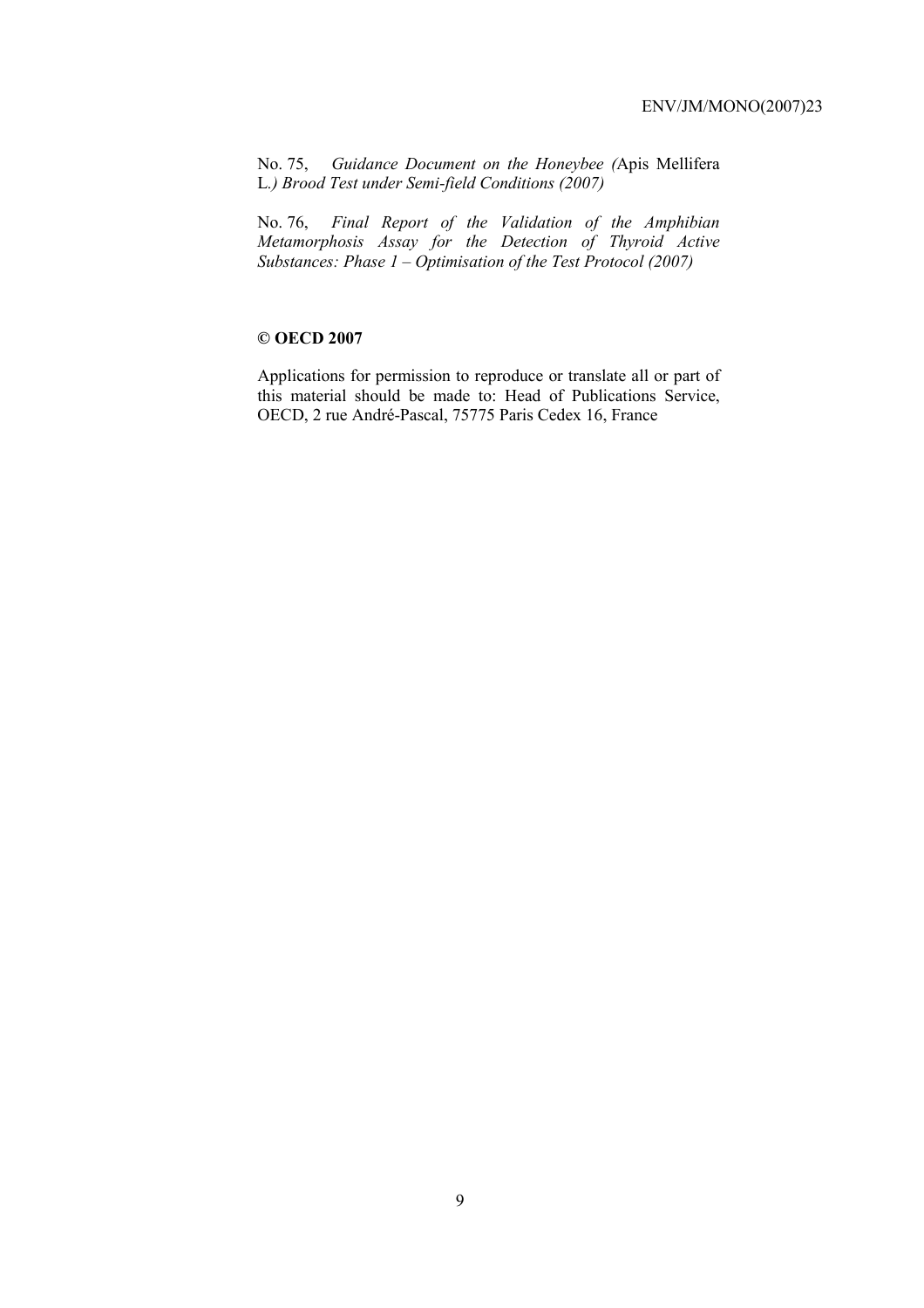No. 75, *Guidance Document on the Honeybee (*Apis Mellifera L.*) Brood Test under Semi-field Conditions (2007)*

No. 76, *Final Report of the Validation of the Amphibian Metamorphosis Assay for the Detection of Thyroid Active Substances: Phase 1 – Optimisation of the Test Protocol (2007)*

**© OECD 2007**

Applications for permission to reproduce or translate all or part of this material should be made to: Head of Publications Service, OECD, 2 rue André-Pascal, 75775 Paris Cedex 16, France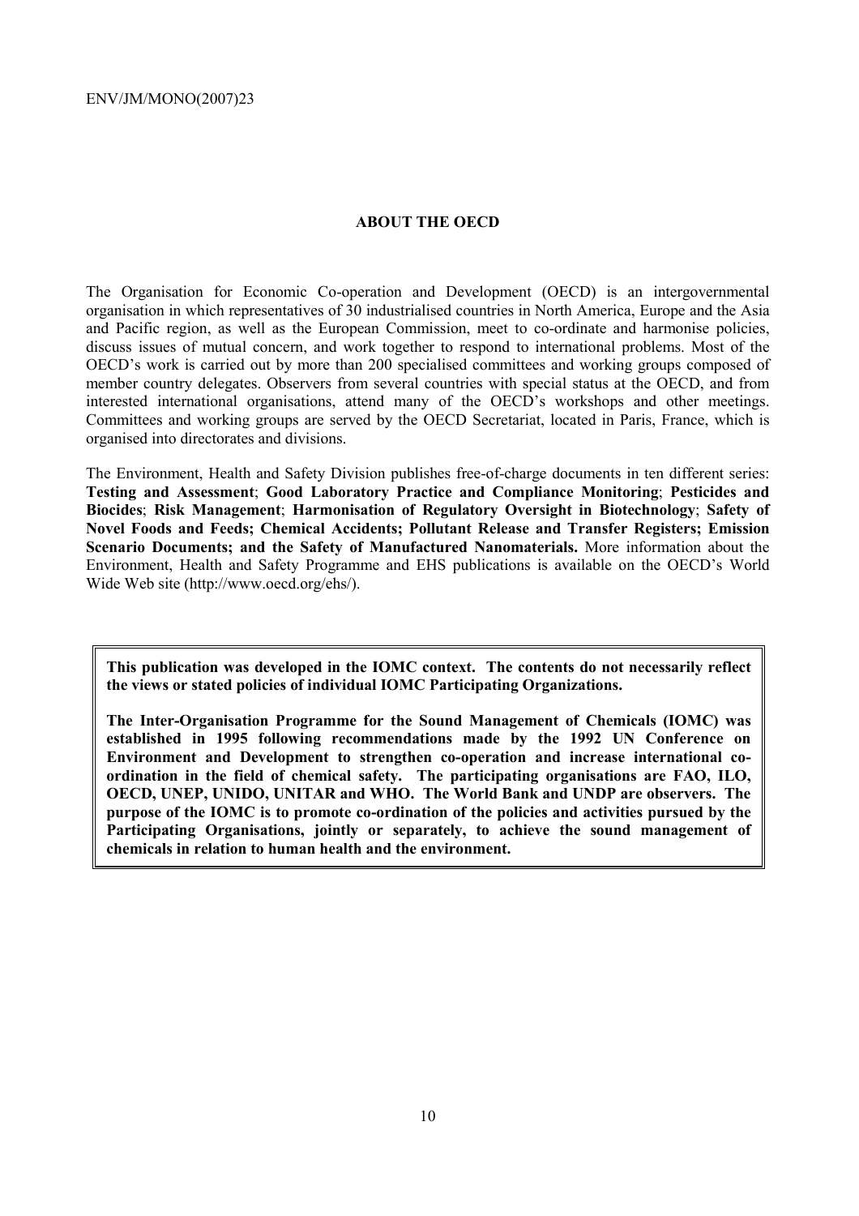## ABOUT THE OECD

The Organisation for Economic Co-operation and Development (OECD) is an intergovernmental organisation in which representatives of 30 industrialised countries in North America, Europe and the Asia and Pacific region, as well as the European Commission, meet to co-ordinate and harmonise policies, discuss issues of mutual concern, and work together to respond to international problems. Most of the OECD's work is carried out by more than 200 specialised committees and working groups composed of member country delegates. Observers from several countries with special status at the OECD, and from interested international organisations, attend many of the OECD's workshops and other meetings. Committees and working groups are served by the OECD Secretariat, located in Paris, France, which is organised into directorates and divisions.

The Environment, Health and Safety Division publishes free-of-charge documents in ten different series: **Testing and Assessment**; **Good Laboratory Practice and Compliance Monitoring**; **Pesticides and Biocides**; **Risk Management**; **Harmonisation of Regulatory Oversight in Biotechnology**; **Safety of Novel Foods and Feeds; Chemical Accidents; Pollutant Release and Transfer Registers; Emission Scenario Documents; and the Safety of Manufactured Nanomaterials.** More information about the Environment, Health and Safety Programme and EHS publications is available on the OECD's World Wide Web site (http://www.oecd.org/ehs/).

**This publication was developed in the IOMC context. The contents do not necessarily reflect the views or stated policies of individual IOMC Participating Organizations.**

**The Inter-Organisation Programme for the Sound Management of Chemicals (IOMC) was established in 1995 following recommendations made by the 1992 UN Conference on Environment and Development to strengthen co-operation and increase international co-ordination in the field of chemical safety. The participating organisations are FAO, ILO, OECD, UNEP, UNIDO, UNITAR and WHO. The World Bank and UNDP are observers. The purpose of the IOMC is to promote co-ordination of the policies and activities pursued by the Participating Organisations, jointly or separately, to achieve the sound management of chemicals in relation to human health and the environment.**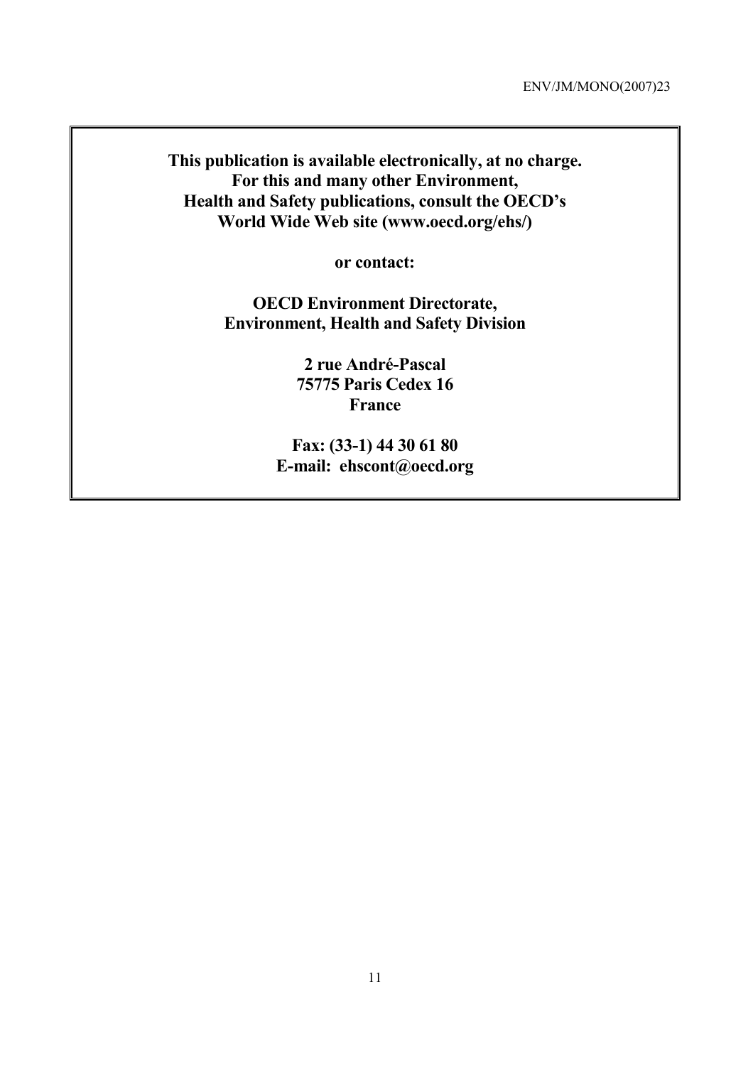**This publication is available electronically, at no charge.**
**For this and many other Environment,**
**Health and Safety publications, consult the OECD's**
**World Wide Web site (www.oecd.org/ehs/)**

**or contact:**

**OECD Environment Directorate,**
**Environment, Health and Safety Division**

**2 rue André-Pascal**
**75775 Paris Cedex 16**
**France**

**Fax: (33-1) 44 30 61 80**
**E-mail: ehscont@oecd.org**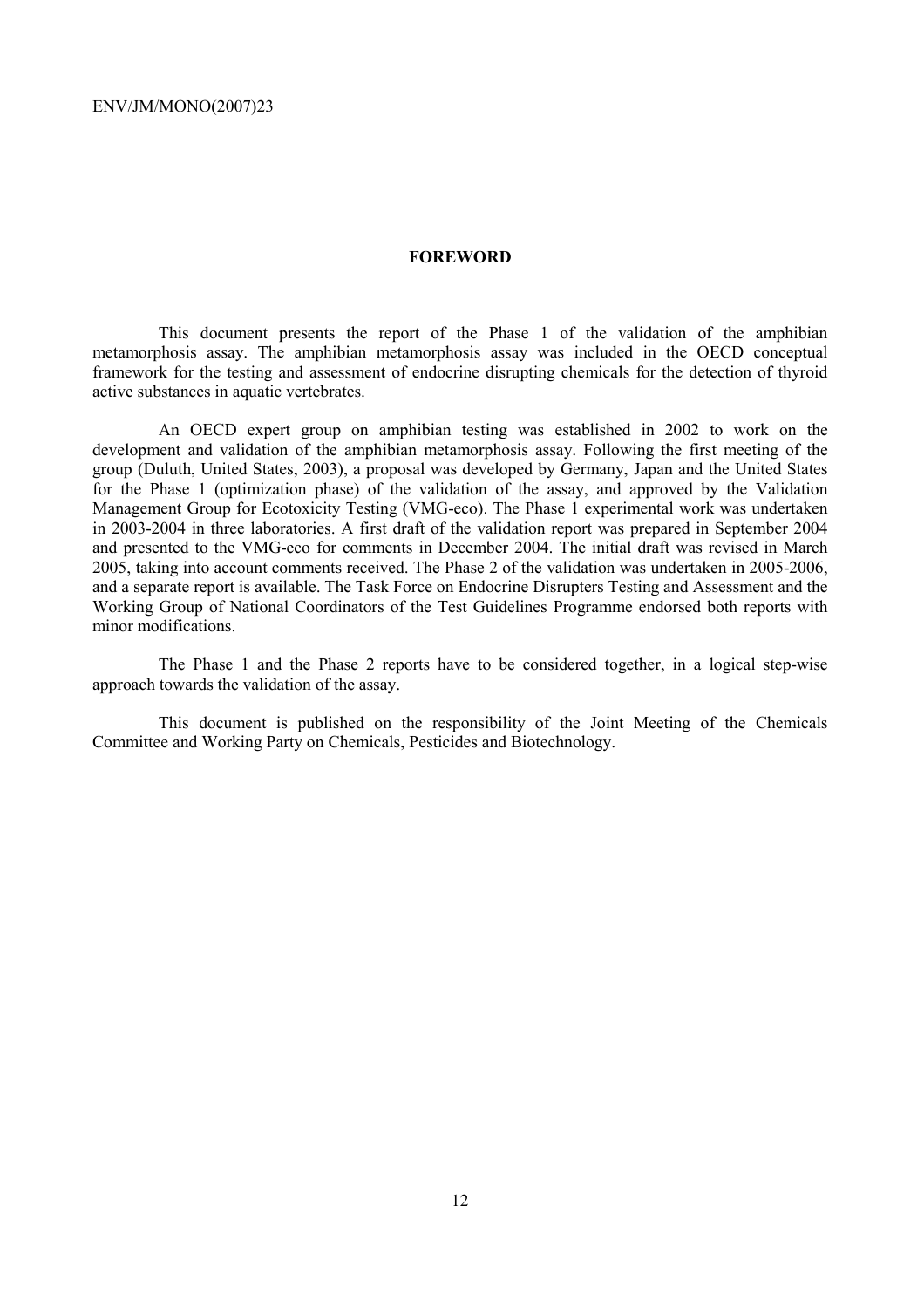## FOREWORD

This document presents the report of the Phase 1 of the validation of the amphibian metamorphosis assay. The amphibian metamorphosis assay was included in the OECD conceptual framework for the testing and assessment of endocrine disrupting chemicals for the detection of thyroid active substances in aquatic vertebrates.

An OECD expert group on amphibian testing was established in 2002 to work on the development and validation of the amphibian metamorphosis assay. Following the first meeting of the group (Duluth, United States, 2003), a proposal was developed by Germany, Japan and the United States for the Phase 1 (optimization phase) of the validation of the assay, and approved by the Validation Management Group for Ecotoxicity Testing (VMG-eco). The Phase 1 experimental work was undertaken in 2003-2004 in three laboratories. A first draft of the validation report was prepared in September 2004 and presented to the VMG-eco for comments in December 2004. The initial draft was revised in March 2005, taking into account comments received. The Phase 2 of the validation was undertaken in 2005-2006, and a separate report is available. The Task Force on Endocrine Disrupters Testing and Assessment and the Working Group of National Coordinators of the Test Guidelines Programme endorsed both reports with minor modifications.

The Phase 1 and the Phase 2 reports have to be considered together, in a logical step-wise approach towards the validation of the assay.

This document is published on the responsibility of the Joint Meeting of the Chemicals Committee and Working Party on Chemicals, Pesticides and Biotechnology.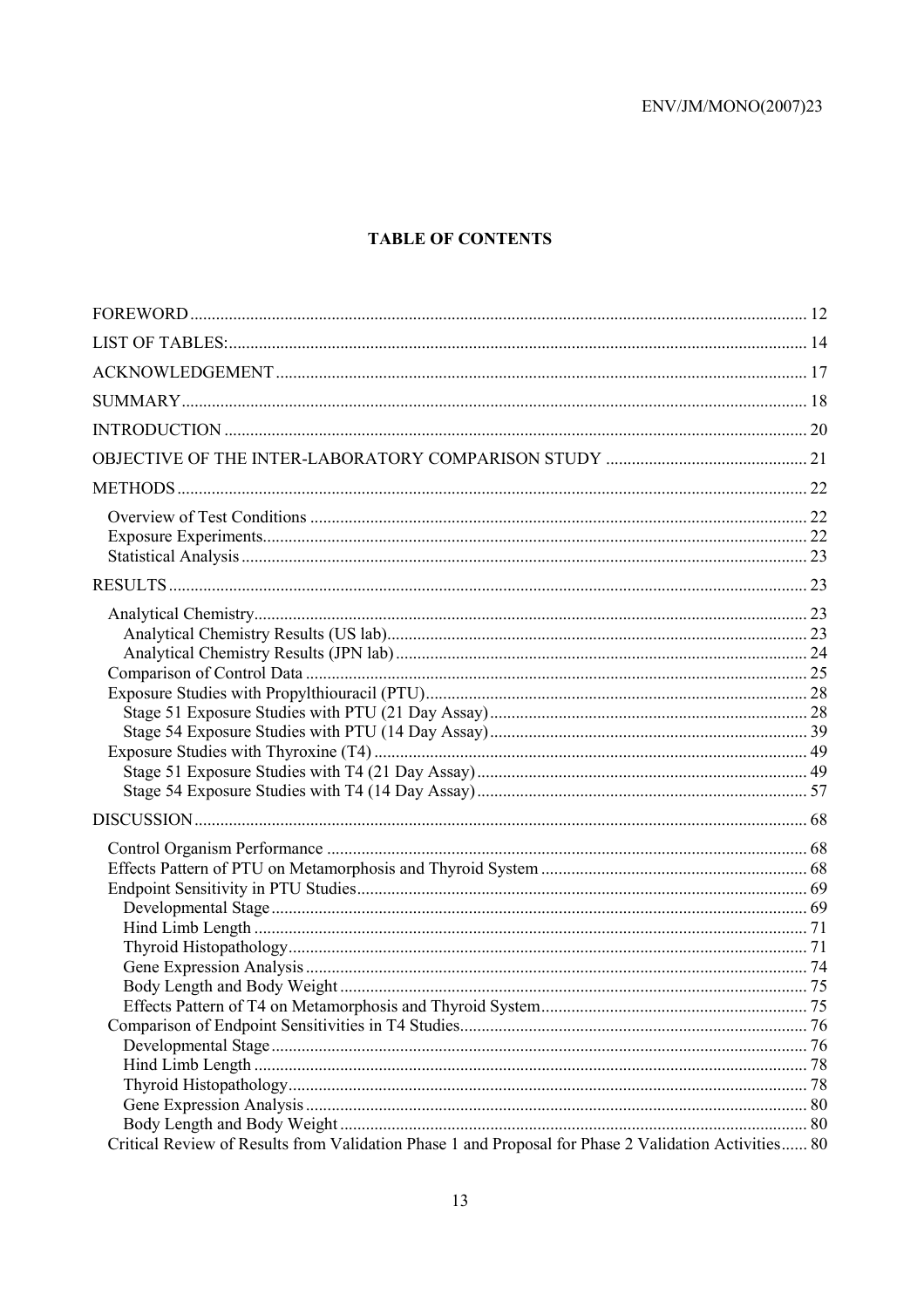**TABLE OF CONTENTS**

FOREWORD ........................................................................................................................................ 12

LIST OF TABLES: ............................................................................................................................ 14

ACKNOWLEDGEMENT .................................................................................................................. 17

SUMMARY ........................................................................................................................................ 18

INTRODUCTION .............................................................................................................................. 20

OBJECTIVE OF THE INTER-LABORATORY COMPARISON STUDY ...................................... 21

METHODS .......................................................................................................................................... 22

- Overview of Test Conditions ............................................................................................... 22
- Exposure Experiments ......................................................................................................... 22
- Statistical Analysis .............................................................................................................. 23

RESULTS ............................................................................................................................................ 23

- Analytical Chemistry ............................................................................................................ 23
  - Analytical Chemistry Results (US lab) ........................................................................... 23
  - Analytical Chemistry Results (JPN lab) ......................................................................... 24
- Comparison of Control Data ................................................................................................ 25
- Exposure Studies with Propylthiouracil (PTU) .................................................................. 28
  - Stage 51 Exposure Studies with PTU (21 Day Assay) .................................................. 28
  - Stage 54 Exposure Studies with PTU (14 Day Assay) .................................................. 39
- Exposure Studies with Thyroxine (T4) ................................................................................ 49
  - Stage 51 Exposure Studies with T4 (21 Day Assay) ..................................................... 49
  - Stage 54 Exposure Studies with T4 (14 Day Assay) ..................................................... 57

DISCUSSION ...................................................................................................................................... 68

- Control Organism Performance ........................................................................................... 68
- Effects Pattern of PTU on Metamorphosis and Thyroid System ........................................ 68
- Endpoint Sensitivity in PTU Studies .................................................................................... 69
  - Developmental Stage ...................................................................................................... 69
  - Hind Limb Length ........................................................................................................... 71
  - Thyroid Histopathology .................................................................................................. 71
  - Gene Expression Analysis .............................................................................................. 74
  - Body Length and Body Weight ...................................................................................... 75
  - Effects Pattern of T4 on Metamorphosis and Thyroid System ...................................... 75
- Comparison of Endpoint Sensitivities in T4 Studies ........................................................... 76
  - Developmental Stage ...................................................................................................... 76
  - Hind Limb Length ........................................................................................................... 78
  - Thyroid Histopathology .................................................................................................. 78
  - Gene Expression Analysis .............................................................................................. 80
  - Body Length and Body Weight ...................................................................................... 80
- Critical Review of Results from Validation Phase 1 and Proposal for Phase 2 Validation Activities ...... 80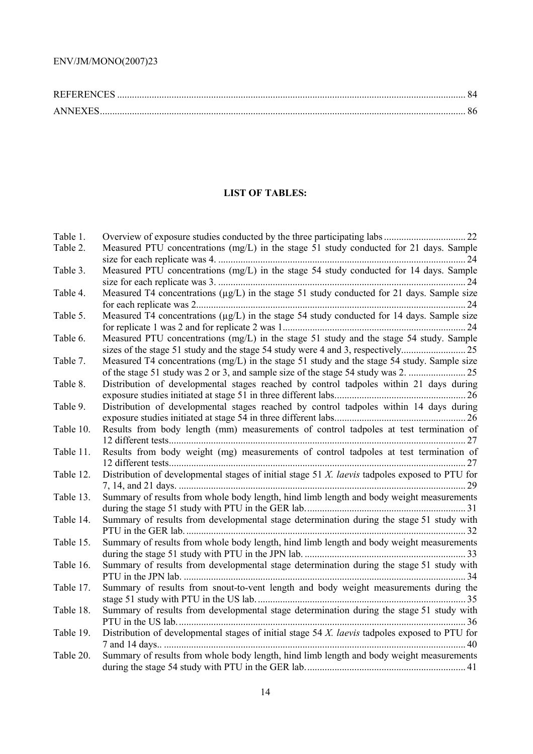| | |
|---|---|
| REFERENCES | 84 |
| ANNEXES | 86 |

**LIST OF TABLES:**

| | | |
|---|---|---|
| Table 1. | Overview of exposure studies conducted by the three participating labs | 22 |
| Table 2. | Measured PTU concentrations (mg/L) in the stage 51 study conducted for 21 days. Sample size for each replicate was 4. | 24 |
| Table 3. | Measured PTU concentrations (mg/L) in the stage 54 study conducted for 14 days. Sample size for each replicate was 3. | 24 |
| Table 4. | Measured T4 concentrations (µg/L) in the stage 51 study conducted for 21 days. Sample size for each replicate was 2. | 24 |
| Table 5. | Measured T4 concentrations (µg/L) in the stage 54 study conducted for 14 days. Sample size for replicate 1 was 2 and for replicate 2 was 1. | 24 |
| Table 6. | Measured PTU concentrations (mg/L) in the stage 51 study and the stage 54 study. Sample sizes of the stage 51 study and the stage 54 study were 4 and 3, respectively. | 25 |
| Table 7. | Measured T4 concentrations (mg/L) in the stage 51 study and the stage 54 study. Sample size of the stage 51 study was 2 or 3, and sample size of the stage 54 study was 2. | 25 |
| Table 8. | Distribution of developmental stages reached by control tadpoles within 21 days during exposure studies initiated at stage 51 in three different labs. | 26 |
| Table 9. | Distribution of developmental stages reached by control tadpoles within 14 days during exposure studies initiated at stage 54 in three different labs. | 26 |
| Table 10. | Results from body length (mm) measurements of control tadpoles at test termination of 12 different tests. | 27 |
| Table 11. | Results from body weight (mg) measurements of control tadpoles at test termination of 12 different tests. | 27 |
| Table 12. | Distribution of developmental stages of initial stage 51 *X. laevis* tadpoles exposed to PTU for 7, 14, and 21 days. | 29 |
| Table 13. | Summary of results from whole body length, hind limb length and body weight measurements during the stage 51 study with PTU in the GER lab. | 31 |
| Table 14. | Summary of results from developmental stage determination during the stage 51 study with PTU in the GER lab. | 32 |
| Table 15. | Summary of results from whole body length, hind limb length and body weight measurements during the stage 51 study with PTU in the JPN lab. | 33 |
| Table 16. | Summary of results from developmental stage determination during the stage 51 study with PTU in the JPN lab. | 34 |
| Table 17. | Summary of results from snout-to-vent length and body weight measurements during the stage 51 study with PTU in the US lab. | 35 |
| Table 18. | Summary of results from developmental stage determination during the stage 51 study with PTU in the US lab. | 36 |
| Table 19. | Distribution of developmental stages of initial stage 54 *X. laevis* tadpoles exposed to PTU for 7 and 14 days.. | 40 |
| Table 20. | Summary of results from whole body length, hind limb length and body weight measurements during the stage 54 study with PTU in the GER lab. | 41 |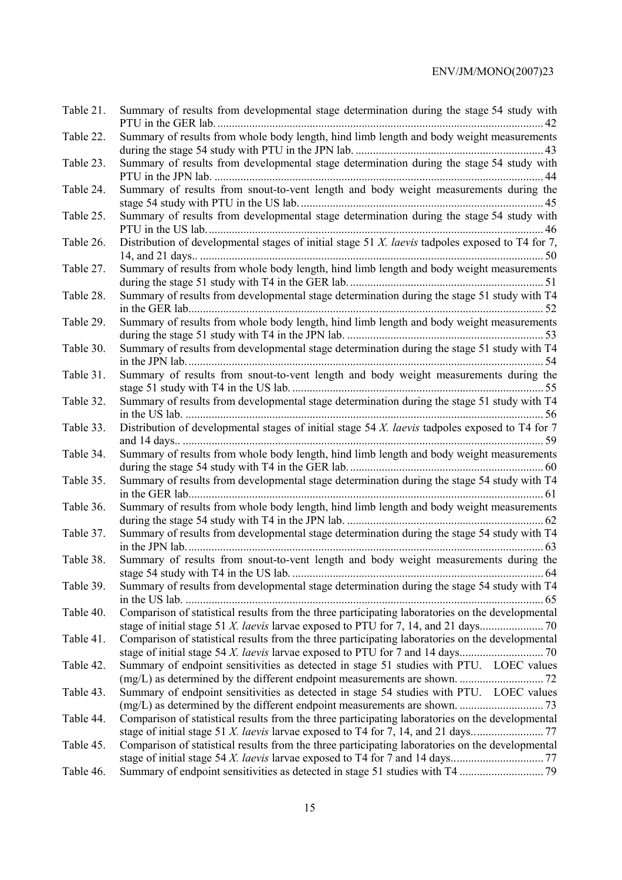Table 21. Summary of results from developmental stage determination during the stage 54 study with PTU in the GER lab. .......... 42

Table 22. Summary of results from whole body length, hind limb length and body weight measurements during the stage 54 study with PTU in the JPN lab. .......... 43

Table 23. Summary of results from developmental stage determination during the stage 54 study with PTU in the JPN lab. .......... 44

Table 24. Summary of results from snout-to-vent length and body weight measurements during the stage 54 study with PTU in the US lab. .......... 45

Table 25. Summary of results from developmental stage determination during the stage 54 study with PTU in the US lab. .......... 46

Table 26. Distribution of developmental stages of initial stage 51 *X. laevis* tadpoles exposed to T4 for 7, 14, and 21 days.. .......... 50

Table 27. Summary of results from whole body length, hind limb length and body weight measurements during the stage 51 study with T4 in the GER lab. .......... 51

Table 28. Summary of results from developmental stage determination during the stage 51 study with T4 in the GER lab. .......... 52

Table 29. Summary of results from whole body length, hind limb length and body weight measurements during the stage 51 study with T4 in the JPN lab. .......... 53

Table 30. Summary of results from developmental stage determination during the stage 51 study with T4 in the JPN lab. .......... 54

Table 31. Summary of results from snout-to-vent length and body weight measurements during the stage 51 study with T4 in the US lab. .......... 55

Table 32. Summary of results from developmental stage determination during the stage 51 study with T4 in the US lab. .......... 56

Table 33. Distribution of developmental stages of initial stage 54 *X. laevis* tadpoles exposed to T4 for 7 and 14 days.. .......... 59

Table 34. Summary of results from whole body length, hind limb length and body weight measurements during the stage 54 study with T4 in the GER lab. .......... 60

Table 35. Summary of results from developmental stage determination during the stage 54 study with T4 in the GER lab. .......... 61

Table 36. Summary of results from whole body length, hind limb length and body weight measurements during the stage 54 study with T4 in the JPN lab. .......... 62

Table 37. Summary of results from developmental stage determination during the stage 54 study with T4 in the JPN lab. .......... 63

Table 38. Summary of results from snout-to-vent length and body weight measurements during the stage 54 study with T4 in the US lab. .......... 64

Table 39. Summary of results from developmental stage determination during the stage 54 study with T4 in the US lab. .......... 65

Table 40. Comparison of statistical results from the three participating laboratories on the developmental stage of initial stage 51 *X. laevis* larvae exposed to PTU for 7, 14, and 21 days. .......... 70

Table 41. Comparison of statistical results from the three participating laboratories on the developmental stage of initial stage 54 *X. laevis* larvae exposed to PTU for 7 and 14 days. .......... 70

Table 42. Summary of endpoint sensitivities as detected in stage 51 studies with PTU. LOEC values (mg/L) as determined by the different endpoint measurements are shown. .......... 72

Table 43. Summary of endpoint sensitivities as detected in stage 54 studies with PTU. LOEC values (mg/L) as determined by the different endpoint measurements are shown. .......... 73

Table 44. Comparison of statistical results from the three participating laboratories on the developmental stage of initial stage 51 *X. laevis* larvae exposed to T4 for 7, 14, and 21 days. .......... 77

Table 45. Comparison of statistical results from the three participating laboratories on the developmental stage of initial stage 54 *X. laevis* larvae exposed to T4 for 7 and 14 days. .......... 77

Table 46. Summary of endpoint sensitivities as detected in stage 51 studies with T4 .......... 79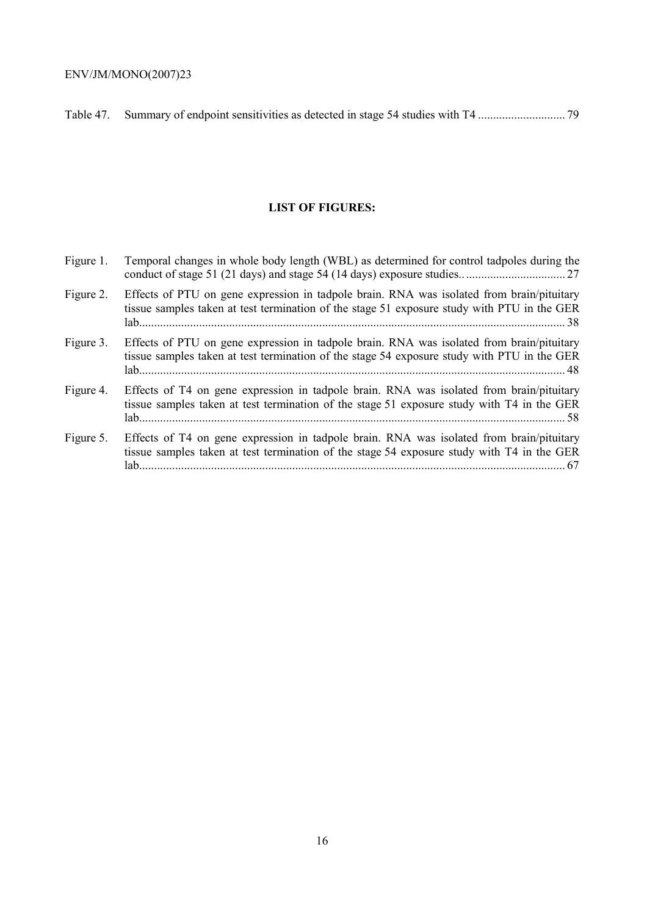Table 47. Summary of endpoint sensitivities as detected in stage 54 studies with T4 ............................ 79

**LIST OF FIGURES:**

Figure 1. Temporal changes in whole body length (WBL) as determined for control tadpoles during the conduct of stage 51 (21 days) and stage 54 (14 days) exposure studies.. ................................ 27

Figure 2. Effects of PTU on gene expression in tadpole brain. RNA was isolated from brain/pituitary tissue samples taken at test termination of the stage 51 exposure study with PTU in the GER lab............................................................................................................................................ 38

Figure 3. Effects of PTU on gene expression in tadpole brain. RNA was isolated from brain/pituitary tissue samples taken at test termination of the stage 54 exposure study with PTU in the GER lab............................................................................................................................................ 48

Figure 4. Effects of T4 on gene expression in tadpole brain. RNA was isolated from brain/pituitary tissue samples taken at test termination of the stage 51 exposure study with T4 in the GER lab............................................................................................................................................ 58

Figure 5. Effects of T4 on gene expression in tadpole brain. RNA was isolated from brain/pituitary tissue samples taken at test termination of the stage 54 exposure study with T4 in the GER lab............................................................................................................................................ 67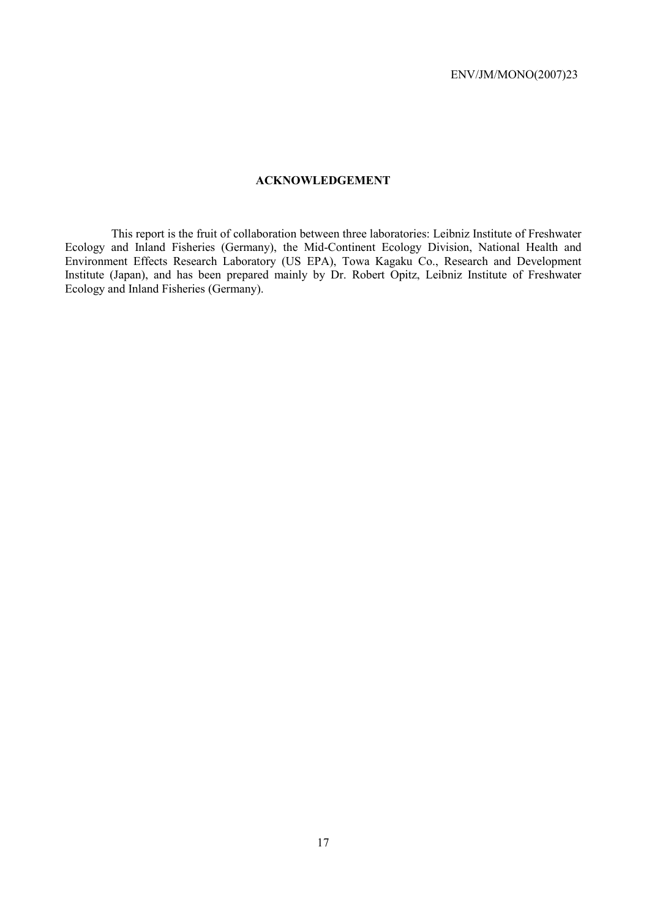## ACKNOWLEDGEMENT

This report is the fruit of collaboration between three laboratories: Leibniz Institute of Freshwater Ecology and Inland Fisheries (Germany), the Mid-Continent Ecology Division, National Health and Environment Effects Research Laboratory (US EPA), Towa Kagaku Co., Research and Development Institute (Japan), and has been prepared mainly by Dr. Robert Opitz, Leibniz Institute of Freshwater Ecology and Inland Fisheries (Germany).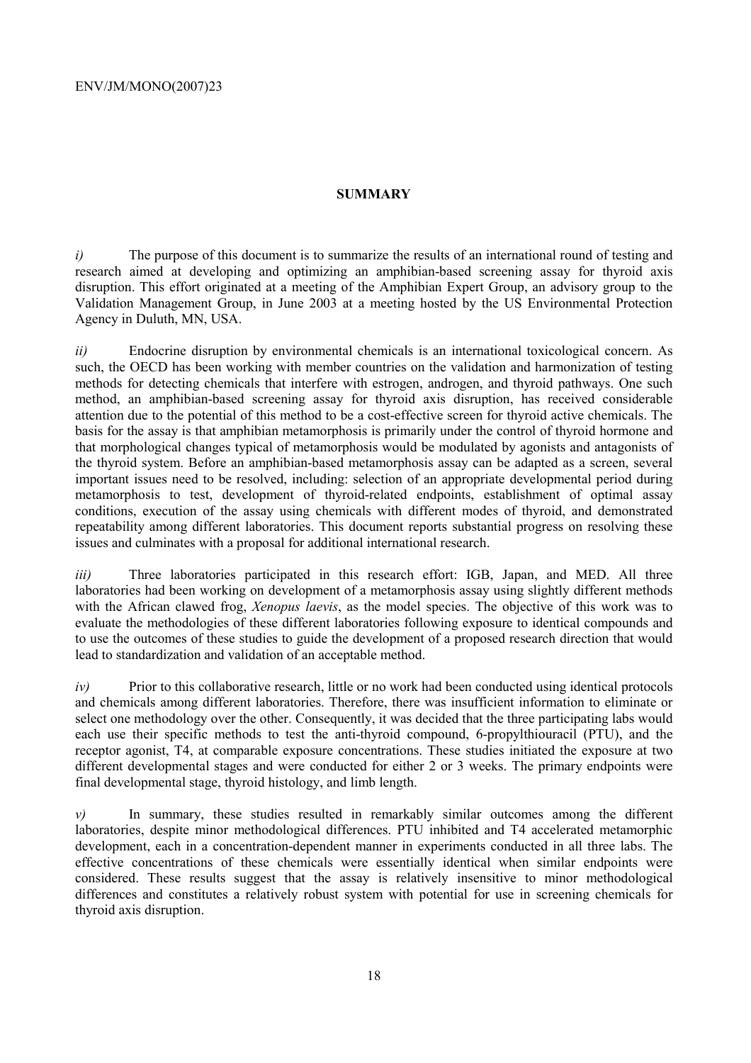## SUMMARY

*i)* The purpose of this document is to summarize the results of an international round of testing and research aimed at developing and optimizing an amphibian-based screening assay for thyroid axis disruption. This effort originated at a meeting of the Amphibian Expert Group, an advisory group to the Validation Management Group, in June 2003 at a meeting hosted by the US Environmental Protection Agency in Duluth, MN, USA.

*ii)* Endocrine disruption by environmental chemicals is an international toxicological concern. As such, the OECD has been working with member countries on the validation and harmonization of testing methods for detecting chemicals that interfere with estrogen, androgen, and thyroid pathways. One such method, an amphibian-based screening assay for thyroid axis disruption, has received considerable attention due to the potential of this method to be a cost-effective screen for thyroid active chemicals. The basis for the assay is that amphibian metamorphosis is primarily under the control of thyroid hormone and that morphological changes typical of metamorphosis would be modulated by agonists and antagonists of the thyroid system. Before an amphibian-based metamorphosis assay can be adapted as a screen, several important issues need to be resolved, including: selection of an appropriate developmental period during metamorphosis to test, development of thyroid-related endpoints, establishment of optimal assay conditions, execution of the assay using chemicals with different modes of thyroid, and demonstrated repeatability among different laboratories. This document reports substantial progress on resolving these issues and culminates with a proposal for additional international research.

*iii)* Three laboratories participated in this research effort: IGB, Japan, and MED. All three laboratories had been working on development of a metamorphosis assay using slightly different methods with the African clawed frog, *Xenopus laevis*, as the model species. The objective of this work was to evaluate the methodologies of these different laboratories following exposure to identical compounds and to use the outcomes of these studies to guide the development of a proposed research direction that would lead to standardization and validation of an acceptable method.

*iv)* Prior to this collaborative research, little or no work had been conducted using identical protocols and chemicals among different laboratories. Therefore, there was insufficient information to eliminate or select one methodology over the other. Consequently, it was decided that the three participating labs would each use their specific methods to test the anti-thyroid compound, 6-propylthiouracil (PTU), and the receptor agonist, T4, at comparable exposure concentrations. These studies initiated the exposure at two different developmental stages and were conducted for either 2 or 3 weeks. The primary endpoints were final developmental stage, thyroid histology, and limb length.

*v)* In summary, these studies resulted in remarkably similar outcomes among the different laboratories, despite minor methodological differences. PTU inhibited and T4 accelerated metamorphic development, each in a concentration-dependent manner in experiments conducted in all three labs. The effective concentrations of these chemicals were essentially identical when similar endpoints were considered. These results suggest that the assay is relatively insensitive to minor methodological differences and constitutes a relatively robust system with potential for use in screening chemicals for thyroid axis disruption.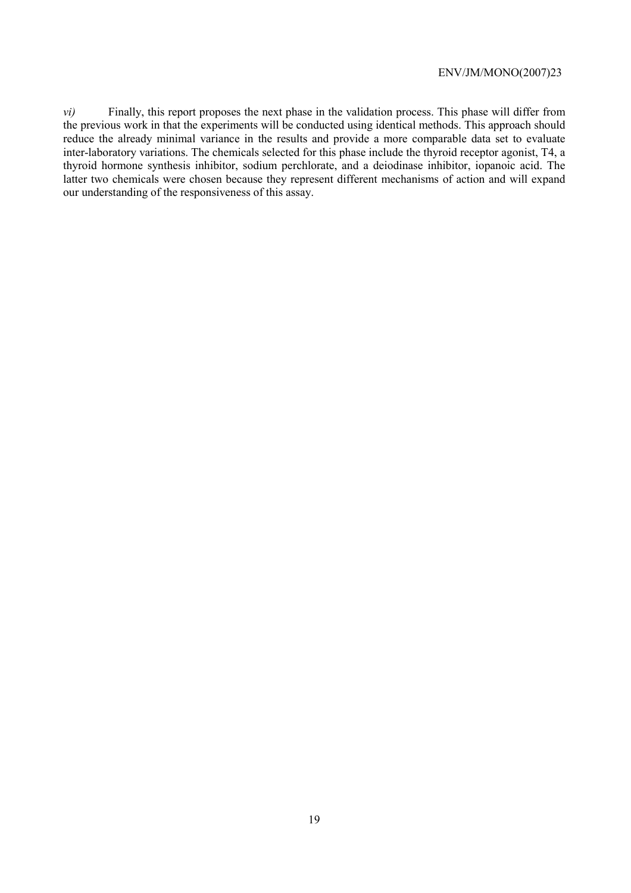*vi)* Finally, this report proposes the next phase in the validation process. This phase will differ from the previous work in that the experiments will be conducted using identical methods. This approach should reduce the already minimal variance in the results and provide a more comparable data set to evaluate inter-laboratory variations. The chemicals selected for this phase include the thyroid receptor agonist, T4, a thyroid hormone synthesis inhibitor, sodium perchlorate, and a deiodinase inhibitor, iopanoic acid. The latter two chemicals were chosen because they represent different mechanisms of action and will expand our understanding of the responsiveness of this assay.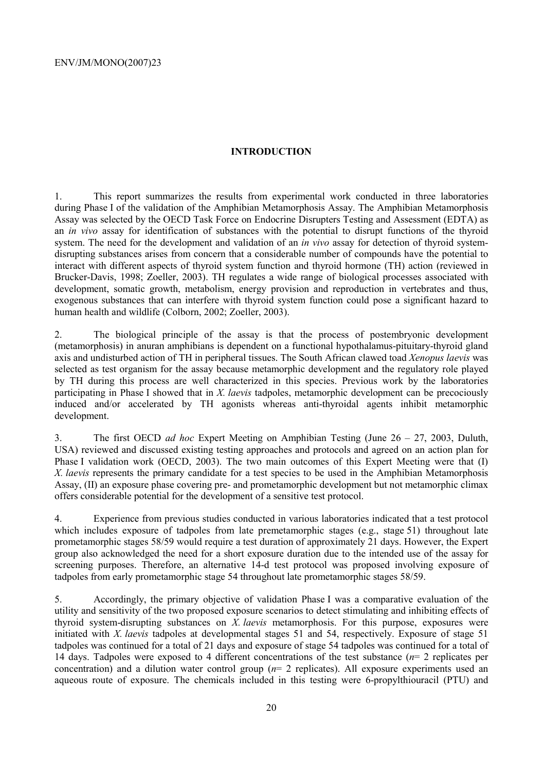# INTRODUCTION

1. This report summarizes the results from experimental work conducted in three laboratories during Phase I of the validation of the Amphibian Metamorphosis Assay. The Amphibian Metamorphosis Assay was selected by the OECD Task Force on Endocrine Disrupters Testing and Assessment (EDTA) as an *in vivo* assay for identification of substances with the potential to disrupt functions of the thyroid system. The need for the development and validation of an *in vivo* assay for detection of thyroid system-disrupting substances arises from concern that a considerable number of compounds have the potential to interact with different aspects of thyroid system function and thyroid hormone (TH) action (reviewed in Brucker-Davis, 1998; Zoeller, 2003). TH regulates a wide range of biological processes associated with development, somatic growth, metabolism, energy provision and reproduction in vertebrates and thus, exogenous substances that can interfere with thyroid system function could pose a significant hazard to human health and wildlife (Colborn, 2002; Zoeller, 2003).

2. The biological principle of the assay is that the process of postembryonic development (metamorphosis) in anuran amphibians is dependent on a functional hypothalamus-pituitary-thyroid gland axis and undisturbed action of TH in peripheral tissues. The South African clawed toad *Xenopus laevis* was selected as test organism for the assay because metamorphic development and the regulatory role played by TH during this process are well characterized in this species. Previous work by the laboratories participating in Phase I showed that in *X. laevis* tadpoles, metamorphic development can be precociously induced and/or accelerated by TH agonists whereas anti-thyroidal agents inhibit metamorphic development.

3. The first OECD *ad hoc* Expert Meeting on Amphibian Testing (June 26 – 27, 2003, Duluth, USA) reviewed and discussed existing testing approaches and protocols and agreed on an action plan for Phase I validation work (OECD, 2003). The two main outcomes of this Expert Meeting were that (I) *X. laevis* represents the primary candidate for a test species to be used in the Amphibian Metamorphosis Assay, (II) an exposure phase covering pre- and prometamorphic development but not metamorphic climax offers considerable potential for the development of a sensitive test protocol.

4. Experience from previous studies conducted in various laboratories indicated that a test protocol which includes exposure of tadpoles from late premetamorphic stages (e.g., stage 51) throughout late prometamorphic stages 58/59 would require a test duration of approximately 21 days. However, the Expert group also acknowledged the need for a short exposure duration due to the intended use of the assay for screening purposes. Therefore, an alternative 14-d test protocol was proposed involving exposure of tadpoles from early prometamorphic stage 54 throughout late prometamorphic stages 58/59.

5. Accordingly, the primary objective of validation Phase I was a comparative evaluation of the utility and sensitivity of the two proposed exposure scenarios to detect stimulating and inhibiting effects of thyroid system-disrupting substances on *X. laevis* metamorphosis. For this purpose, exposures were initiated with *X. laevis* tadpoles at developmental stages 51 and 54, respectively. Exposure of stage 51 tadpoles was continued for a total of 21 days and exposure of stage 54 tadpoles was continued for a total of 14 days. Tadpoles were exposed to 4 different concentrations of the test substance ($n = 2$ replicates per concentration) and a dilution water control group ($n = 2$ replicates). All exposure experiments used an aqueous route of exposure. The chemicals included in this testing were 6-propylthiouracil (PTU) and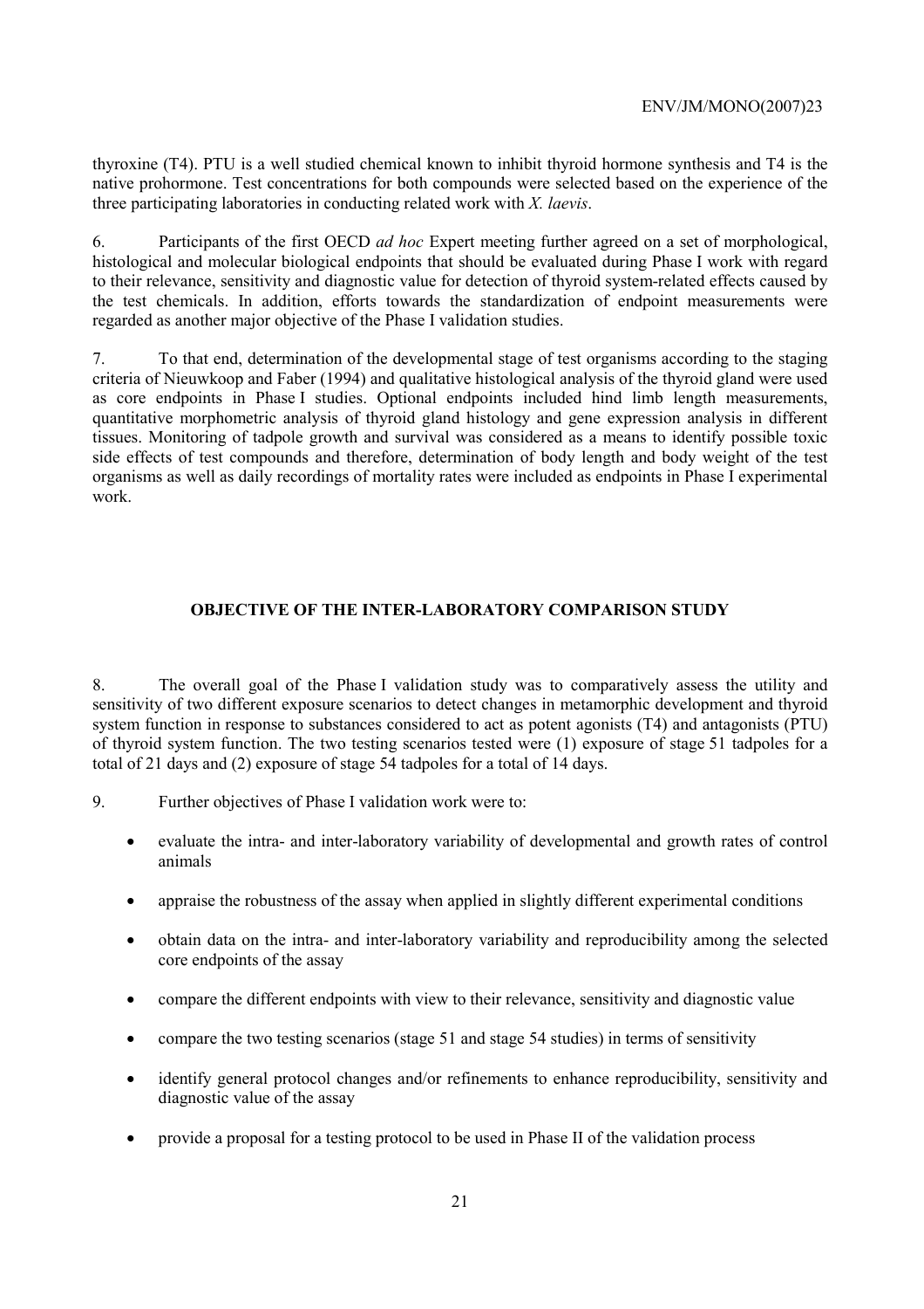thyroxine (T4). PTU is a well studied chemical known to inhibit thyroid hormone synthesis and T4 is the native prohormone. Test concentrations for both compounds were selected based on the experience of the three participating laboratories in conducting related work with *X. laevis*.

6. Participants of the first OECD *ad hoc* Expert meeting further agreed on a set of morphological, histological and molecular biological endpoints that should be evaluated during Phase I work with regard to their relevance, sensitivity and diagnostic value for detection of thyroid system-related effects caused by the test chemicals. In addition, efforts towards the standardization of endpoint measurements were regarded as another major objective of the Phase I validation studies.

7. To that end, determination of the developmental stage of test organisms according to the staging criteria of Nieuwkoop and Faber (1994) and qualitative histological analysis of the thyroid gland were used as core endpoints in Phase I studies. Optional endpoints included hind limb length measurements, quantitative morphometric analysis of thyroid gland histology and gene expression analysis in different tissues. Monitoring of tadpole growth and survival was considered as a means to identify possible toxic side effects of test compounds and therefore, determination of body length and body weight of the test organisms as well as daily recordings of mortality rates were included as endpoints in Phase I experimental work.

## OBJECTIVE OF THE INTER-LABORATORY COMPARISON STUDY

8. The overall goal of the Phase I validation study was to comparatively assess the utility and sensitivity of two different exposure scenarios to detect changes in metamorphic development and thyroid system function in response to substances considered to act as potent agonists (T4) and antagonists (PTU) of thyroid system function. The two testing scenarios tested were (1) exposure of stage 51 tadpoles for a total of 21 days and (2) exposure of stage 54 tadpoles for a total of 14 days.

9. Further objectives of Phase I validation work were to:

- evaluate the intra- and inter-laboratory variability of developmental and growth rates of control animals
- appraise the robustness of the assay when applied in slightly different experimental conditions
- obtain data on the intra- and inter-laboratory variability and reproducibility among the selected core endpoints of the assay
- compare the different endpoints with view to their relevance, sensitivity and diagnostic value
- compare the two testing scenarios (stage 51 and stage 54 studies) in terms of sensitivity
- identify general protocol changes and/or refinements to enhance reproducibility, sensitivity and diagnostic value of the assay
- provide a proposal for a testing protocol to be used in Phase II of the validation process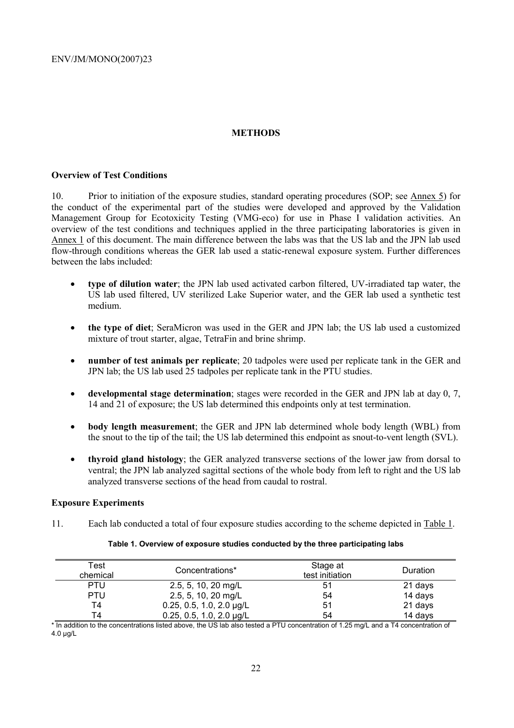## METHODS

### Overview of Test Conditions

10. Prior to initiation of the exposure studies, standard operating procedures (SOP; see Annex 5) for the conduct of the experimental part of the studies were developed and approved by the Validation Management Group for Ecotoxicity Testing (VMG-eco) for use in Phase I validation activities. An overview of the test conditions and techniques applied in the three participating laboratories is given in Annex 1 of this document. The main difference between the labs was that the US lab and the JPN lab used flow-through conditions whereas the GER lab used a static-renewal exposure system. Further differences between the labs included:

- **type of dilution water**; the JPN lab used activated carbon filtered, UV-irradiated tap water, the US lab used filtered, UV sterilized Lake Superior water, and the GER lab used a synthetic test medium.
- **the type of diet**; SeraMicron was used in the GER and JPN lab; the US lab used a customized mixture of trout starter, algae, TetraFin and brine shrimp.
- **number of test animals per replicate**; 20 tadpoles were used per replicate tank in the GER and JPN lab; the US lab used 25 tadpoles per replicate tank in the PTU studies.
- **developmental stage determination**; stages were recorded in the GER and JPN lab at day 0, 7, 14 and 21 of exposure; the US lab determined this endpoints only at test termination.
- **body length measurement**; the GER and JPN lab determined whole body length (WBL) from the snout to the tip of the tail; the US lab determined this endpoint as snout-to-vent length (SVL).
- **thyroid gland histology**; the GER analyzed transverse sections of the lower jaw from dorsal to ventral; the JPN lab analyzed sagittal sections of the whole body from left to right and the US lab analyzed transverse sections of the head from caudal to rostral.

### Exposure Experiments

11. Each lab conducted a total of four exposure studies according to the scheme depicted in Table 1.

**Table 1. Overview of exposure studies conducted by the three participating labs**

| Test chemical | Concentrations* | Stage at test initiation | Duration |
|---|---|---|---|
| PTU | 2.5, 5, 10, 20 mg/L | 51 | 21 days |
| PTU | 2.5, 5, 10, 20 mg/L | 54 | 14 days |
| T4 | 0.25, 0.5, 1.0, 2.0 µg/L | 51 | 21 days |
| T4 | 0.25, 0.5, 1.0, 2.0 µg/L | 54 | 14 days |

* In addition to the concentrations listed above, the US lab also tested a PTU concentration of 1.25 mg/L and a T4 concentration of 4.0 µg/L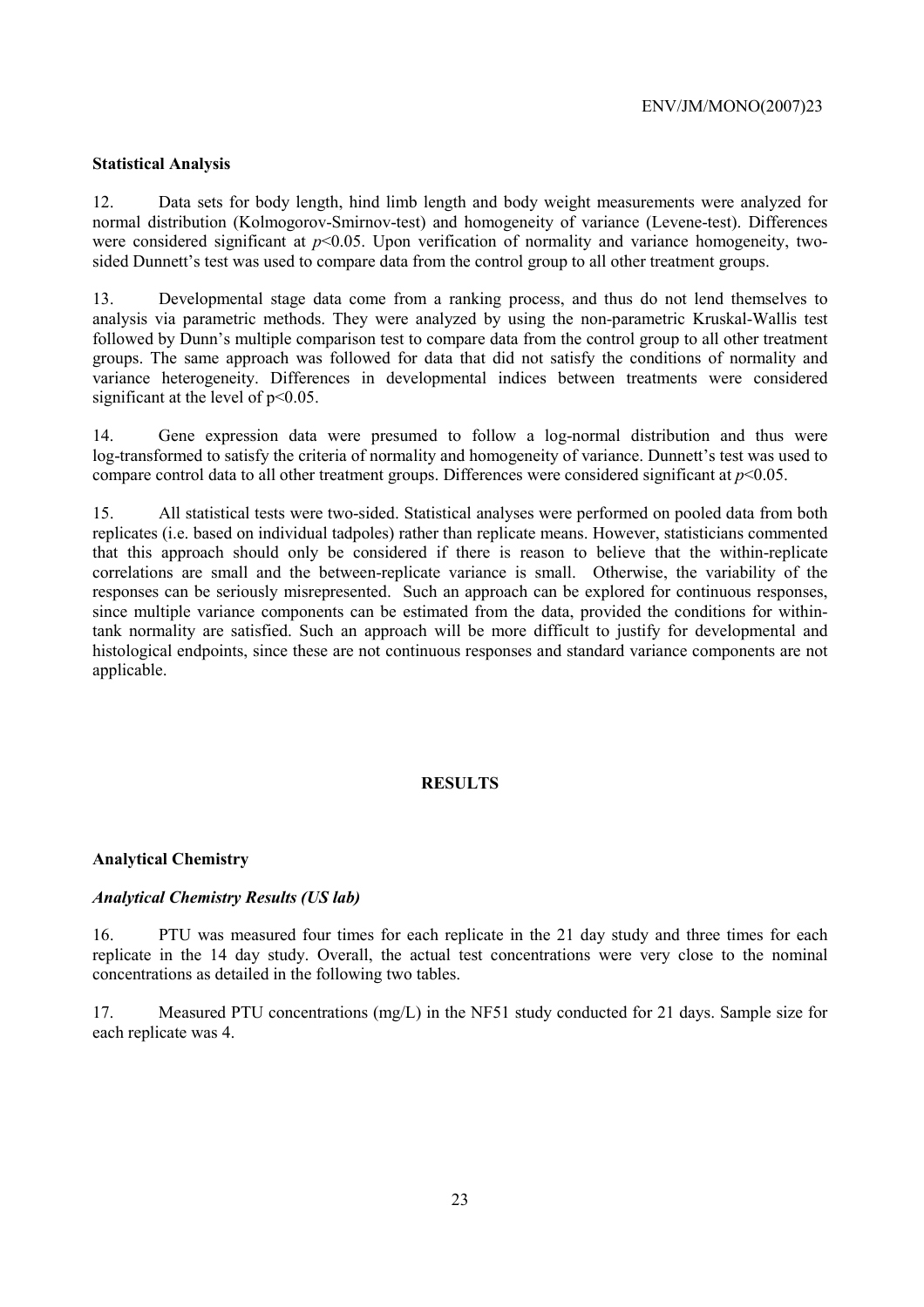**Statistical Analysis**

12. Data sets for body length, hind limb length and body weight measurements were analyzed for normal distribution (Kolmogorov-Smirnov-test) and homogeneity of variance (Levene-test). Differences were considered significant at $p<0.05$. Upon verification of normality and variance homogeneity, two-sided Dunnett's test was used to compare data from the control group to all other treatment groups.

13. Developmental stage data come from a ranking process, and thus do not lend themselves to analysis via parametric methods. They were analyzed by using the non-parametric Kruskal-Wallis test followed by Dunn's multiple comparison test to compare data from the control group to all other treatment groups. The same approach was followed for data that did not satisfy the conditions of normality and variance heterogeneity. Differences in developmental indices between treatments were considered significant at the level of $p<0.05$.

14. Gene expression data were presumed to follow a log-normal distribution and thus were log-transformed to satisfy the criteria of normality and homogeneity of variance. Dunnett's test was used to compare control data to all other treatment groups. Differences were considered significant at $p<0.05$.

15. All statistical tests were two-sided. Statistical analyses were performed on pooled data from both replicates (i.e. based on individual tadpoles) rather than replicate means. However, statisticians commented that this approach should only be considered if there is reason to believe that the within-replicate correlations are small and the between-replicate variance is small. Otherwise, the variability of the responses can be seriously misrepresented. Such an approach can be explored for continuous responses, since multiple variance components can be estimated from the data, provided the conditions for within-tank normality are satisfied. Such an approach will be more difficult to justify for developmental and histological endpoints, since these are not continuous responses and standard variance components are not applicable.

## RESULTS

**Analytical Chemistry**

***Analytical Chemistry Results (US lab)***

16. PTU was measured four times for each replicate in the 21 day study and three times for each replicate in the 14 day study. Overall, the actual test concentrations were very close to the nominal concentrations as detailed in the following two tables.

17. Measured PTU concentrations (mg/L) in the NF51 study conducted for 21 days. Sample size for each replicate was 4.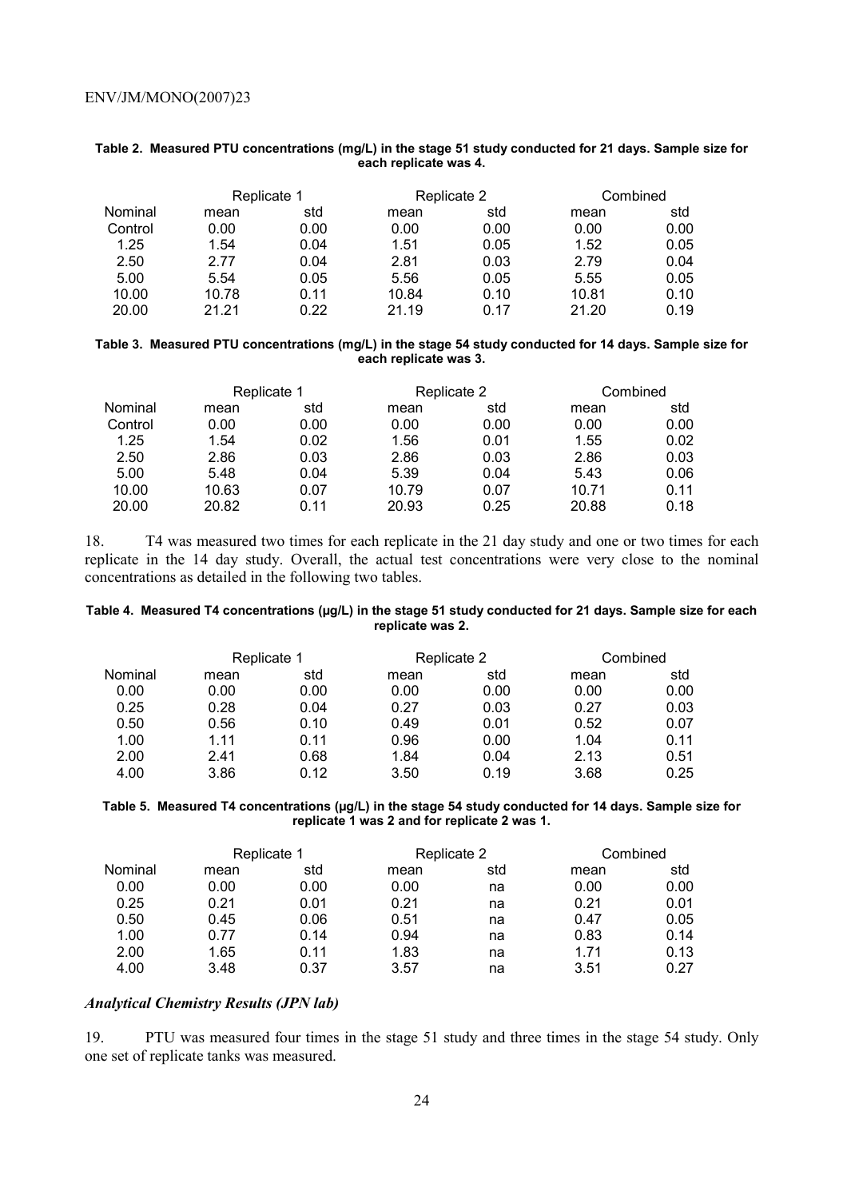**Table 2. Measured PTU concentrations (mg/L) in the stage 51 study conducted for 21 days. Sample size for each replicate was 4.**

| | Replicate 1 | | Replicate 2 | | Combined | |
|---|---|---|---|---|---|---|
| Nominal | mean | std | mean | std | mean | std |
| Control | 0.00 | 0.00 | 0.00 | 0.00 | 0.00 | 0.00 |
| 1.25 | 1.54 | 0.04 | 1.51 | 0.05 | 1.52 | 0.05 |
| 2.50 | 2.77 | 0.04 | 2.81 | 0.03 | 2.79 | 0.04 |
| 5.00 | 5.54 | 0.05 | 5.56 | 0.05 | 5.55 | 0.05 |
| 10.00 | 10.78 | 0.11 | 10.84 | 0.10 | 10.81 | 0.10 |
| 20.00 | 21.21 | 0.22 | 21.19 | 0.17 | 21.20 | 0.19 |

**Table 3. Measured PTU concentrations (mg/L) in the stage 54 study conducted for 14 days. Sample size for each replicate was 3.**

| | Replicate 1 | | Replicate 2 | | Combined | |
|---|---|---|---|---|---|---|
| Nominal | mean | std | mean | std | mean | std |
| Control | 0.00 | 0.00 | 0.00 | 0.00 | 0.00 | 0.00 |
| 1.25 | 1.54 | 0.02 | 1.56 | 0.01 | 1.55 | 0.02 |
| 2.50 | 2.86 | 0.03 | 2.86 | 0.03 | 2.86 | 0.03 |
| 5.00 | 5.48 | 0.04 | 5.39 | 0.04 | 5.43 | 0.06 |
| 10.00 | 10.63 | 0.07 | 10.79 | 0.07 | 10.71 | 0.11 |
| 20.00 | 20.82 | 0.11 | 20.93 | 0.25 | 20.88 | 0.18 |

18. T4 was measured two times for each replicate in the 21 day study and one or two times for each replicate in the 14 day study. Overall, the actual test concentrations were very close to the nominal concentrations as detailed in the following two tables.

**Table 4. Measured T4 concentrations (µg/L) in the stage 51 study conducted for 21 days. Sample size for each replicate was 2.**

| | Replicate 1 | | Replicate 2 | | Combined | |
|---|---|---|---|---|---|---|
| Nominal | mean | std | mean | std | mean | std |
| 0.00 | 0.00 | 0.00 | 0.00 | 0.00 | 0.00 | 0.00 |
| 0.25 | 0.28 | 0.04 | 0.27 | 0.03 | 0.27 | 0.03 |
| 0.50 | 0.56 | 0.10 | 0.49 | 0.01 | 0.52 | 0.07 |
| 1.00 | 1.11 | 0.11 | 0.96 | 0.00 | 1.04 | 0.11 |
| 2.00 | 2.41 | 0.68 | 1.84 | 0.04 | 2.13 | 0.51 |
| 4.00 | 3.86 | 0.12 | 3.50 | 0.19 | 3.68 | 0.25 |

**Table 5. Measured T4 concentrations (µg/L) in the stage 54 study conducted for 14 days. Sample size for replicate 1 was 2 and for replicate 2 was 1.**

| | Replicate 1 | | Replicate 2 | | Combined | |
|---|---|---|---|---|---|---|
| Nominal | mean | std | mean | std | mean | std |
| 0.00 | 0.00 | 0.00 | 0.00 | na | 0.00 | 0.00 |
| 0.25 | 0.21 | 0.01 | 0.21 | na | 0.21 | 0.01 |
| 0.50 | 0.45 | 0.06 | 0.51 | na | 0.47 | 0.05 |
| 1.00 | 0.77 | 0.14 | 0.94 | na | 0.83 | 0.14 |
| 2.00 | 1.65 | 0.11 | 1.83 | na | 1.71 | 0.13 |
| 4.00 | 3.48 | 0.37 | 3.57 | na | 3.51 | 0.27 |

***Analytical Chemistry Results (JPN lab)***

19. PTU was measured four times in the stage 51 study and three times in the stage 54 study. Only one set of replicate tanks was measured.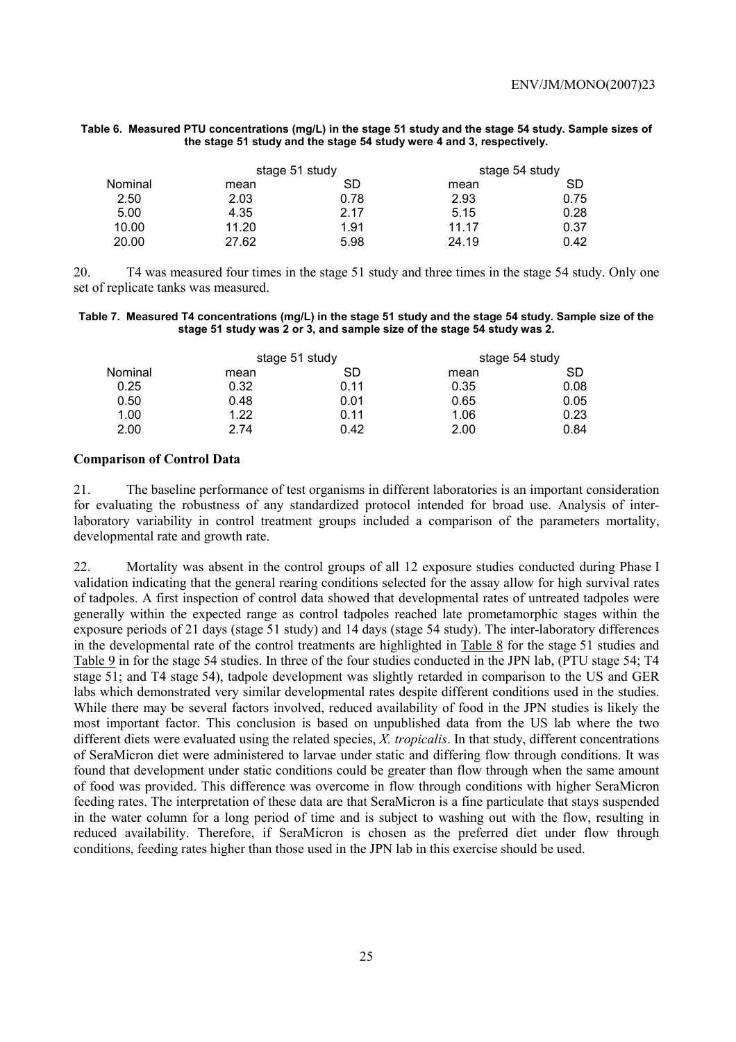**Table 6. Measured PTU concentrations (mg/L) in the stage 51 study and the stage 54 study. Sample sizes of the stage 51 study and the stage 54 study were 4 and 3, respectively.**

| | stage 51 study | | stage 54 study | |
|---|---|---|---|---|
| Nominal | mean | SD | mean | SD |
| 2.50 | 2.03 | 0.78 | 2.93 | 0.75 |
| 5.00 | 4.35 | 2.17 | 5.15 | 0.28 |
| 10.00 | 11.20 | 1.91 | 11.17 | 0.37 |
| 20.00 | 27.62 | 5.98 | 24.19 | 0.42 |

20. T4 was measured four times in the stage 51 study and three times in the stage 54 study. Only one set of replicate tanks was measured.

**Table 7. Measured T4 concentrations (mg/L) in the stage 51 study and the stage 54 study. Sample size of the stage 51 study was 2 or 3, and sample size of the stage 54 study was 2.**

| | stage 51 study | | stage 54 study | |
|---|---|---|---|---|
| Nominal | mean | SD | mean | SD |
| 0.25 | 0.32 | 0.11 | 0.35 | 0.08 |
| 0.50 | 0.48 | 0.01 | 0.65 | 0.05 |
| 1.00 | 1.22 | 0.11 | 1.06 | 0.23 |
| 2.00 | 2.74 | 0.42 | 2.00 | 0.84 |

### Comparison of Control Data

21. The baseline performance of test organisms in different laboratories is an important consideration for evaluating the robustness of any standardized protocol intended for broad use. Analysis of inter-laboratory variability in control treatment groups included a comparison of the parameters mortality, developmental rate and growth rate.

22. Mortality was absent in the control groups of all 12 exposure studies conducted during Phase I validation indicating that the general rearing conditions selected for the assay allow for high survival rates of tadpoles. A first inspection of control data showed that developmental rates of untreated tadpoles were generally within the expected range as control tadpoles reached late prometamorphic stages within the exposure periods of 21 days (stage 51 study) and 14 days (stage 54 study). The inter-laboratory differences in the developmental rate of the control treatments are highlighted in Table 8 for the stage 51 studies and Table 9 in for the stage 54 studies. In three of the four studies conducted in the JPN lab, (PTU stage 54; T4 stage 51; and T4 stage 54), tadpole development was slightly retarded in comparison to the US and GER labs which demonstrated very similar developmental rates despite different conditions used in the studies. While there may be several factors involved, reduced availability of food in the JPN studies is likely the most important factor. This conclusion is based on unpublished data from the US lab where the two different diets were evaluated using the related species, *X. tropicalis*. In that study, different concentrations of SeraMicron diet were administered to larvae under static and differing flow through conditions. It was found that development under static conditions could be greater than flow through when the same amount of food was provided. This difference was overcome in flow through conditions with higher SeraMicron feeding rates. The interpretation of these data are that SeraMicron is a fine particulate that stays suspended in the water column for a long period of time and is subject to washing out with the flow, resulting in reduced availability. Therefore, if SeraMicron is chosen as the preferred diet under flow through conditions, feeding rates higher than those used in the JPN lab in this exercise should be used.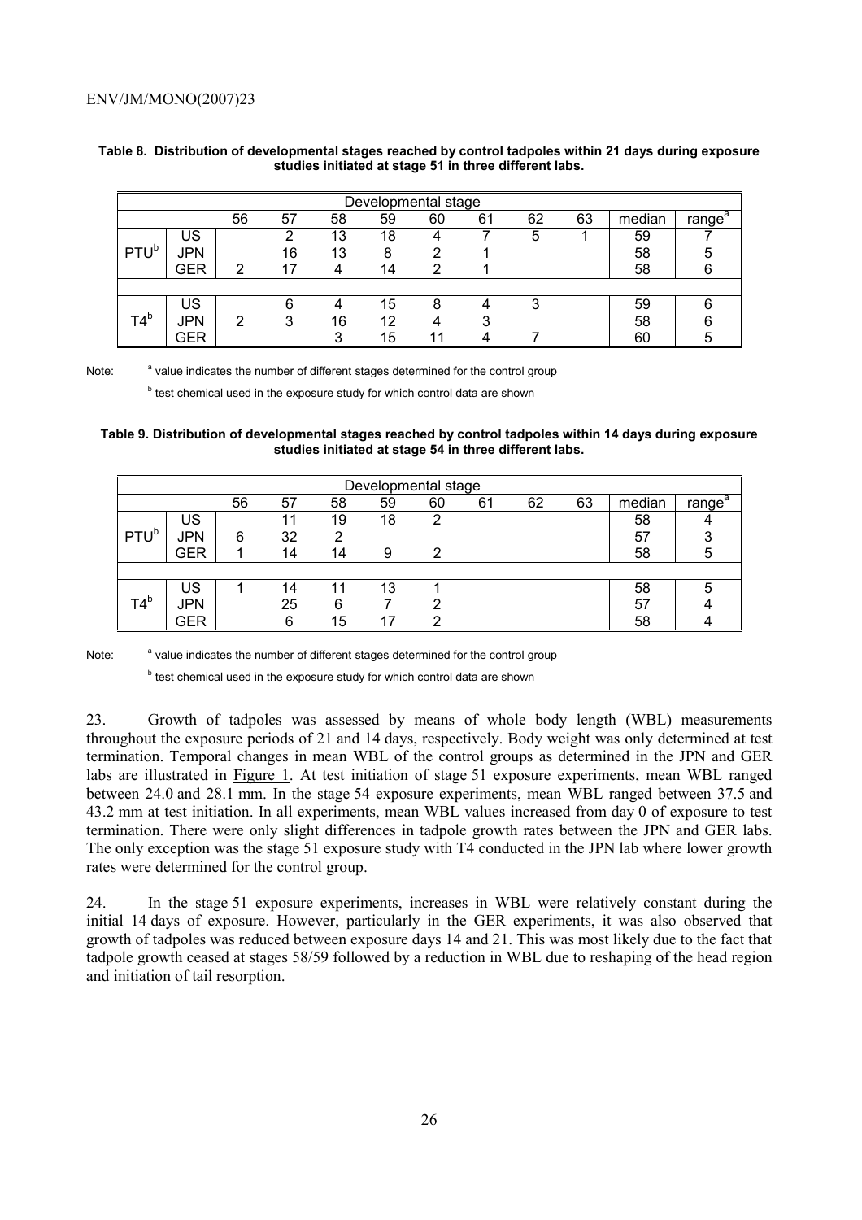**Table 8. Distribution of developmental stages reached by control tadpoles within 21 days during exposure studies initiated at stage 51 in three different labs.**

| | | Developmental stage | | | | | | | | | |
|---|---|---|---|---|---|---|---|---|---|---|---|
| | | 56 | 57 | 58 | 59 | 60 | 61 | 62 | 63 | median | range[a] |
| PTU[b] | US | | 2 | 13 | 18 | 4 | 7 | 5 | 1 | 59 | 7 |
| | JPN | | 16 | 13 | 8 | 2 | 1 | | | 58 | 5 |
| | GER | 2 | 17 | 4 | 14 | 2 | 1 | | | 58 | 6 |
| | | | | | | | | | | | |
| T4[b] | US | | 6 | 4 | 15 | 8 | 4 | 3 | | 59 | 6 |
| | JPN | 2 | 3 | 16 | 12 | 4 | 3 | | | 58 | 6 |
| | GER | | | 3 | 15 | 11 | 4 | 7 | | 60 | 5 |

Note: [a] value indicates the number of different stages determined for the control group

[b] test chemical used in the exposure study for which control data are shown

**Table 9. Distribution of developmental stages reached by control tadpoles within 14 days during exposure studies initiated at stage 54 in three different labs.**

| | | Developmental stage | | | | | | | | | |
|---|---|---|---|---|---|---|---|---|---|---|---|
| | | 56 | 57 | 58 | 59 | 60 | 61 | 62 | 63 | median | range[a] |
| PTU[b] | US | | 11 | 19 | 18 | 2 | | | | 58 | 4 |
| | JPN | 6 | 32 | 2 | | | | | | 57 | 3 |
| | GER | 1 | 14 | 14 | 9 | 2 | | | | 58 | 5 |
| | | | | | | | | | | | |
| T4[b] | US | 1 | 14 | 11 | 13 | 1 | | | | 58 | 5 |
| | JPN | | 25 | 6 | 7 | 2 | | | | 57 | 4 |
| | GER | | 6 | 15 | 17 | 2 | | | | 58 | 4 |

Note: [a] value indicates the number of different stages determined for the control group

[b] test chemical used in the exposure study for which control data are shown

23. Growth of tadpoles was assessed by means of whole body length (WBL) measurements throughout the exposure periods of 21 and 14 days, respectively. Body weight was only determined at test termination. Temporal changes in mean WBL of the control groups as determined in the JPN and GER labs are illustrated in Figure 1. At test initiation of stage 51 exposure experiments, mean WBL ranged between 24.0 and 28.1 mm. In the stage 54 exposure experiments, mean WBL ranged between 37.5 and 43.2 mm at test initiation. In all experiments, mean WBL values increased from day 0 of exposure to test termination. There were only slight differences in tadpole growth rates between the JPN and GER labs. The only exception was the stage 51 exposure study with T4 conducted in the JPN lab where lower growth rates were determined for the control group.

24. In the stage 51 exposure experiments, increases in WBL were relatively constant during the initial 14 days of exposure. However, particularly in the GER experiments, it was also observed that growth of tadpoles was reduced between exposure days 14 and 21. This was most likely due to the fact that tadpole growth ceased at stages 58/59 followed by a reduction in WBL due to reshaping of the head region and initiation of tail resorption.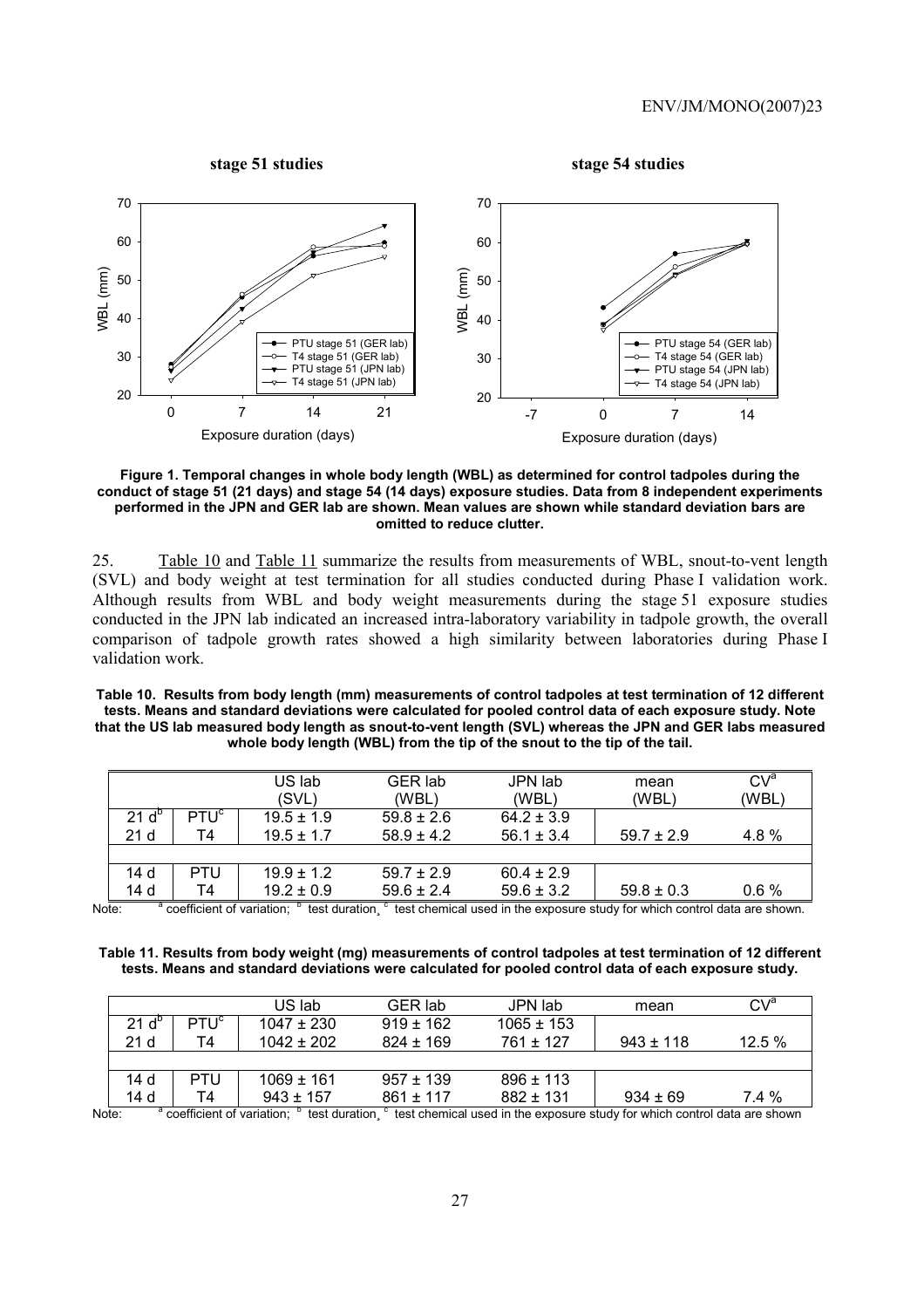Figure 1. Temporal changes in whole body length (WBL) as determined for control tadpoles during the conduct of stage 51 (21 days) and stage 54 (14 days) exposure studies. Data from 8 independent experiments performed in the JPN and GER lab are shown. Mean values are shown while standard deviation bars are omitted to reduce clutter.

25. Table 10 and Table 11 summarize the results from measurements of WBL, snout-to-vent length (SVL) and body weight at test termination for all studies conducted during Phase I validation work. Although results from WBL and body weight measurements during the stage 51 exposure studies conducted in the JPN lab indicated an increased intra-laboratory variability in tadpole growth, the overall comparison of tadpole growth rates showed a high similarity between laboratories during Phase I validation work.

**Table 10. Results from body length (mm) measurements of control tadpoles at test termination of 12 different tests. Means and standard deviations were calculated for pooled control data of each exposure study. Note that the US lab measured body length as snout-to-vent length (SVL) whereas the JPN and GER labs measured whole body length (WBL) from the tip of the snout to the tip of the tail.**

| | | US lab (SVL) | GER lab (WBL) | JPN lab (WBL) | mean (WBL) | CV[a] (WBL) |
|---|---|---|---|---|---|---|
| 21 d[b] | PTU[c] | 19.5 ± 1.9 | 59.8 ± 2.6 | 64.2 ± 3.9 | | |
| 21 d | T4 | 19.5 ± 1.7 | 58.9 ± 4.2 | 56.1 ± 3.4 | 59.7 ± 2.9 | 4.8 % |
| | | | | | | |
| 14 d | PTU | 19.9 ± 1.2 | 59.7 ± 2.9 | 60.4 ± 2.9 | | |
| 14 d | T4 | 19.2 ± 0.9 | 59.6 ± 2.4 | 59.6 ± 3.2 | 59.8 ± 0.3 | 0.6 % |

Note: [a] coefficient of variation; [b] test duration, [c] test chemical used in the exposure study for which control data are shown.

**Table 11. Results from body weight (mg) measurements of control tadpoles at test termination of 12 different tests. Means and standard deviations were calculated for pooled control data of each exposure study.**

| | | US lab | GER lab | JPN lab | mean | CV[a] |
|---|---|---|---|---|---|---|
| 21 d[b] | PTU[c] | 1047 ± 230 | 919 ± 162 | 1065 ± 153 | | |
| 21 d | T4 | 1042 ± 202 | 824 ± 169 | 761 ± 127 | 943 ± 118 | 12.5 % |
| | | | | | | |
| 14 d | PTU | 1069 ± 161 | 957 ± 139 | 896 ± 113 | | |
| 14 d | T4 | 943 ± 157 | 861 ± 117 | 882 ± 131 | 934 ± 69 | 7.4 % |

Note: [a] coefficient of variation; [b] test duration, [c] test chemical used in the exposure study for which control data are shown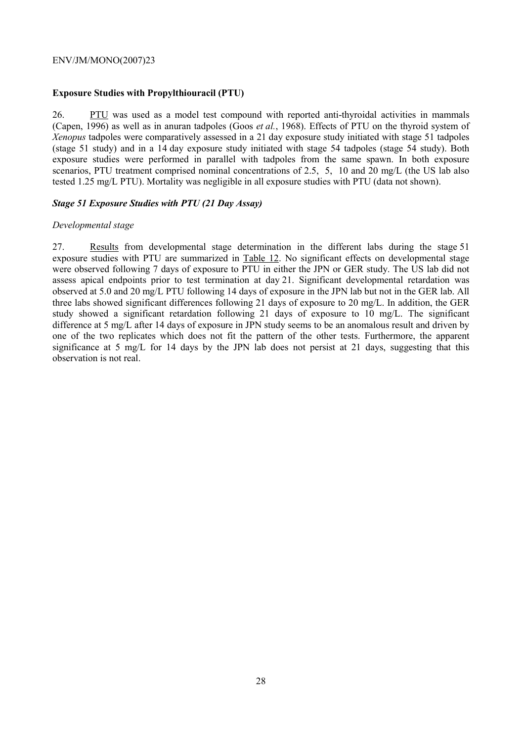**Exposure Studies with Propylthiouracil (PTU)**

26. PTU was used as a model test compound with reported anti-thyroidal activities in mammals (Capen, 1996) as well as in anuran tadpoles (Goos *et al.*, 1968). Effects of PTU on the thyroid system of *Xenopus* tadpoles were comparatively assessed in a 21 day exposure study initiated with stage 51 tadpoles (stage 51 study) and in a 14 day exposure study initiated with stage 54 tadpoles (stage 54 study). Both exposure studies were performed in parallel with tadpoles from the same spawn. In both exposure scenarios, PTU treatment comprised nominal concentrations of 2.5, 5, 10 and 20 mg/L (the US lab also tested 1.25 mg/L PTU). Mortality was negligible in all exposure studies with PTU (data not shown).

***Stage 51 Exposure Studies with PTU (21 Day Assay)***

*Developmental stage*

27. Results from developmental stage determination in the different labs during the stage 51 exposure studies with PTU are summarized in Table 12. No significant effects on developmental stage were observed following 7 days of exposure to PTU in either the JPN or GER study. The US lab did not assess apical endpoints prior to test termination at day 21. Significant developmental retardation was observed at 5.0 and 20 mg/L PTU following 14 days of exposure in the JPN lab but not in the GER lab. All three labs showed significant differences following 21 days of exposure to 20 mg/L. In addition, the GER study showed a significant retardation following 21 days of exposure to 10 mg/L. The significant difference at 5 mg/L after 14 days of exposure in JPN study seems to be an anomalous result and driven by one of the two replicates which does not fit the pattern of the other tests. Furthermore, the apparent significance at 5 mg/L for 14 days by the JPN lab does not persist at 21 days, suggesting that this observation is not real.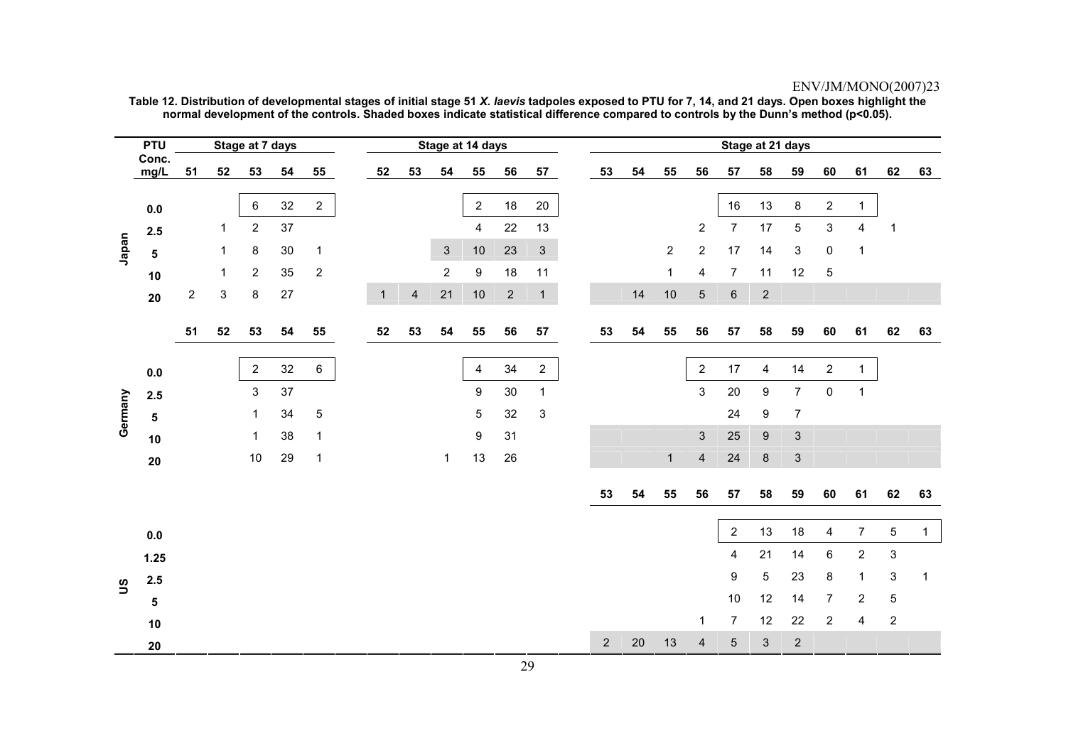**Table 12. Distribution of developmental stages of initial stage 51 *X. laevis* tadpoles exposed to PTU for 7, 14, and 21 days. Open boxes highlight the normal development of the controls. Shaded boxes indicate statistical difference compared to controls by the Dunn's method (p<0.05).**

| | PTU Conc. mg/L | Stage at 7 days | | | | | Stage at 14 days | | | | | | Stage at 21 days | | | | | | | | | | |
|---|---|---|---|---|---|---|---|---|---|---|---|---|---|---|---|---|---|---|---|---|---|---|---|
| | | 51 | 52 | 53 | 54 | 55 | 52 | 53 | 54 | 55 | 56 | 57 | 53 | 54 | 55 | 56 | 57 | 58 | 59 | 60 | 61 | 62 | 63 |
| Japan | 0.0 | | | 6 | 32 | 2 | | | | 2 | 18 | 20 | | | | | 16 | 13 | 8 | 2 | 1 | | |
| | 2.5 | | 1 | 2 | 37 | | | | | 4 | 22 | 13 | | | | 2 | 7 | 17 | 5 | 3 | 4 | 1 | |
| | 5 | | 1 | 8 | 30 | 1 | | | 3 | 10 | 23 | 3 | | | 2 | 2 | 17 | 14 | 3 | 0 | 1 | | |
| | 10 | | 1 | 2 | 35 | 2 | | | 2 | 9 | 18 | 11 | | | 1 | 4 | 7 | 11 | 12 | 5 | | | |
| | 20 | 2 | 3 | 8 | 27 | | 1 | 4 | 21 | 10 | 2 | 1 | | 14 | 10 | 5 | 6 | 2 | | | | | |
| Germany | 0.0 | | | 2 | 32 | 6 | | | | 4 | 34 | 2 | | | | 2 | 17 | 4 | 14 | 2 | 1 | | |
| | 2.5 | | | 3 | 37 | | | | | 9 | 30 | 1 | | | | 3 | 20 | 9 | 7 | 0 | 1 | | |
| | 5 | | | 1 | 34 | 5 | | | | 5 | 32 | 3 | | | | | 24 | 9 | 7 | | | | |
| | 10 | | | 1 | 38 | 1 | | | | 9 | 31 | | | | | 3 | 25 | 9 | 3 | | | | |
| | 20 | | | 10 | 29 | 1 | | | 1 | 13 | 26 | | | | 1 | 4 | 24 | 8 | 3 | | | | |
| US | 0.0 | | | | | | | | | | | | | | | | 2 | 13 | 18 | 4 | 7 | 5 | 1 |
| | 1.25 | | | | | | | | | | | | | | | | 4 | 21 | 14 | 6 | 2 | 3 | |
| | 2.5 | | | | | | | | | | | | | | | | 9 | 5 | 23 | 8 | 1 | 3 | 1 |
| | 5 | | | | | | | | | | | | | | | | 10 | 12 | 14 | 7 | 2 | 5 | |
| | 10 | | | | | | | | | | | | | | | 1 | 7 | 12 | 22 | 2 | 4 | 2 | |
| | 20 | | | | | | | | | | | | 2 | 20 | 13 | 4 | 5 | 3 | 2 | | | | |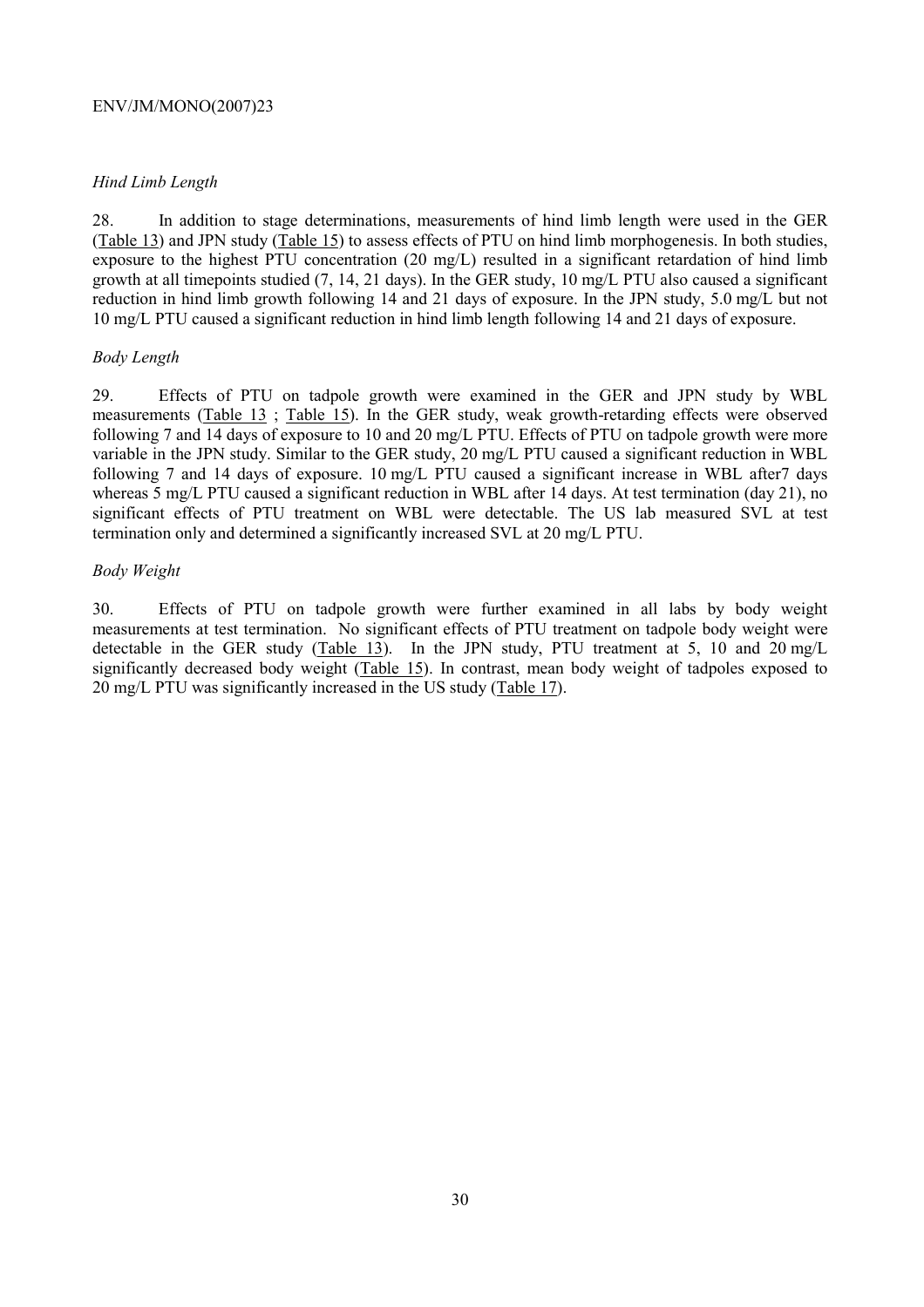*Hind Limb Length*

28. In addition to stage determinations, measurements of hind limb length were used in the GER (Table 13) and JPN study (Table 15) to assess effects of PTU on hind limb morphogenesis. In both studies, exposure to the highest PTU concentration (20 mg/L) resulted in a significant retardation of hind limb growth at all timepoints studied (7, 14, 21 days). In the GER study, 10 mg/L PTU also caused a significant reduction in hind limb growth following 14 and 21 days of exposure. In the JPN study, 5.0 mg/L but not 10 mg/L PTU caused a significant reduction in hind limb length following 14 and 21 days of exposure.

*Body Length*

29. Effects of PTU on tadpole growth were examined in the GER and JPN study by WBL measurements (Table 13 ; Table 15). In the GER study, weak growth-retarding effects were observed following 7 and 14 days of exposure to 10 and 20 mg/L PTU. Effects of PTU on tadpole growth were more variable in the JPN study. Similar to the GER study, 20 mg/L PTU caused a significant reduction in WBL following 7 and 14 days of exposure. 10 mg/L PTU caused a significant increase in WBL after7 days whereas 5 mg/L PTU caused a significant reduction in WBL after 14 days. At test termination (day 21), no significant effects of PTU treatment on WBL were detectable. The US lab measured SVL at test termination only and determined a significantly increased SVL at 20 mg/L PTU.

*Body Weight*

30. Effects of PTU on tadpole growth were further examined in all labs by body weight measurements at test termination. No significant effects of PTU treatment on tadpole body weight were detectable in the GER study (Table 13). In the JPN study, PTU treatment at 5, 10 and 20 mg/L significantly decreased body weight (Table 15). In contrast, mean body weight of tadpoles exposed to 20 mg/L PTU was significantly increased in the US study (Table 17).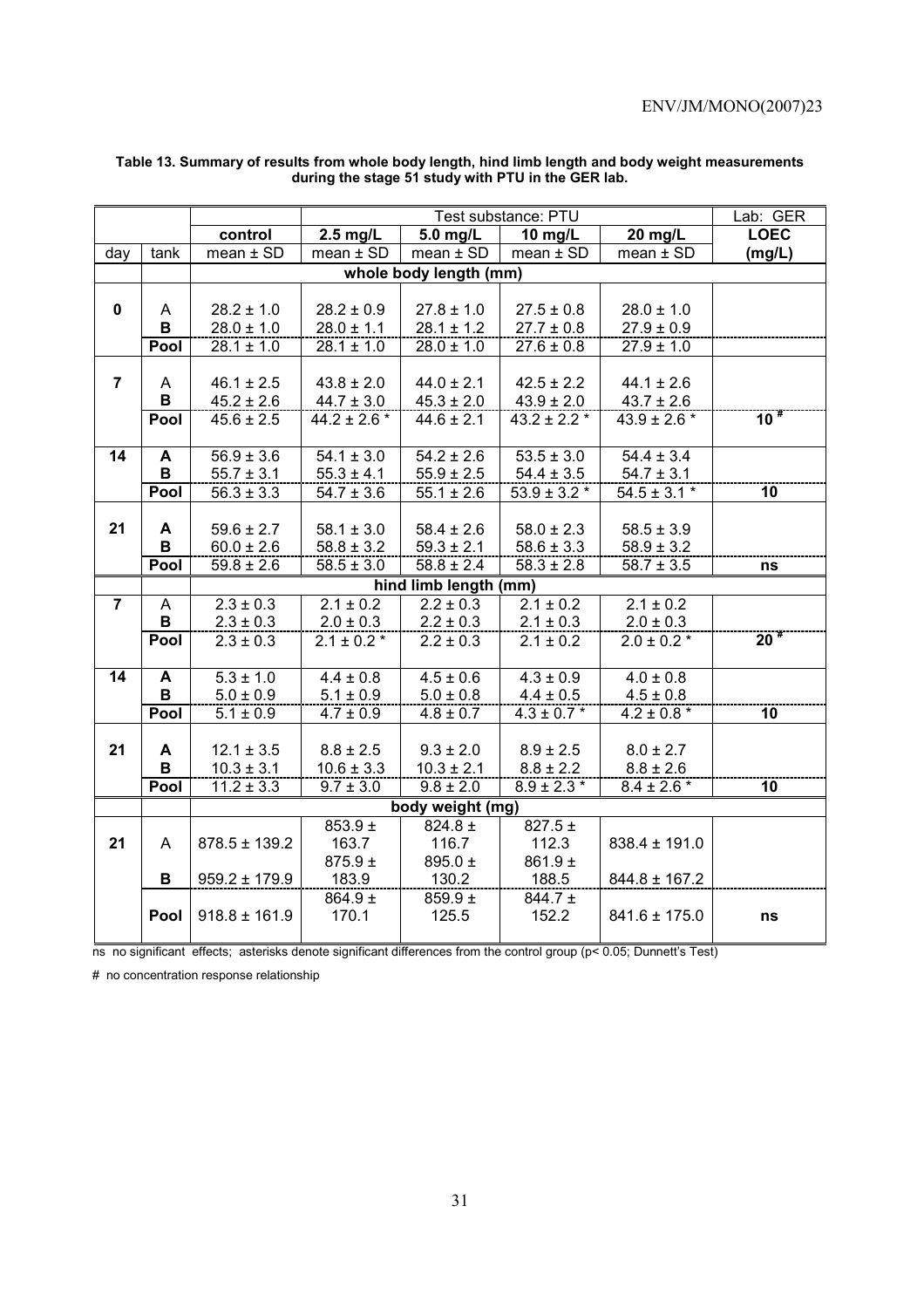**Table 13. Summary of results from whole body length, hind limb length and body weight measurements during the stage 51 study with PTU in the GER lab.**

| | | | Test substance: PTU | | | | Lab: GER |
|---|---|---|---|---|---|---|---|
| | | control | 2.5 mg/L | 5.0 mg/L | 10 mg/L | 20 mg/L | LOEC |
| day | tank | mean ± SD | mean ± SD | mean ± SD | mean ± SD | mean ± SD | (mg/L) |
| | | **whole body length (mm)** | | | | | |
| **0** | A | 28.2 ± 1.0 | 28.2 ± 0.9 | 27.8 ± 1.0 | 27.5 ± 0.8 | 28.0 ± 1.0 | |
| | **B** | 28.0 ± 1.0 | 28.0 ± 1.1 | 28.1 ± 1.2 | 27.7 ± 0.8 | 27.9 ± 0.9 | |
| | **Pool** | 28.1 ± 1.0 | 28.1 ± 1.0 | 28.0 ± 1.0 | 27.6 ± 0.8 | 27.9 ± 1.0 | |
| **7** | A | 46.1 ± 2.5 | 43.8 ± 2.0 | 44.0 ± 2.1 | 42.5 ± 2.2 | 44.1 ± 2.6 | |
| | **B** | 45.2 ± 2.6 | 44.7 ± 3.0 | 45.3 ± 2.0 | 43.9 ± 2.0 | 43.7 ± 2.6 | |
| | **Pool** | 45.6 ± 2.5 | 44.2 ± 2.6 * | 44.6 ± 2.1 | 43.2 ± 2.2 * | 43.9 ± 2.6 * | **10 #** |
| **14** | **A** | 56.9 ± 3.6 | 54.1 ± 3.0 | 54.2 ± 2.6 | 53.5 ± 3.0 | 54.4 ± 3.4 | |
| | **B** | 55.7 ± 3.1 | 55.3 ± 4.1 | 55.9 ± 2.5 | 54.4 ± 3.5 | 54.7 ± 3.1 | |
| | **Pool** | 56.3 ± 3.3 | 54.7 ± 3.6 | 55.1 ± 2.6 | 53.9 ± 3.2 * | 54.5 ± 3.1 * | **10** |
| **21** | **A** | 59.6 ± 2.7 | 58.1 ± 3.0 | 58.4 ± 2.6 | 58.0 ± 2.3 | 58.5 ± 3.9 | |
| | **B** | 60.0 ± 2.6 | 58.8 ± 3.2 | 59.3 ± 2.1 | 58.6 ± 3.3 | 58.9 ± 3.2 | |
| | **Pool** | 59.8 ± 2.6 | 58.5 ± 3.0 | 58.8 ± 2.4 | 58.3 ± 2.8 | 58.7 ± 3.5 | **ns** |
| | | **hind limb length (mm)** | | | | | |
| **7** | A | 2.3 ± 0.3 | 2.1 ± 0.2 | 2.2 ± 0.3 | 2.1 ± 0.2 | 2.1 ± 0.2 | |
| | **B** | 2.3 ± 0.3 | 2.0 ± 0.3 | 2.2 ± 0.3 | 2.1 ± 0.3 | 2.0 ± 0.3 | |
| | **Pool** | 2.3 ± 0.3 | 2.1 ± 0.2 * | 2.2 ± 0.3 | 2.1 ± 0.2 | 2.0 ± 0.2 * | **20 #** |
| **14** | **A** | 5.3 ± 1.0 | 4.4 ± 0.8 | 4.5 ± 0.6 | 4.3 ± 0.9 | 4.0 ± 0.8 | |
| | **B** | 5.0 ± 0.9 | 5.1 ± 0.9 | 5.0 ± 0.8 | 4.4 ± 0.5 | 4.5 ± 0.8 | |
| | **Pool** | 5.1 ± 0.9 | 4.7 ± 0.9 | 4.8 ± 0.7 | 4.3 ± 0.7 * | 4.2 ± 0.8 * | **10** |
| **21** | **A** | 12.1 ± 3.5 | 8.8 ± 2.5 | 9.3 ± 2.0 | 8.9 ± 2.5 | 8.0 ± 2.7 | |
| | **B** | 10.3 ± 3.1 | 10.6 ± 3.3 | 10.3 ± 2.1 | 8.8 ± 2.2 | 8.8 ± 2.6 | |
| | **Pool** | 11.2 ± 3.3 | 9.7 ± 3.0 | 9.8 ± 2.0 | 8.9 ± 2.3 * | 8.4 ± 2.6 * | **10** |
| | | **body weight (mg)** | | | | | |
| **21** | A | 878.5 ± 139.2 | 853.9 ± 163.7 | 824.8 ± 116.7 | 827.5 ± 112.3 | 838.4 ± 191.0 | |
| | **B** | 959.2 ± 179.9 | 875.9 ± 183.9 | 895.0 ± 130.2 | 861.9 ± 188.5 | 844.8 ± 167.2 | |
| | **Pool** | 918.8 ± 161.9 | 864.9 ± 170.1 | 859.9 ± 125.5 | 844.7 ± 152.2 | 841.6 ± 175.0 | **ns** |

ns no significant effects; asterisks denote significant differences from the control group ($p < 0.05$; Dunnett's Test)

# no concentration response relationship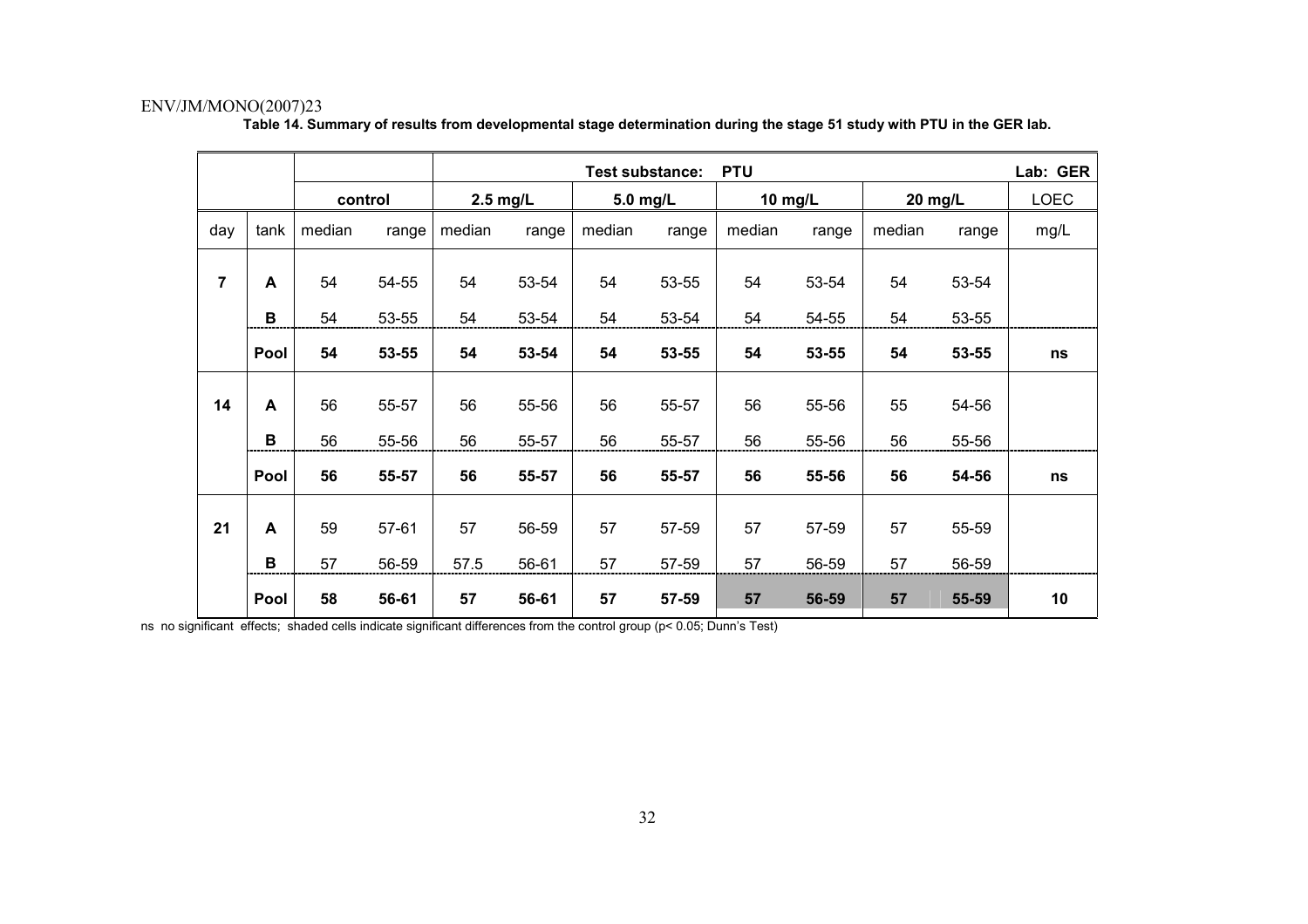**Table 14. Summary of results from developmental stage determination during the stage 51 study with PTU in the GER lab.**

| | | Test substance: PTU | | | | | | | | | | Lab: GER |
|---|---|---|---|---|---|---|---|---|---|---|---|---|
| | | control | | 2.5 mg/L | | 5.0 mg/L | | 10 mg/L | | 20 mg/L | | LOEC |
| day | tank | median | range | median | range | median | range | median | range | median | range | mg/L |
| **7** | **A** | 54 | 54-55 | 54 | 53-54 | 54 | 53-55 | 54 | 53-54 | 54 | 53-54 | |
| | **B** | 54 | 53-55 | 54 | 53-54 | 54 | 53-54 | 54 | 54-55 | 54 | 53-55 | |
| | **Pool** | **54** | **53-55** | **54** | **53-54** | **54** | **53-55** | **54** | **53-55** | **54** | **53-55** | **ns** |
| **14** | **A** | 56 | 55-57 | 56 | 55-56 | 56 | 55-57 | 56 | 55-56 | 55 | 54-56 | |
| | **B** | 56 | 55-56 | 56 | 55-57 | 56 | 55-57 | 56 | 55-56 | 56 | 55-56 | |
| | **Pool** | **56** | **55-57** | **56** | **55-57** | **56** | **55-57** | **56** | **55-56** | **56** | **54-56** | **ns** |
| **21** | **A** | 59 | 57-61 | 57 | 56-59 | 57 | 57-59 | 57 | 57-59 | 57 | 55-59 | |
| | **B** | 57 | 56-59 | 57.5 | 56-61 | 57 | 57-59 | 57 | 56-59 | 57 | 56-59 | |
| | **Pool** | **58** | **56-61** | **57** | **56-61** | **57** | **57-59** | **57** | **56-59** | **57** | **55-59** | **10** |

ns no significant effects; shaded cells indicate significant differences from the control group ($p < 0.05$; Dunn's Test)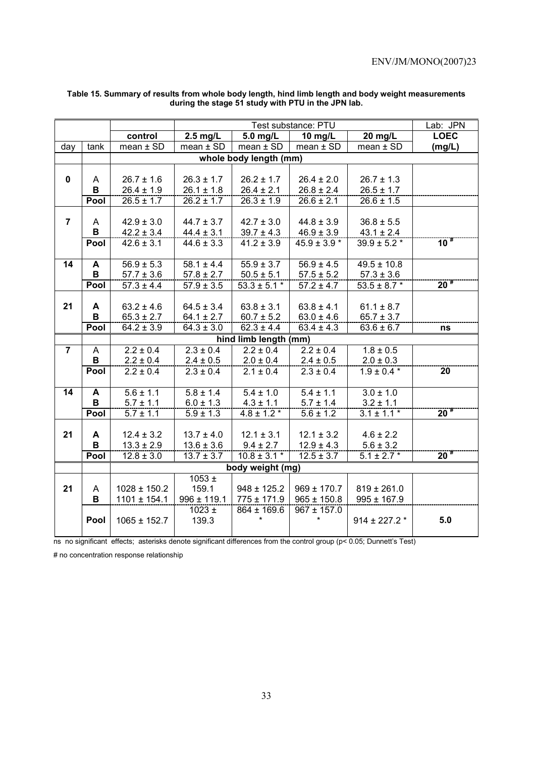**Table 15. Summary of results from whole body length, hind limb length and body weight measurements during the stage 51 study with PTU in the JPN lab.**

| | | | Test substance: PTU | | | | Lab: JPN |
|---|---|---|---|---|---|---|---|
| | | control | 2.5 mg/L | 5.0 mg/L | 10 mg/L | 20 mg/L | LOEC |
| day | tank | mean ± SD | mean ± SD | mean ± SD | mean ± SD | mean ± SD | (mg/L) |
| | | **whole body length (mm)** | | | | | |
| **0** | A | 26.7 ± 1.6 | 26.3 ± 1.7 | 26.2 ± 1.7 | 26.4 ± 2.0 | 26.7 ± 1.3 | |
| | **B** | 26.4 ± 1.9 | 26.1 ± 1.8 | 26.4 ± 2.1 | 26.8 ± 2.4 | 26.5 ± 1.7 | |
| | **Pool** | 26.5 ± 1.7 | 26.2 ± 1.7 | 26.3 ± 1.9 | 26.6 ± 2.1 | 26.6 ± 1.5 | |
| **7** | A | 42.9 ± 3.0 | 44.7 ± 3.7 | 42.7 ± 3.0 | 44.8 ± 3.9 | 36.8 ± 5.5 | |
| | **B** | 42.2 ± 3.4 | 44.4 ± 3.1 | 39.7 ± 4.3 | 46.9 ± 3.9 | 43.1 ± 2.4 | |
| | **Pool** | 42.6 ± 3.1 | 44.6 ± 3.3 | 41.2 ± 3.9 | 45.9 ± 3.9 * | 39.9 ± 5.2 * | **10 #** |
| **14** | **A** | 56.9 ± 5.3 | 58.1 ± 4.4 | 55.9 ± 3.7 | 56.9 ± 4.5 | 49.5 ± 10.8 | |
| | **B** | 57.7 ± 3.6 | 57.8 ± 2.7 | 50.5 ± 5.1 | 57.5 ± 5.2 | 57.3 ± 3.6 | |
| | **Pool** | 57.3 ± 4.4 | 57.9 ± 3.5 | 53.3 ± 5.1 * | 57.2 ± 4.7 | 53.5 ± 8.7 * | **20 #** |
| **21** | **A** | 63.2 ± 4.6 | 64.5 ± 3.4 | 63.8 ± 3.1 | 63.8 ± 4.1 | 61.1 ± 8.7 | |
| | **B** | 65.3 ± 2.7 | 64.1 ± 2.7 | 60.7 ± 5.2 | 63.0 ± 4.6 | 65.7 ± 3.7 | |
| | **Pool** | 64.2 ± 3.9 | 64.3 ± 3.0 | 62.3 ± 4.4 | 63.4 ± 4.3 | 63.6 ± 6.7 | **ns** |
| | | **hind limb length (mm)** | | | | | |
| **7** | A | 2.2 ± 0.4 | 2.3 ± 0.4 | 2.2 ± 0.4 | 2.2 ± 0.4 | 1.8 ± 0.5 | |
| | **B** | 2.2 ± 0.4 | 2.4 ± 0.5 | 2.0 ± 0.4 | 2.4 ± 0.5 | 2.0 ± 0.3 | |
| | **Pool** | 2.2 ± 0.4 | 2.3 ± 0.4 | 2.1 ± 0.4 | 2.3 ± 0.4 | 1.9 ± 0.4 * | **20** |
| **14** | **A** | 5.6 ± 1.1 | 5.8 ± 1.4 | 5.4 ± 1.0 | 5.4 ± 1.1 | 3.0 ± 1.0 | |
| | **B** | 5.7 ± 1.1 | 6.0 ± 1.3 | 4.3 ± 1.1 | 5.7 ± 1.4 | 3.2 ± 1.1 | |
| | **Pool** | 5.7 ± 1.1 | 5.9 ± 1.3 | 4.8 ± 1.2 * | 5.6 ± 1.2 | 3.1 ± 1.1 * | **20 #** |
| **21** | **A** | 12.4 ± 3.2 | 13.7 ± 4.0 | 12.1 ± 3.1 | 12.1 ± 3.2 | 4.6 ± 2.2 | |
| | **B** | 13.3 ± 2.9 | 13.6 ± 3.6 | 9.4 ± 2.7 | 12.9 ± 4.3 | 5.6 ± 3.2 | |
| | **Pool** | 12.8 ± 3.0 | 13.7 ± 3.7 | 10.8 ± 3.1 * | 12.5 ± 3.7 | 5.1 ± 2.7 * | **20 #** |
| | | **body weight (mg)** | | | | | |
| **21** | A | 1028 ± 150.2 | 1053 ± 159.1 | 948 ± 125.2 | 969 ± 170.7 | 819 ± 261.0 | |
| | **B** | 1101 ± 154.1 | 996 ± 119.1 | 775 ± 171.9 | 965 ± 150.8 | 995 ± 167.9 | |
| | **Pool** | 1065 ± 152.7 | 1023 ± 139.3 | 864 ± 169.6 * | 967 ± 157.0 * | 914 ± 227.2 * | **5.0** |

ns no significant effects; asterisks denote significant differences from the control group (p< 0.05; Dunnett's Test)

\# no concentration response relationship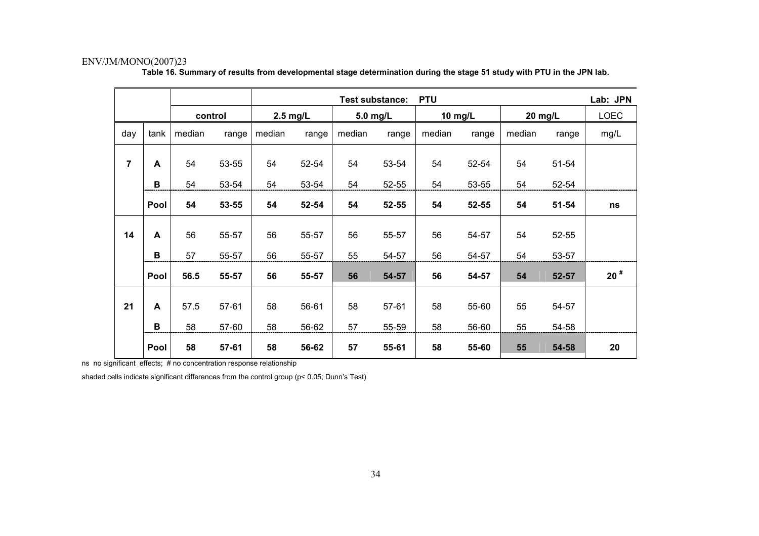**Table 16. Summary of results from developmental stage determination during the stage 51 study with PTU in the JPN lab.**

| | | Test substance: PTU | | | | | | | | | | Lab: JPN |
|---|---|---|---|---|---|---|---|---|---|---|---|---|
| | | control | | 2.5 mg/L | | 5.0 mg/L | | 10 mg/L | | 20 mg/L | | LOEC |
| day | tank | median | range | median | range | median | range | median | range | median | range | mg/L |
| **7** | **A** | 54 | 53-55 | 54 | 52-54 | 54 | 53-54 | 54 | 52-54 | 54 | 51-54 | |
| | **B** | 54 | 53-54 | 54 | 53-54 | 54 | 52-55 | 54 | 53-55 | 54 | 52-54 | |
| | **Pool** | **54** | **53-55** | **54** | **52-54** | **54** | **52-55** | **54** | **52-55** | **54** | **51-54** | **ns** |
| **14** | **A** | 56 | 55-57 | 56 | 55-57 | 56 | 55-57 | 56 | 54-57 | 54 | 52-55 | |
| | **B** | 57 | 55-57 | 56 | 55-57 | 55 | 54-57 | 56 | 54-57 | 54 | 53-57 | |
| | **Pool** | **56.5** | **55-57** | **56** | **55-57** | **56** | **54-57** | **56** | **54-57** | **54** | **52-57** | **20 #** |
| **21** | **A** | 57.5 | 57-61 | 58 | 56-61 | 58 | 57-61 | 58 | 55-60 | 55 | 54-57 | |
| | **B** | 58 | 57-60 | 58 | 56-62 | 57 | 55-59 | 58 | 56-60 | 55 | 54-58 | |
| | **Pool** | **58** | **57-61** | **58** | **56-62** | **57** | **55-61** | **58** | **55-60** | **55** | **54-58** | **20** |

ns no significant effects; # no concentration response relationship

shaded cells indicate significant differences from the control group (p< 0.05; Dunn's Test)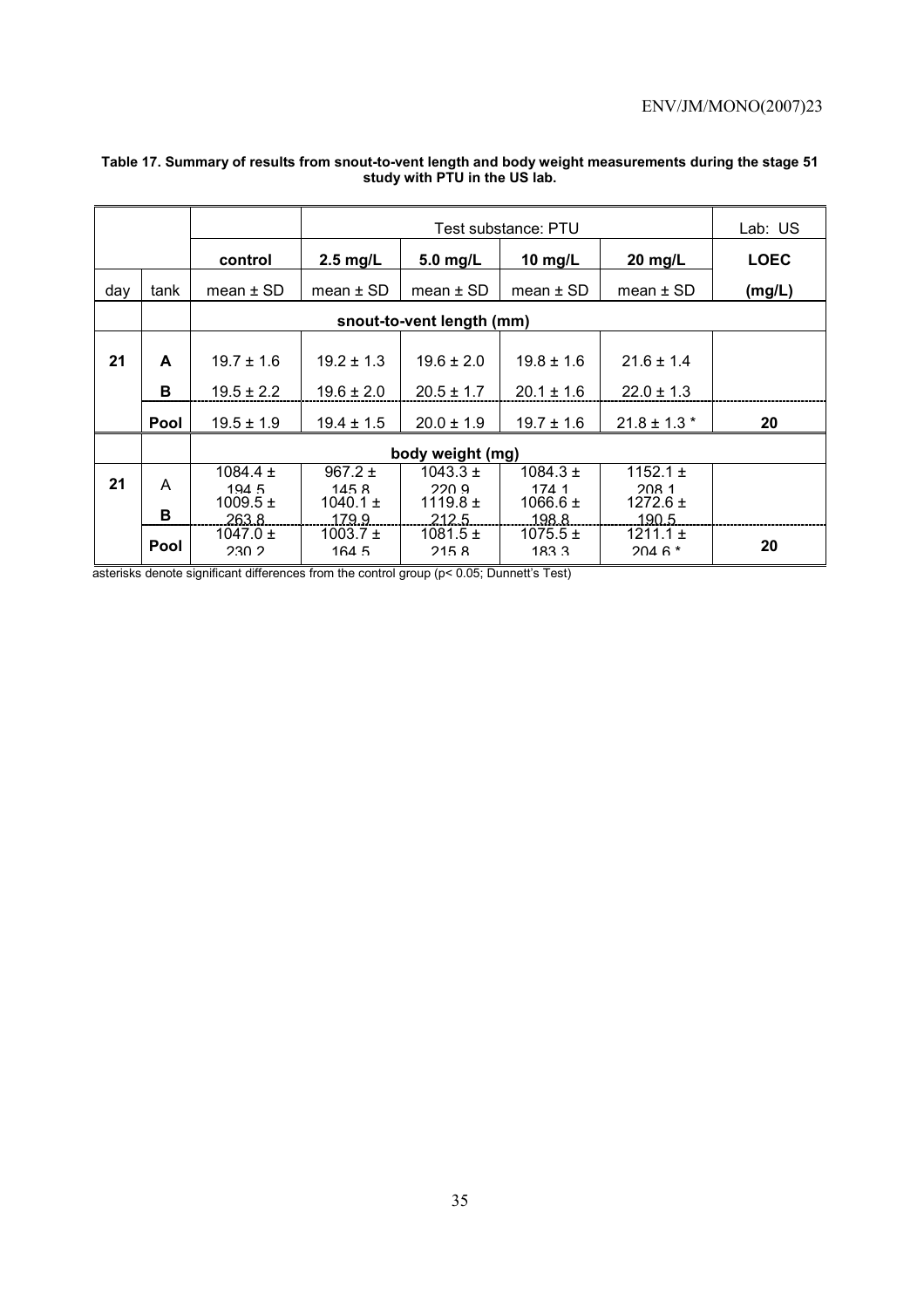**Table 17. Summary of results from snout-to-vent length and body weight measurements during the stage 51 study with PTU in the US lab.**

| | | | Test substance: PTU | | | | Lab: US |
|---|---|---|---|---|---|---|---|
| | | **control** | **2.5 mg/L** | **5.0 mg/L** | **10 mg/L** | **20 mg/L** | **LOEC** |
| day | tank | mean ± SD | mean ± SD | mean ± SD | mean ± SD | mean ± SD | **(mg/L)** |
| | | **snout-to-vent length (mm)** | | | | | |
| **21** | **A** | 19.7 ± 1.6 | 19.2 ± 1.3 | 19.6 ± 2.0 | 19.8 ± 1.6 | 21.6 ± 1.4 | |
| | **B** | 19.5 ± 2.2 | 19.6 ± 2.0 | 20.5 ± 1.7 | 20.1 ± 1.6 | 22.0 ± 1.3 | |
| | **Pool** | 19.5 ± 1.9 | 19.4 ± 1.5 | 20.0 ± 1.9 | 19.7 ± 1.6 | 21.8 ± 1.3 * | **20** |
| | | **body weight (mg)** | | | | | |
| **21** | A | 1084.4 ± 194.5 | 967.2 ± 145.8 | 1043.3 ± 220.9 | 1084.3 ± 174.1 | 1152.1 ± 208.1 | |
| | **B** | 1009.5 ± 263.8 | 1040.1 ± 179.9 | 1119.8 ± 212.5 | 1066.6 ± 198.8 | 1272.6 ± 190.5 | |
| | **Pool** | 1047.0 ± 230.2 | 1003.7 ± 164.5 | 1081.5 ± 215.8 | 1075.5 ± 183.3 | 1211.1 ± 204.6 * | **20** |

asterisks denote significant differences from the control group ($p < 0.05$; Dunnett's Test)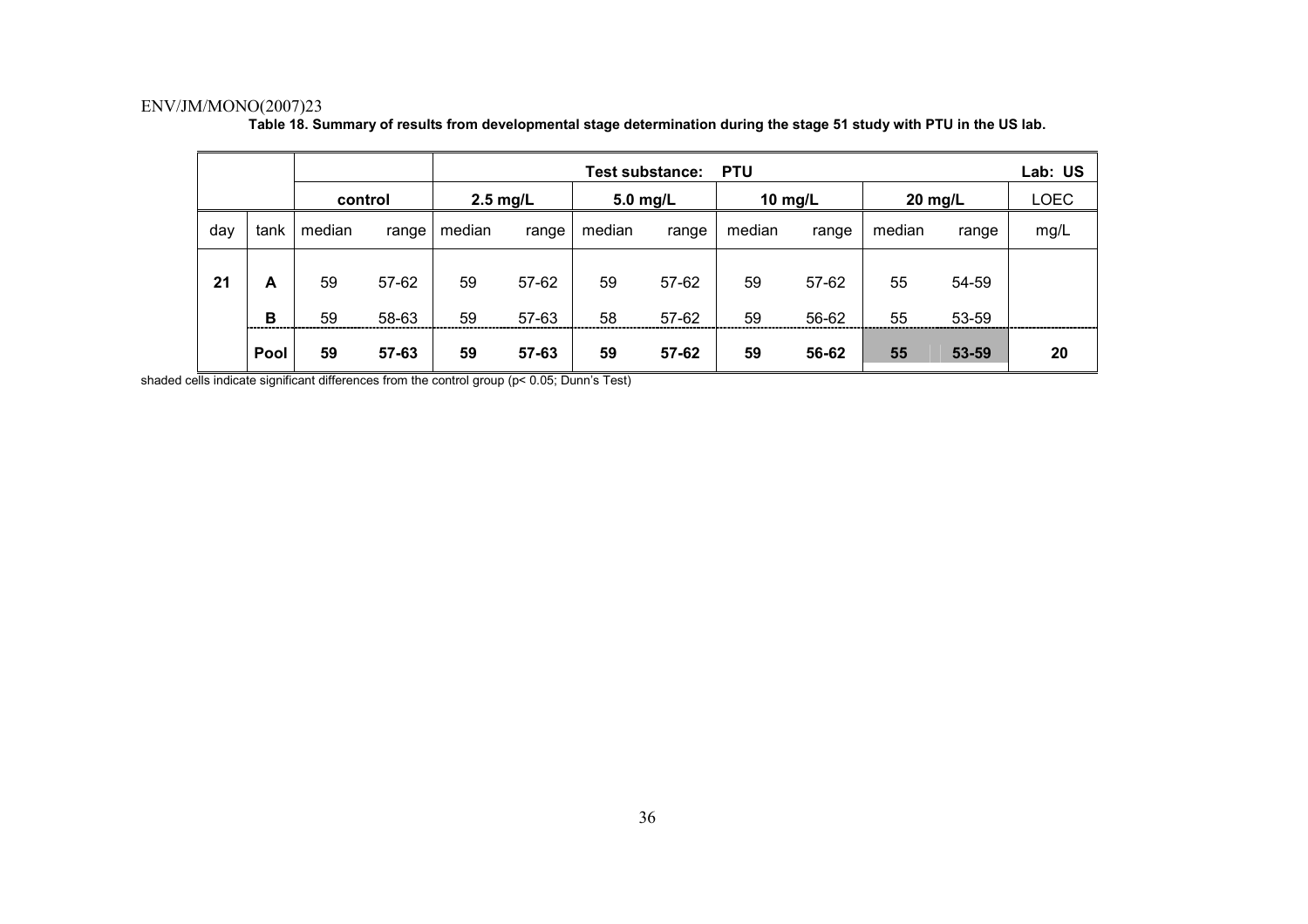**Table 18. Summary of results from developmental stage determination during the stage 51 study with PTU in the US lab.**

| | | | | Test substance: PTU | | | | | | | | Lab: US |
|---|---|---|---|---|---|---|---|---|---|---|---|---|
| | | control | | 2.5 mg/L | | 5.0 mg/L | | 10 mg/L | | 20 mg/L | | LOEC |
| day | tank | median | range | median | range | median | range | median | range | median | range | mg/L |
| **21** | **A** | 59 | 57-62 | 59 | 57-62 | 59 | 57-62 | 59 | 57-62 | 55 | 54-59 | |
| | **B** | 59 | 58-63 | 59 | 57-63 | 58 | 57-62 | 59 | 56-62 | 55 | 53-59 | |
| | **Pool** | **59** | **57-63** | **59** | **57-63** | **59** | **57-62** | **59** | **56-62** | **55** | **53-59** | **20** |

shaded cells indicate significant differences from the control group ($p < 0.05$; Dunn's Test)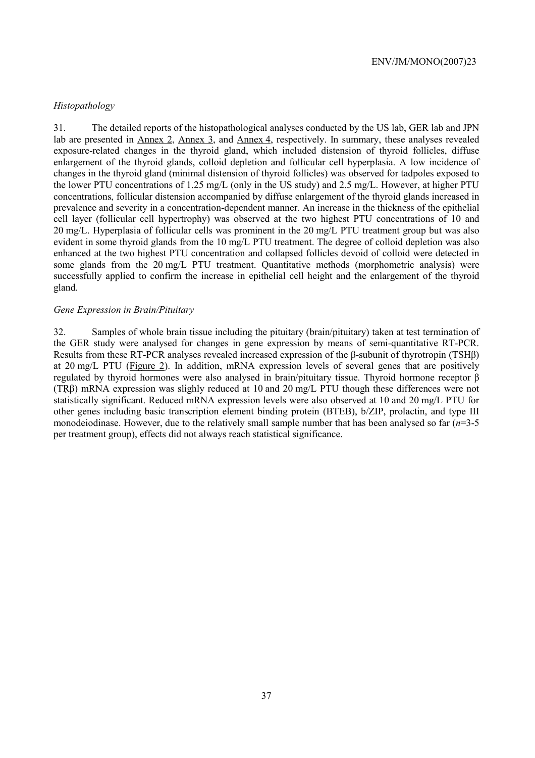*Histopathology*

31. The detailed reports of the histopathological analyses conducted by the US lab, GER lab and JPN lab are presented in Annex 2, Annex 3, and Annex 4, respectively. In summary, these analyses revealed exposure-related changes in the thyroid gland, which included distension of thyroid follicles, diffuse enlargement of the thyroid glands, colloid depletion and follicular cell hyperplasia. A low incidence of changes in the thyroid gland (minimal distension of thyroid follicles) was observed for tadpoles exposed to the lower PTU concentrations of 1.25 mg/L (only in the US study) and 2.5 mg/L. However, at higher PTU concentrations, follicular distension accompanied by diffuse enlargement of the thyroid glands increased in prevalence and severity in a concentration-dependent manner. An increase in the thickness of the epithelial cell layer (follicular cell hypertrophy) was observed at the two highest PTU concentrations of 10 and 20 mg/L. Hyperplasia of follicular cells was prominent in the 20 mg/L PTU treatment group but was also evident in some thyroid glands from the 10 mg/L PTU treatment. The degree of colloid depletion was also enhanced at the two highest PTU concentration and collapsed follicles devoid of colloid were detected in some glands from the 20 mg/L PTU treatment. Quantitative methods (morphometric analysis) were successfully applied to confirm the increase in epithelial cell height and the enlargement of the thyroid gland.

*Gene Expression in Brain/Pituitary*

32. Samples of whole brain tissue including the pituitary (brain/pituitary) taken at test termination of the GER study were analysed for changes in gene expression by means of semi-quantitative RT-PCR. Results from these RT-PCR analyses revealed increased expression of the β-subunit of thyrotropin (TSHβ) at 20 mg/L PTU (Figure 2). In addition, mRNA expression levels of several genes that are positively regulated by thyroid hormones were also analysed in brain/pituitary tissue. Thyroid hormone receptor β (TRβ) mRNA expression was slighly reduced at 10 and 20 mg/L PTU though these differences were not statistically significant. Reduced mRNA expression levels were also observed at 10 and 20 mg/L PTU for other genes including basic transcription element binding protein (BTEB), b/ZIP, prolactin, and type III monodeiodinase. However, due to the relatively small sample number that has been analysed so far (*n*=3-5 per treatment group), effects did not always reach statistical significance.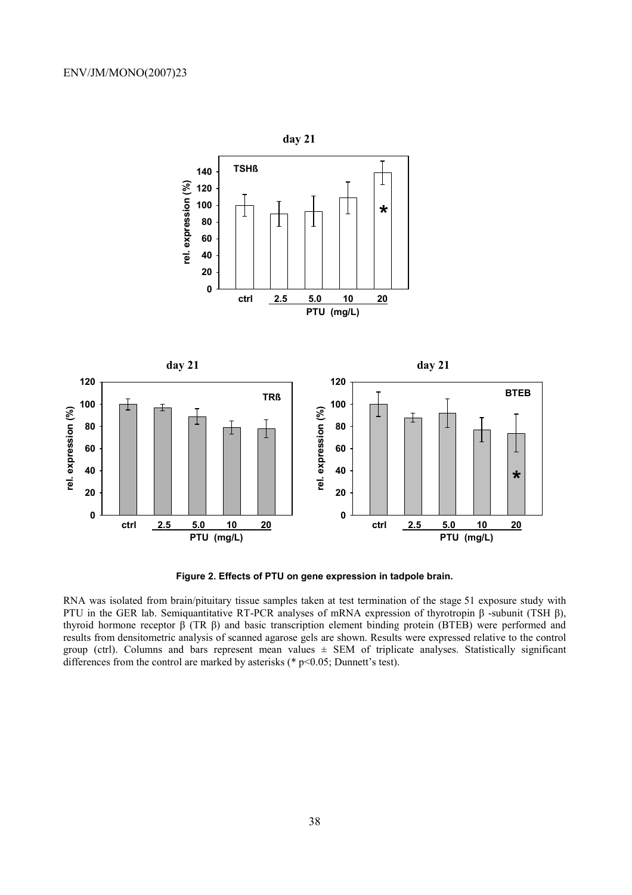**Figure 2. Effects of PTU on gene expression in tadpole brain.**

RNA was isolated from brain/pituitary tissue samples taken at test termination of the stage 51 exposure study with PTU in the GER lab. Semiquantitative RT-PCR analyses of mRNA expression of thyrotropin β -subunit (TSH β), thyroid hormone receptor β (TR β) and basic transcription element binding protein (BTEB) were performed and results from densitometric analysis of scanned agarose gels are shown. Results were expressed relative to the control group (ctrl). Columns and bars represent mean values ± SEM of triplicate analyses. Statistically significant differences from the control are marked by asterisks (* $p<0.05$; Dunnett's test).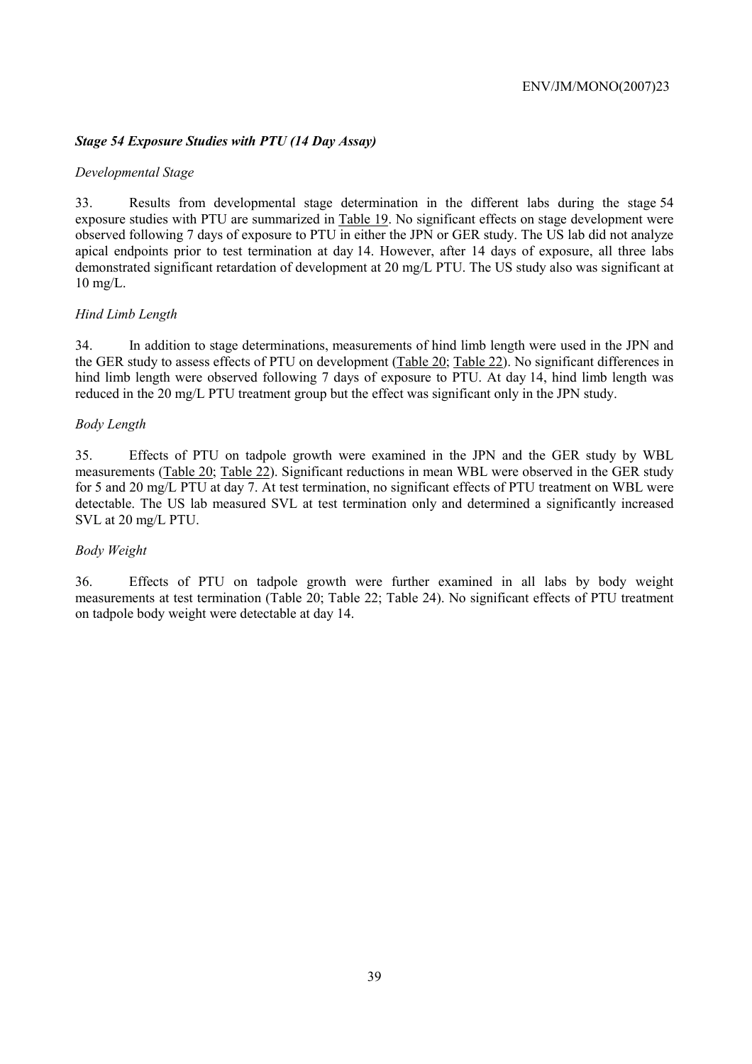### *Stage 54 Exposure Studies with PTU (14 Day Assay)*

*Developmental Stage*

33. Results from developmental stage determination in the different labs during the stage 54 exposure studies with PTU are summarized in Table 19. No significant effects on stage development were observed following 7 days of exposure to PTU in either the JPN or GER study. The US lab did not analyze apical endpoints prior to test termination at day 14. However, after 14 days of exposure, all three labs demonstrated significant retardation of development at 20 mg/L PTU. The US study also was significant at 10 mg/L.

*Hind Limb Length*

34. In addition to stage determinations, measurements of hind limb length were used in the JPN and the GER study to assess effects of PTU on development (Table 20; Table 22). No significant differences in hind limb length were observed following 7 days of exposure to PTU. At day 14, hind limb length was reduced in the 20 mg/L PTU treatment group but the effect was significant only in the JPN study.

*Body Length*

35. Effects of PTU on tadpole growth were examined in the JPN and the GER study by WBL measurements (Table 20; Table 22). Significant reductions in mean WBL were observed in the GER study for 5 and 20 mg/L PTU at day 7. At test termination, no significant effects of PTU treatment on WBL were detectable. The US lab measured SVL at test termination only and determined a significantly increased SVL at 20 mg/L PTU.

*Body Weight*

36. Effects of PTU on tadpole growth were further examined in all labs by body weight measurements at test termination (Table 20; Table 22; Table 24). No significant effects of PTU treatment on tadpole body weight were detectable at day 14.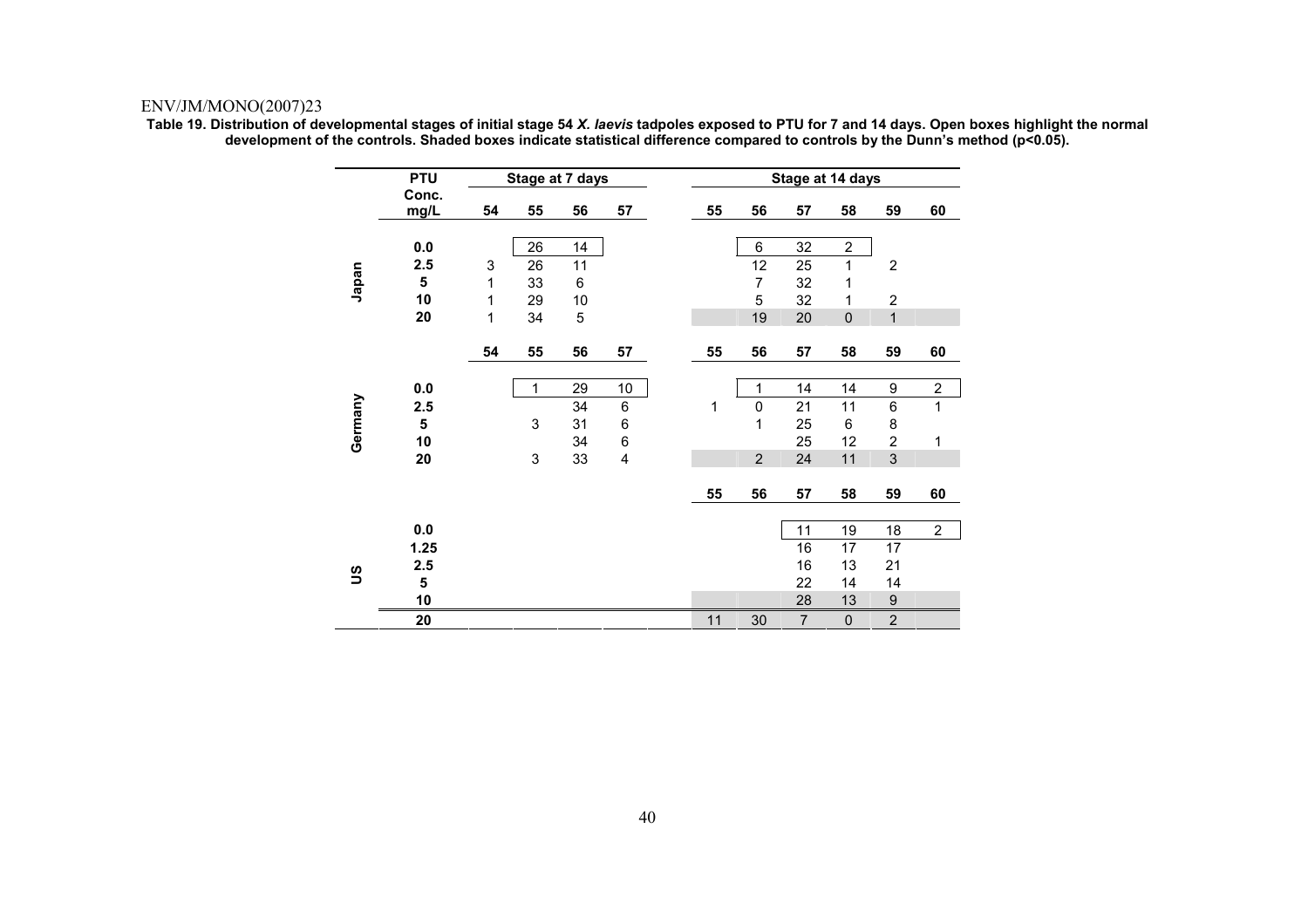**Table 19. Distribution of developmental stages of initial stage 54 *X. laevis* tadpoles exposed to PTU for 7 and 14 days. Open boxes highlight the normal development of the controls. Shaded boxes indicate statistical difference compared to controls by the Dunn's method (p<0.05).**

| | PTU Conc. mg/L | Stage at 7 days | | | | Stage at 14 days | | | | | |
|---|---|---|---|---|---|---|---|---|---|---|---|
| | | 54 | 55 | 56 | 57 | 55 | 56 | 57 | 58 | 59 | 60 |
| Japan | 0.0 | | 26 | 14 | | | 6 | 32 | 2 | | |
| | 2.5 | 3 | 26 | 11 | | | 12 | 25 | 1 | 2 | |
| | 5 | 1 | 33 | 6 | | | 7 | 32 | 1 | | |
| | 10 | 1 | 29 | 10 | | | 5 | 32 | 1 | 2 | |
| | 20 | 1 | 34 | 5 | | | 19 | 20 | 0 | 1 | |
| | | 54 | 55 | 56 | 57 | 55 | 56 | 57 | 58 | 59 | 60 |
| Germany | 0.0 | | 1 | 29 | 10 | | 1 | 14 | 14 | 9 | 2 |
| | 2.5 | | | 34 | 6 | 1 | 0 | 21 | 11 | 6 | 1 |
| | 5 | | 3 | 31 | 6 | | 1 | 25 | 6 | 8 | |
| | 10 | | | 34 | 6 | | | 25 | 12 | 2 | 1 |
| | 20 | | 3 | 33 | 4 | | 2 | 24 | 11 | 3 | |
| | | | | | | 55 | 56 | 57 | 58 | 59 | 60 |
| US | 0.0 | | | | | | | 11 | 19 | 18 | 2 |
| | 1.25 | | | | | | | 16 | 17 | 17 | |
| | 2.5 | | | | | | | 16 | 13 | 21 | |
| | 5 | | | | | | | 22 | 14 | 14 | |
| | 10 | | | | | | | 28 | 13 | 9 | |
| | 20 | | | | | 11 | 30 | 7 | 0 | 2 | |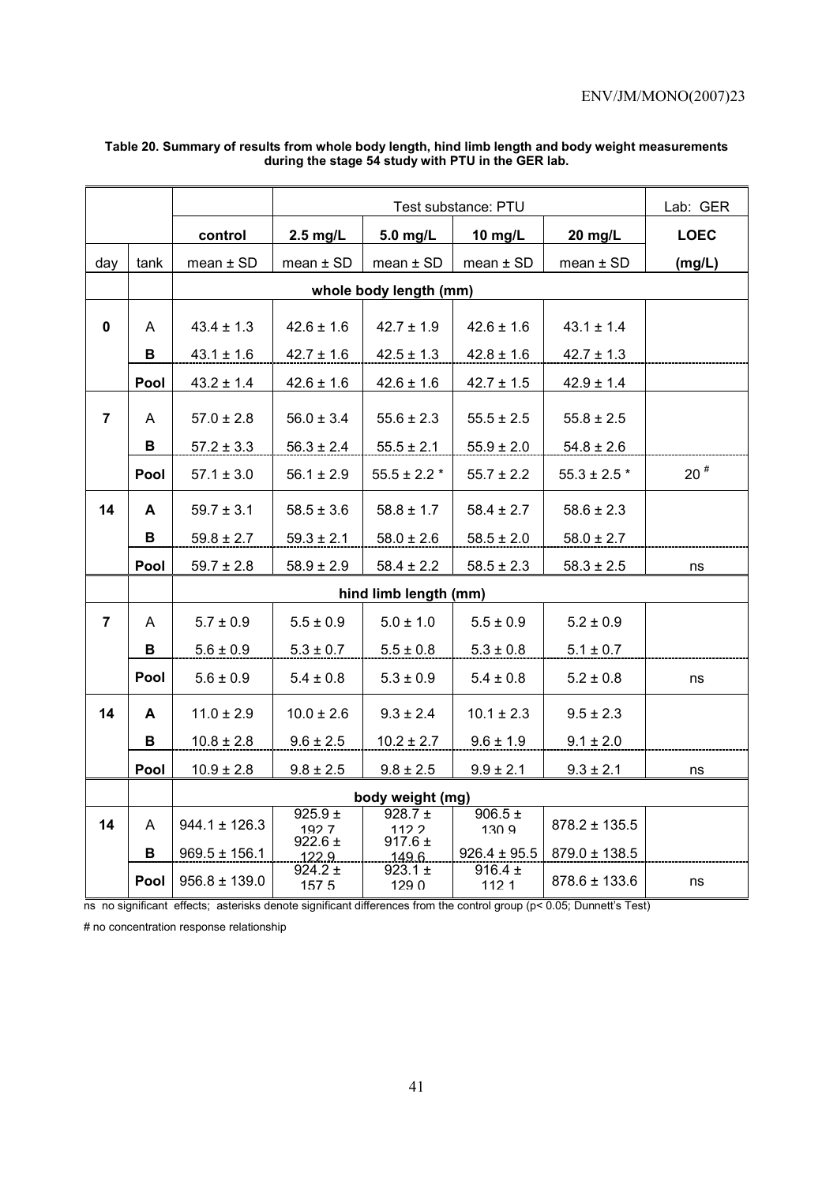**Table 20. Summary of results from whole body length, hind limb length and body weight measurements during the stage 54 study with PTU in the GER lab.**

| | | | Test substance: PTU | | | | Lab: GER |
|---|---|---|---|---|---|---|---|
| | | **control** | **2.5 mg/L** | **5.0 mg/L** | **10 mg/L** | **20 mg/L** | **LOEC** |
| day | tank | mean ± SD | mean ± SD | mean ± SD | mean ± SD | mean ± SD | **(mg/L)** |
| | | **whole body length (mm)** | | | | | |
| **0** | A | 43.4 ± 1.3 | 42.6 ± 1.6 | 42.7 ± 1.9 | 42.6 ± 1.6 | 43.1 ± 1.4 | |
| | **B** | 43.1 ± 1.6 | 42.7 ± 1.6 | 42.5 ± 1.3 | 42.8 ± 1.6 | 42.7 ± 1.3 | |
| | **Pool** | 43.2 ± 1.4 | 42.6 ± 1.6 | 42.6 ± 1.6 | 42.7 ± 1.5 | 42.9 ± 1.4 | |
| **7** | A | 57.0 ± 2.8 | 56.0 ± 3.4 | 55.6 ± 2.3 | 55.5 ± 2.5 | 55.8 ± 2.5 | |
| | **B** | 57.2 ± 3.3 | 56.3 ± 2.4 | 55.5 ± 2.1 | 55.9 ± 2.0 | 54.8 ± 2.6 | |
| | **Pool** | 57.1 ± 3.0 | 56.1 ± 2.9 | 55.5 ± 2.2 * | 55.7 ± 2.2 | 55.3 ± 2.5 * | 20 # |
| **14** | **A** | 59.7 ± 3.1 | 58.5 ± 3.6 | 58.8 ± 1.7 | 58.4 ± 2.7 | 58.6 ± 2.3 | |
| | **B** | 59.8 ± 2.7 | 59.3 ± 2.1 | 58.0 ± 2.6 | 58.5 ± 2.0 | 58.0 ± 2.7 | |
| | **Pool** | 59.7 ± 2.8 | 58.9 ± 2.9 | 58.4 ± 2.2 | 58.5 ± 2.3 | 58.3 ± 2.5 | ns |
| | | **hind limb length (mm)** | | | | | |
| **7** | A | 5.7 ± 0.9 | 5.5 ± 0.9 | 5.0 ± 1.0 | 5.5 ± 0.9 | 5.2 ± 0.9 | |
| | **B** | 5.6 ± 0.9 | 5.3 ± 0.7 | 5.5 ± 0.8 | 5.3 ± 0.8 | 5.1 ± 0.7 | |
| | **Pool** | 5.6 ± 0.9 | 5.4 ± 0.8 | 5.3 ± 0.9 | 5.4 ± 0.8 | 5.2 ± 0.8 | ns |
| **14** | **A** | 11.0 ± 2.9 | 10.0 ± 2.6 | 9.3 ± 2.4 | 10.1 ± 2.3 | 9.5 ± 2.3 | |
| | **B** | 10.8 ± 2.8 | 9.6 ± 2.5 | 10.2 ± 2.7 | 9.6 ± 1.9 | 9.1 ± 2.0 | |
| | **Pool** | 10.9 ± 2.8 | 9.8 ± 2.5 | 9.8 ± 2.5 | 9.9 ± 2.1 | 9.3 ± 2.1 | ns |
| | | **body weight (mg)** | | | | | |
| **14** | A | 944.1 ± 126.3 | 925.9 ± 192.7 | 928.7 ± 112.2 | 906.5 ± 130.9 | 878.2 ± 135.5 | |
| | **B** | 969.5 ± 156.1 | 922.6 ± 122.9 | 917.6 ± 149.6 | 926.4 ± 95.5 | 879.0 ± 138.5 | |
| | **Pool** | 956.8 ± 139.0 | 924.2 ± 157.5 | 923.1 ± 129.0 | 916.4 ± 112.1 | 878.6 ± 133.6 | ns |

ns no significant effects; asterisks denote significant differences from the control group ($p < 0.05$; Dunnett's Test)

# no concentration response relationship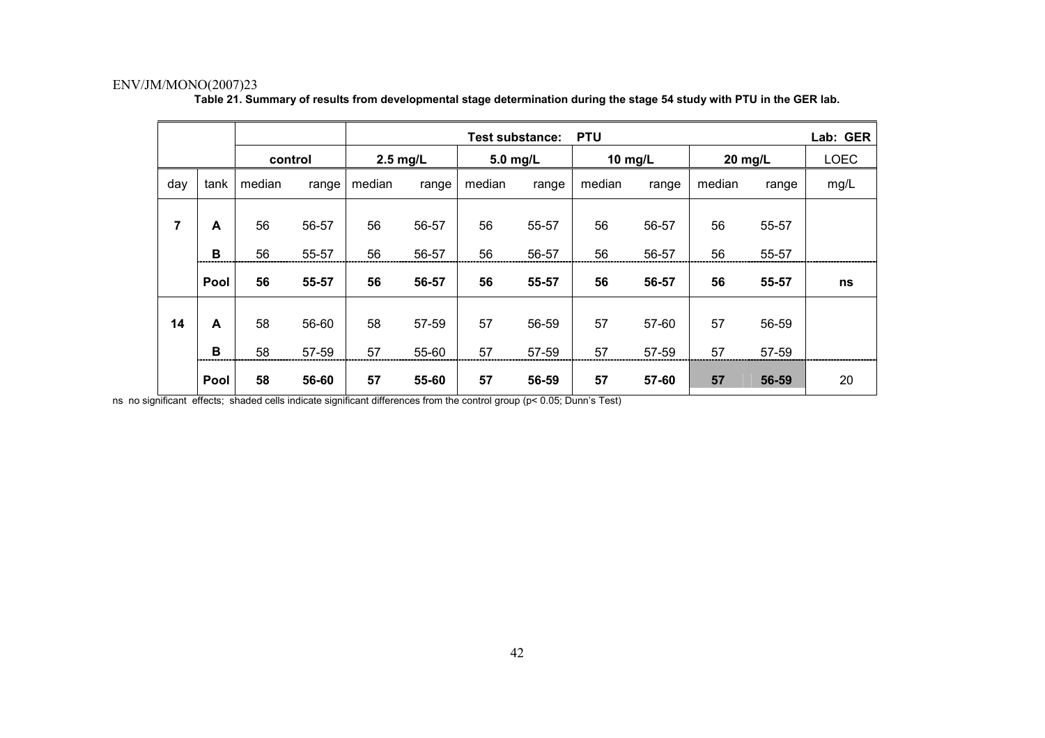**Table 21. Summary of results from developmental stage determination during the stage 54 study with PTU in the GER lab.**

| | | Test substance: PTU | | | | | | | | | | Lab: GER |
|---|---|---|---|---|---|---|---|---|---|---|---|---|
| | | control | | 2.5 mg/L | | 5.0 mg/L | | 10 mg/L | | 20 mg/L | | LOEC |
| day | tank | median | range | median | range | median | range | median | range | median | range | mg/L |
| 7 | A | 56 | 56-57 | 56 | 56-57 | 56 | 55-57 | 56 | 56-57 | 56 | 55-57 | |
| | B | 56 | 55-57 | 56 | 56-57 | 56 | 56-57 | 56 | 56-57 | 56 | 55-57 | |
| | **Pool** | **56** | **55-57** | **56** | **56-57** | **56** | **55-57** | **56** | **56-57** | **56** | **55-57** | **ns** |
| 14 | A | 58 | 56-60 | 58 | 57-59 | 57 | 56-59 | 57 | 57-60 | 57 | 56-59 | |
| | B | 58 | 57-59 | 57 | 55-60 | 57 | 57-59 | 57 | 57-59 | 57 | 57-59 | |
| | **Pool** | **58** | **56-60** | **57** | **55-60** | **57** | **56-59** | **57** | **57-60** | **57** | **56-59** | 20 |

ns no significant effects; shaded cells indicate significant differences from the control group ($p < 0.05$; Dunn's Test)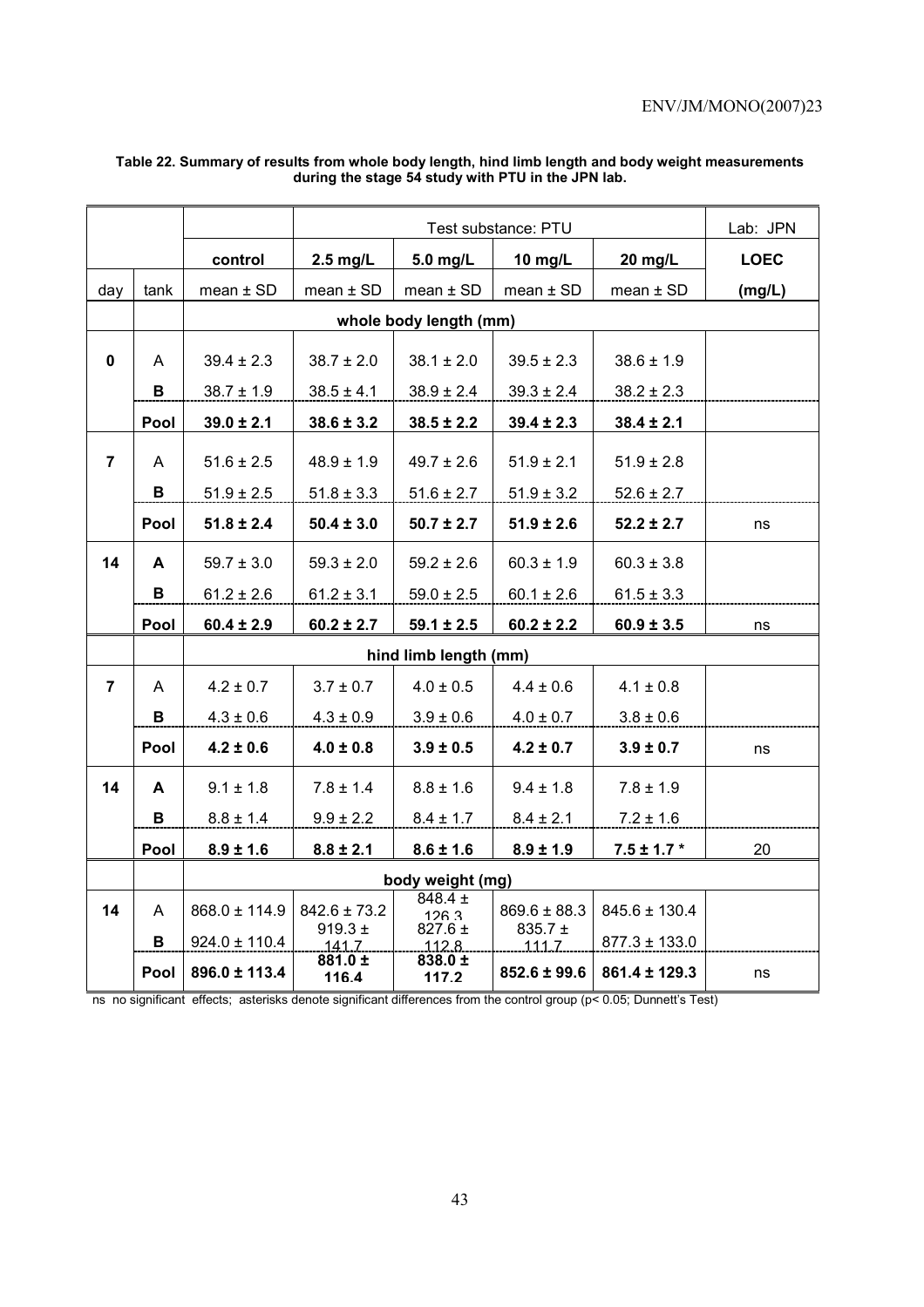**Table 22. Summary of results from whole body length, hind limb length and body weight measurements during the stage 54 study with PTU in the JPN lab.**

| | | | Test substance: PTU | | | | Lab: JPN |
|---|---|---|---|---|---|---|---|
| | | **control** | **2.5 mg/L** | **5.0 mg/L** | **10 mg/L** | **20 mg/L** | **LOEC** |
| day | tank | mean ± SD | mean ± SD | mean ± SD | mean ± SD | mean ± SD | **(mg/L)** |
| | | | | **whole body length (mm)** | | | |
| **0** | A | 39.4 ± 2.3 | 38.7 ± 2.0 | 38.1 ± 2.0 | 39.5 ± 2.3 | 38.6 ± 1.9 | |
| | **B** | 38.7 ± 1.9 | 38.5 ± 4.1 | 38.9 ± 2.4 | 39.3 ± 2.4 | 38.2 ± 2.3 | |
| | **Pool** | **39.0 ± 2.1** | **38.6 ± 3.2** | **38.5 ± 2.2** | **39.4 ± 2.3** | **38.4 ± 2.1** | |
| **7** | A | 51.6 ± 2.5 | 48.9 ± 1.9 | 49.7 ± 2.6 | 51.9 ± 2.1 | 51.9 ± 2.8 | |
| | **B** | 51.9 ± 2.5 | 51.8 ± 3.3 | 51.6 ± 2.7 | 51.9 ± 3.2 | 52.6 ± 2.7 | |
| | **Pool** | **51.8 ± 2.4** | **50.4 ± 3.0** | **50.7 ± 2.7** | **51.9 ± 2.6** | **52.2 ± 2.7** | ns |
| **14** | **A** | 59.7 ± 3.0 | 59.3 ± 2.0 | 59.2 ± 2.6 | 60.3 ± 1.9 | 60.3 ± 3.8 | |
| | **B** | 61.2 ± 2.6 | 61.2 ± 3.1 | 59.0 ± 2.5 | 60.1 ± 2.6 | 61.5 ± 3.3 | |
| | **Pool** | **60.4 ± 2.9** | **60.2 ± 2.7** | **59.1 ± 2.5** | **60.2 ± 2.2** | **60.9 ± 3.5** | ns |
| | | | | **hind limb length (mm)** | | | |
| **7** | A | 4.2 ± 0.7 | 3.7 ± 0.7 | 4.0 ± 0.5 | 4.4 ± 0.6 | 4.1 ± 0.8 | |
| | **B** | 4.3 ± 0.6 | 4.3 ± 0.9 | 3.9 ± 0.6 | 4.0 ± 0.7 | 3.8 ± 0.6 | |
| | **Pool** | **4.2 ± 0.6** | **4.0 ± 0.8** | **3.9 ± 0.5** | **4.2 ± 0.7** | **3.9 ± 0.7** | ns |
| **14** | **A** | 9.1 ± 1.8 | 7.8 ± 1.4 | 8.8 ± 1.6 | 9.4 ± 1.8 | 7.8 ± 1.9 | |
| | **B** | 8.8 ± 1.4 | 9.9 ± 2.2 | 8.4 ± 1.7 | 8.4 ± 2.1 | 7.2 ± 1.6 | |
| | **Pool** | **8.9 ± 1.6** | **8.8 ± 2.1** | **8.6 ± 1.6** | **8.9 ± 1.9** | **7.5 ± 1.7 *** | 20 |
| | | | | **body weight (mg)** | | | |
| **14** | A | 868.0 ± 114.9 | 842.6 ± 73.2 | 848.4 ± 126.3 | 869.6 ± 88.3 | 845.6 ± 130.4 | |
| | **B** | 924.0 ± 110.4 | 919.3 ± 141.7 | 827.6 ± 112.8 | 835.7 ± 111.7 | 877.3 ± 133.0 | |
| | **Pool** | **896.0 ± 113.4** | **881.0 ± 116.4** | **838.0 ± 117.2** | **852.6 ± 99.6** | **861.4 ± 129.3** | ns |

ns no significant effects; asterisks denote significant differences from the control group ($p < 0.05$; Dunnett's Test)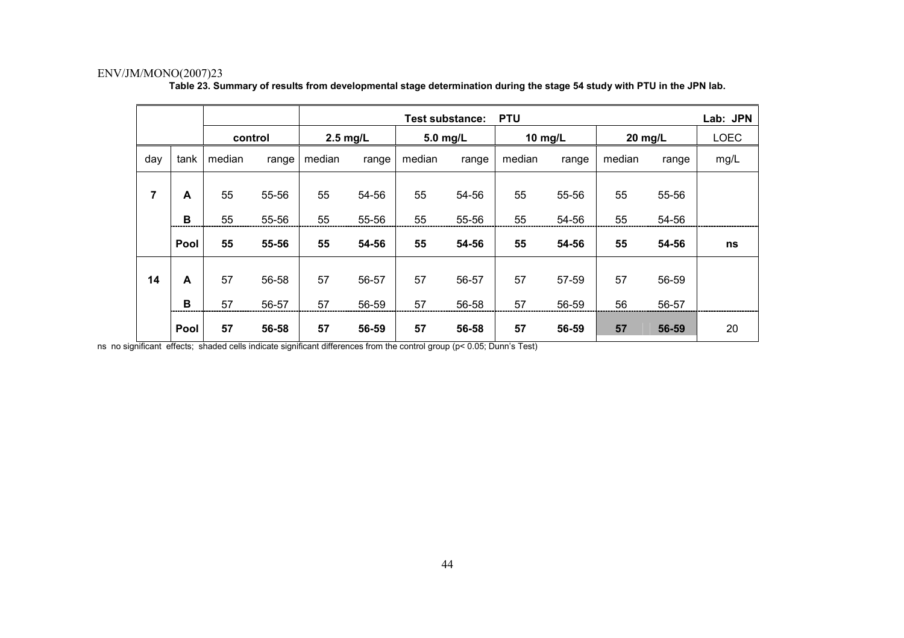**Table 23. Summary of results from developmental stage determination during the stage 54 study with PTU in the JPN lab.**

| | | Test substance: PTU | | | | | | | | | | Lab: JPN |
|---|---|---|---|---|---|---|---|---|---|---|---|---|
| | | control | | 2.5 mg/L | | 5.0 mg/L | | 10 mg/L | | 20 mg/L | | LOEC |
| day | tank | median | range | median | range | median | range | median | range | median | range | mg/L |
| **7** | **A** | 55 | 55-56 | 55 | 54-56 | 55 | 54-56 | 55 | 55-56 | 55 | 55-56 | |
| | **B** | 55 | 55-56 | 55 | 55-56 | 55 | 55-56 | 55 | 54-56 | 55 | 54-56 | |
| | **Pool** | **55** | **55-56** | **55** | **54-56** | **55** | **54-56** | **55** | **54-56** | **55** | **54-56** | **ns** |
| **14** | **A** | 57 | 56-58 | 57 | 56-57 | 57 | 56-57 | 57 | 57-59 | 57 | 56-59 | |
| | **B** | 57 | 56-57 | 57 | 56-59 | 57 | 56-58 | 57 | 56-59 | 56 | 56-57 | |
| | **Pool** | **57** | **56-58** | **57** | **56-59** | **57** | **56-58** | **57** | **56-59** | **57** | **56-59** | 20 |

ns no significant effects; shaded cells indicate significant differences from the control group ($p < 0.05$; Dunn's Test)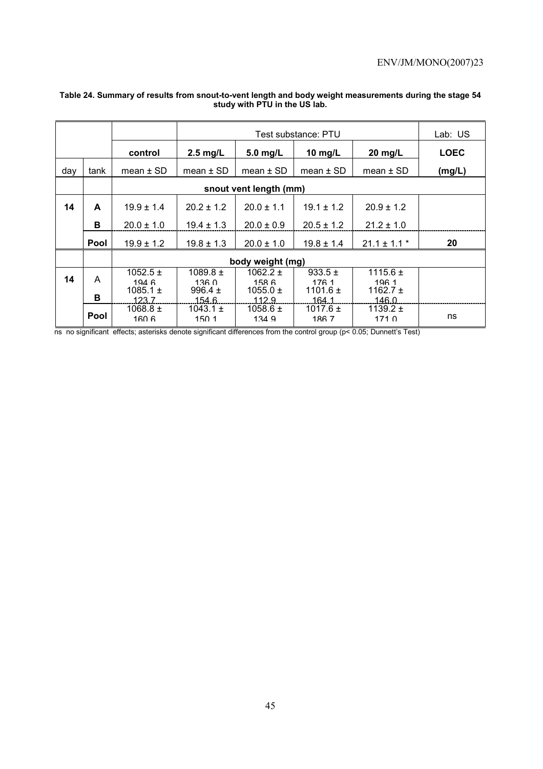**Table 24. Summary of results from snout-to-vent length and body weight measurements during the stage 54 study with PTU in the US lab.**

| | | | Test substance: PTU | | | | Lab: US |
|---|---|---|---|---|---|---|---|
| | | **control** | **2.5 mg/L** | **5.0 mg/L** | **10 mg/L** | **20 mg/L** | **LOEC** |
| day | tank | mean ± SD | mean ± SD | mean ± SD | mean ± SD | mean ± SD | **(mg/L)** |
| | | **snout vent length (mm)** | | | | | |
| **14** | **A** | 19.9 ± 1.4 | 20.2 ± 1.2 | 20.0 ± 1.1 | 19.1 ± 1.2 | 20.9 ± 1.2 | |
| | **B** | 20.0 ± 1.0 | 19.4 ± 1.3 | 20.0 ± 0.9 | 20.5 ± 1.2 | 21.2 ± 1.0 | |
| | **Pool** | 19.9 ± 1.2 | 19.8 ± 1.3 | 20.0 ± 1.0 | 19.8 ± 1.4 | 21.1 ± 1.1 * | **20** |
| | | **body weight (mg)** | | | | | |
| **14** | A | 1052.5 ± 194.6 | 1089.8 ± 136.0 | 1062.2 ± 158.6 | 933.5 ± 176.1 | 1115.6 ± 196.1 | |
| | **B** | 1085.1 ± 123.7 | 996.4 ± 154.6 | 1055.0 ± 112.9 | 1101.6 ± 164.1 | 1162.7 ± 146.0 | |
| | **Pool** | 1068.8 ± 160.6 | 1043.1 ± 150.1 | 1058.6 ± 134.9 | 1017.6 ± 186.7 | 1139.2 ± 171.0 | ns |

ns no significant effects; asterisks denote significant differences from the control group ($p < 0.05$; Dunnett's Test)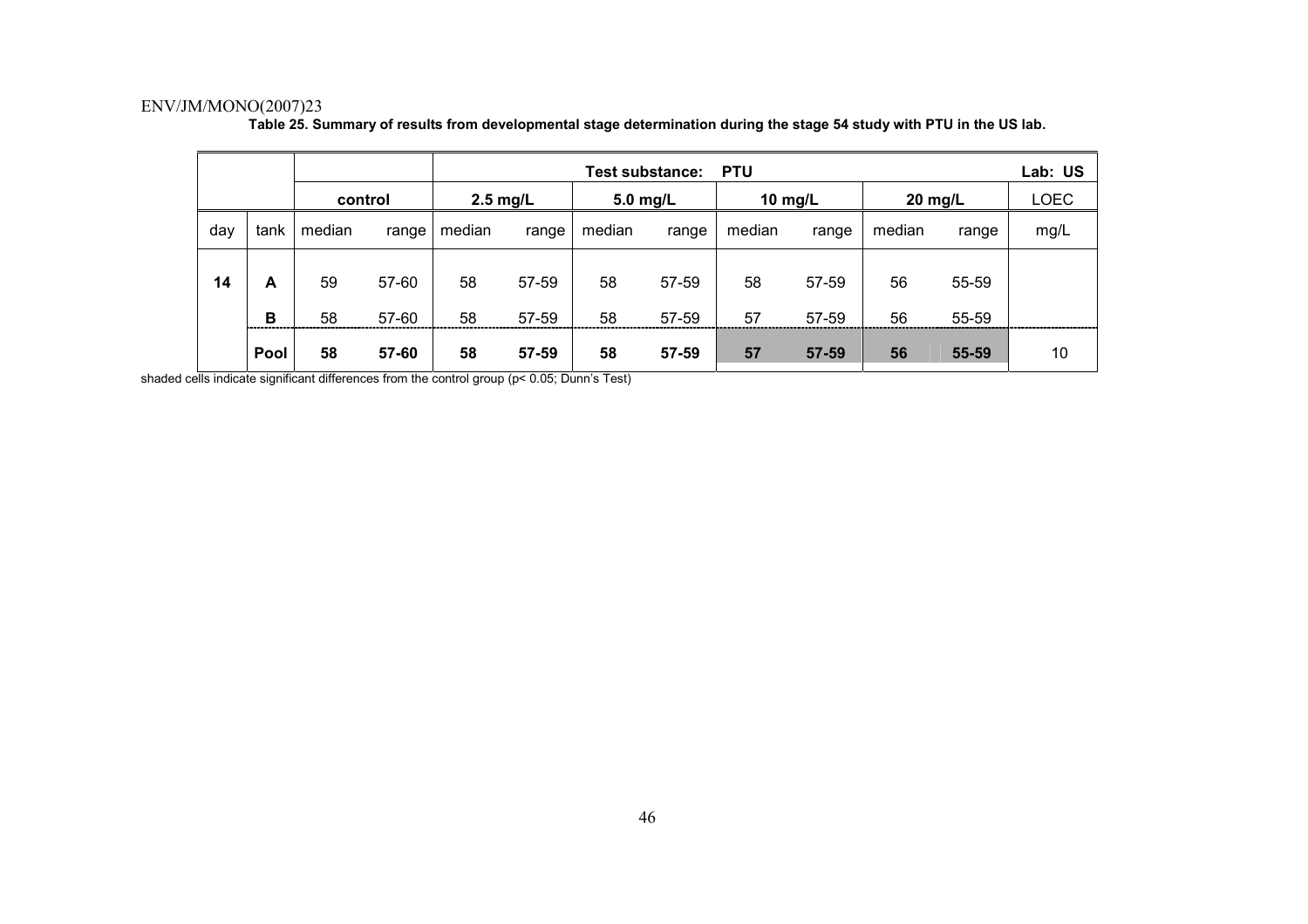**Table 25. Summary of results from developmental stage determination during the stage 54 study with PTU in the US lab.**

| | | Test substance: PTU | | | | | | | | | | Lab: US |
|---|---|---|---|---|---|---|---|---|---|---|---|---|
| | | control | | 2.5 mg/L | | 5.0 mg/L | | 10 mg/L | | 20 mg/L | | LOEC |
| day | tank | median | range | median | range | median | range | median | range | median | range | mg/L |
| 14 | A | 59 | 57-60 | 58 | 57-59 | 58 | 57-59 | 58 | 57-59 | 56 | 55-59 | |
| | B | 58 | 57-60 | 58 | 57-59 | 58 | 57-59 | 57 | 57-59 | 56 | 55-59 | |
| | **Pool** | **58** | **57-60** | **58** | **57-59** | **58** | **57-59** | **57** | **57-59** | **56** | **55-59** | 10 |

shaded cells indicate significant differences from the control group ($p < 0.05$; Dunn's Test)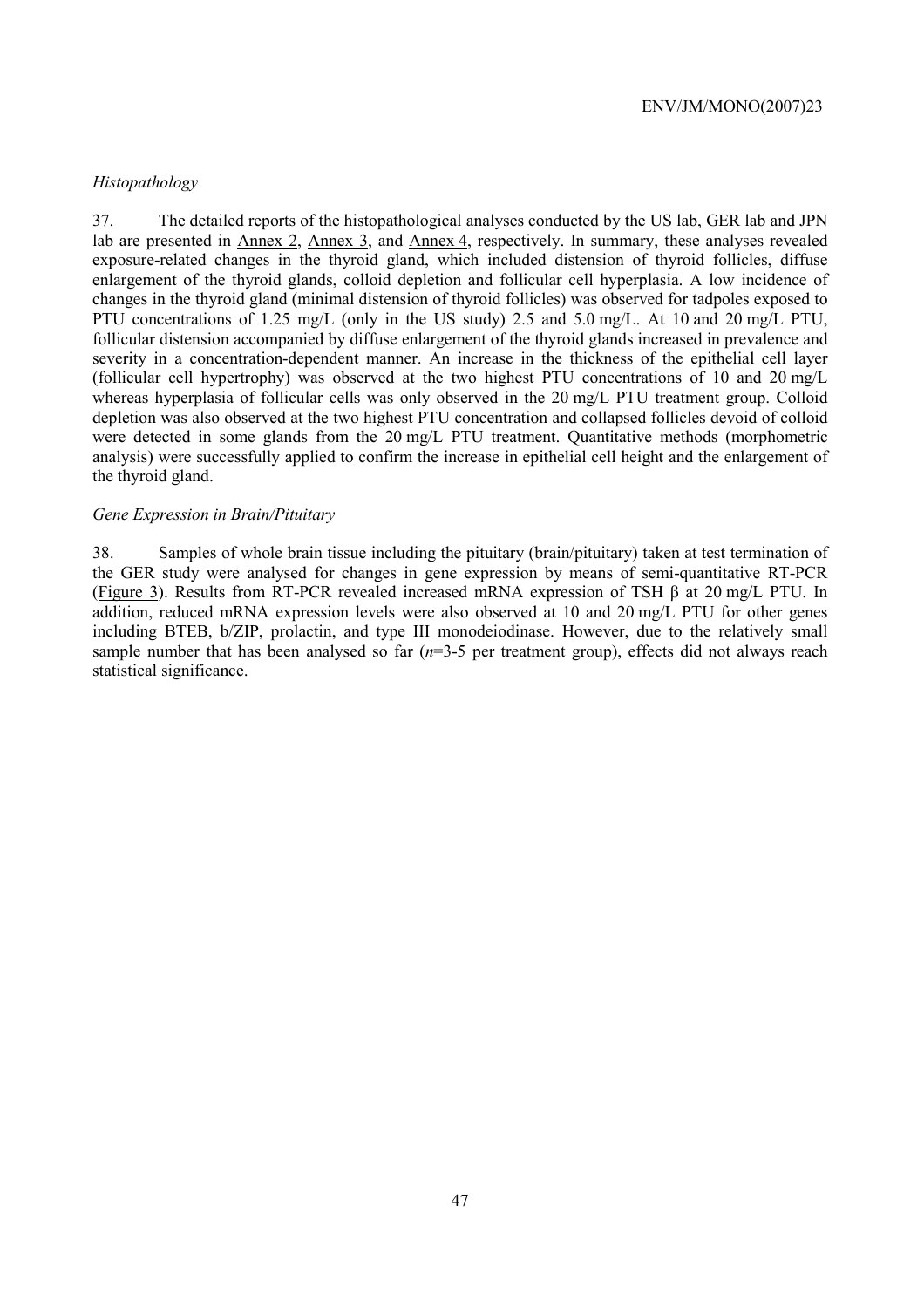*Histopathology*

37. The detailed reports of the histopathological analyses conducted by the US lab, GER lab and JPN lab are presented in Annex 2, Annex 3, and Annex 4, respectively. In summary, these analyses revealed exposure-related changes in the thyroid gland, which included distension of thyroid follicles, diffuse enlargement of the thyroid glands, colloid depletion and follicular cell hyperplasia. A low incidence of changes in the thyroid gland (minimal distension of thyroid follicles) was observed for tadpoles exposed to PTU concentrations of 1.25 mg/L (only in the US study) 2.5 and 5.0 mg/L. At 10 and 20 mg/L PTU, follicular distension accompanied by diffuse enlargement of the thyroid glands increased in prevalence and severity in a concentration-dependent manner. An increase in the thickness of the epithelial cell layer (follicular cell hypertrophy) was observed at the two highest PTU concentrations of 10 and 20 mg/L whereas hyperplasia of follicular cells was only observed in the 20 mg/L PTU treatment group. Colloid depletion was also observed at the two highest PTU concentration and collapsed follicles devoid of colloid were detected in some glands from the 20 mg/L PTU treatment. Quantitative methods (morphometric analysis) were successfully applied to confirm the increase in epithelial cell height and the enlargement of the thyroid gland.

*Gene Expression in Brain/Pituitary*

38. Samples of whole brain tissue including the pituitary (brain/pituitary) taken at test termination of the GER study were analysed for changes in gene expression by means of semi-quantitative RT-PCR (Figure 3). Results from RT-PCR revealed increased mRNA expression of TSH β at 20 mg/L PTU. In addition, reduced mRNA expression levels were also observed at 10 and 20 mg/L PTU for other genes including BTEB, b/ZIP, prolactin, and type III monodeiodinase. However, due to the relatively small sample number that has been analysed so far ($n$=3-5 per treatment group), effects did not always reach statistical significance.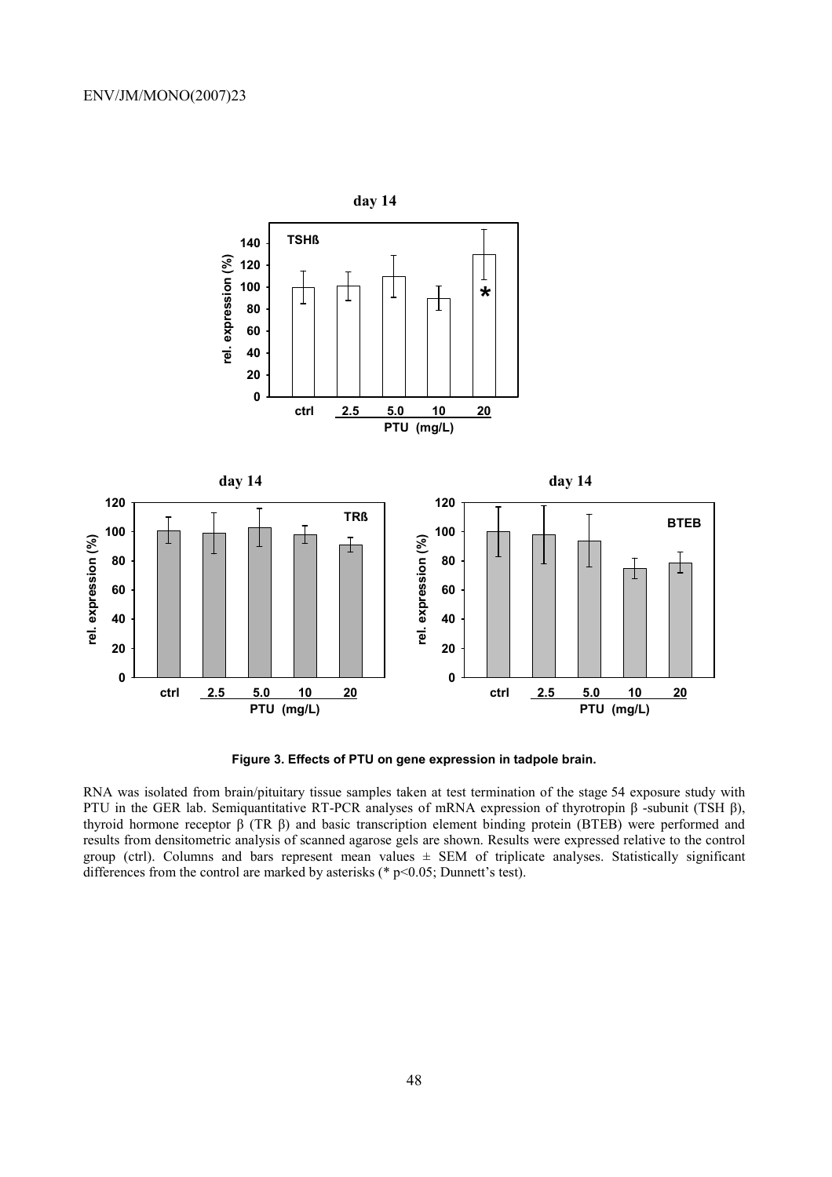**Figure 3. Effects of PTU on gene expression in tadpole brain.**

RNA was isolated from brain/pituitary tissue samples taken at test termination of the stage 54 exposure study with PTU in the GER lab. Semiquantitative RT-PCR analyses of mRNA expression of thyrotropin β -subunit (TSH β), thyroid hormone receptor β (TR β) and basic transcription element binding protein (BTEB) were performed and results from densitometric analysis of scanned agarose gels are shown. Results were expressed relative to the control group (ctrl). Columns and bars represent mean values ± SEM of triplicate analyses. Statistically significant differences from the control are marked by asterisks (* $p<0.05$; Dunnett's test).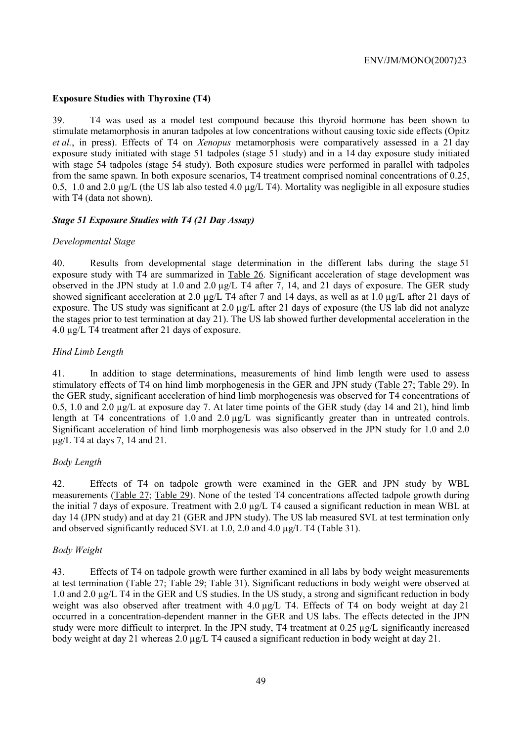### Exposure Studies with Thyroxine (T4)

39. T4 was used as a model test compound because this thyroid hormone has been shown to stimulate metamorphosis in anuran tadpoles at low concentrations without causing toxic side effects (Opitz *et al.*, in press). Effects of T4 on *Xenopus* metamorphosis were comparatively assessed in a 21 day exposure study initiated with stage 51 tadpoles (stage 51 study) and in a 14 day exposure study initiated with stage 54 tadpoles (stage 54 study). Both exposure studies were performed in parallel with tadpoles from the same spawn. In both exposure scenarios, T4 treatment comprised nominal concentrations of 0.25, 0.5, 1.0 and 2.0 µg/L (the US lab also tested 4.0 µg/L T4). Mortality was negligible in all exposure studies with T4 (data not shown).

#### *Stage 51 Exposure Studies with T4 (21 Day Assay)*

*Developmental Stage*

40. Results from developmental stage determination in the different labs during the stage 51 exposure study with T4 are summarized in Table 26. Significant acceleration of stage development was observed in the JPN study at 1.0 and 2.0 µg/L T4 after 7, 14, and 21 days of exposure. The GER study showed significant acceleration at 2.0 µg/L T4 after 7 and 14 days, as well as at 1.0 µg/L after 21 days of exposure. The US study was significant at 2.0 µg/L after 21 days of exposure (the US lab did not analyze the stages prior to test termination at day 21). The US lab showed further developmental acceleration in the 4.0 µg/L T4 treatment after 21 days of exposure.

*Hind Limb Length*

41. In addition to stage determinations, measurements of hind limb length were used to assess stimulatory effects of T4 on hind limb morphogenesis in the GER and JPN study (Table 27; Table 29). In the GER study, significant acceleration of hind limb morphogenesis was observed for T4 concentrations of 0.5, 1.0 and 2.0 µg/L at exposure day 7. At later time points of the GER study (day 14 and 21), hind limb length at T4 concentrations of 1.0 and 2.0 µg/L was significantly greater than in untreated controls. Significant acceleration of hind limb morphogenesis was also observed in the JPN study for 1.0 and 2.0 µg/L T4 at days 7, 14 and 21.

*Body Length*

42. Effects of T4 on tadpole growth were examined in the GER and JPN study by WBL measurements (Table 27; Table 29). None of the tested T4 concentrations affected tadpole growth during the initial 7 days of exposure. Treatment with 2.0 µg/L T4 caused a significant reduction in mean WBL at day 14 (JPN study) and at day 21 (GER and JPN study). The US lab measured SVL at test termination only and observed significantly reduced SVL at 1.0, 2.0 and 4.0 µg/L T4 (Table 31).

*Body Weight*

43. Effects of T4 on tadpole growth were further examined in all labs by body weight measurements at test termination (Table 27; Table 29; Table 31). Significant reductions in body weight were observed at 1.0 and 2.0 µg/L T4 in the GER and US studies. In the US study, a strong and significant reduction in body weight was also observed after treatment with 4.0 µg/L T4. Effects of T4 on body weight at day 21 occurred in a concentration-dependent manner in the GER and US labs. The effects detected in the JPN study were more difficult to interpret. In the JPN study, T4 treatment at 0.25 µg/L significantly increased body weight at day 21 whereas 2.0 µg/L T4 caused a significant reduction in body weight at day 21.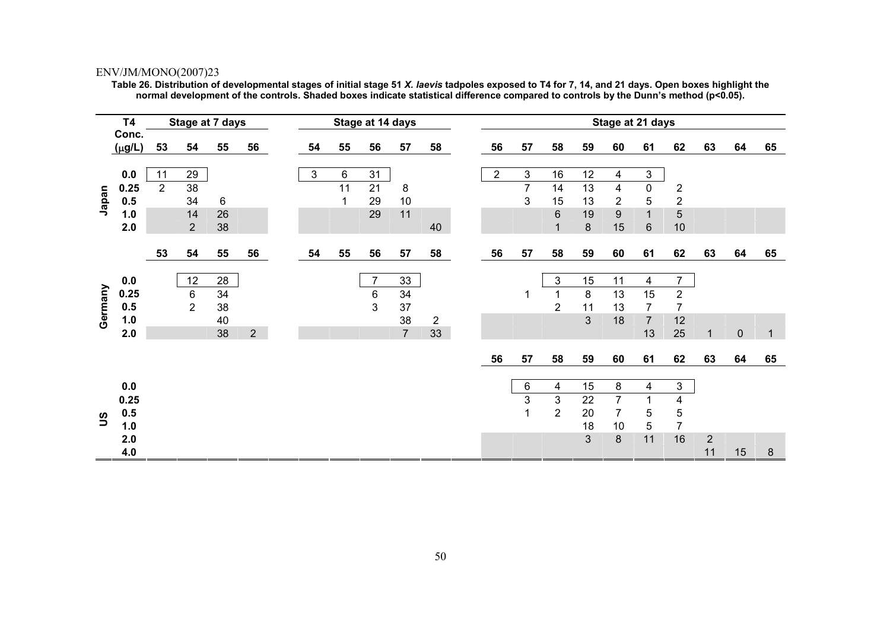**Table 26. Distribution of developmental stages of initial stage 51 *X. laevis* tadpoles exposed to T4 for 7, 14, and 21 days. Open boxes highlight the normal development of the controls. Shaded boxes indicate statistical difference compared to controls by the Dunn's method (p<0.05).**

| | T4 Conc. (μg/L) | Stage at 7 days | | | | Stage at 14 days | | | | | Stage at 21 days | | | | | | | | | |
|---|---|---|---|---|---|---|---|---|---|---|---|---|---|---|---|---|---|---|---|---|
| | | 53 | 54 | 55 | 56 | 54 | 55 | 56 | 57 | 58 | 56 | 57 | 58 | 59 | 60 | 61 | 62 | 63 | 64 | 65 |
| Japan | 0.0 | 11 | 29 | | | 3 | 6 | 31 | | | 2 | 3 | 16 | 12 | 4 | 3 | | | | |
| | 0.25 | 2 | 38 | | | | 11 | 21 | 8 | | | 7 | 14 | 13 | 4 | 0 | 2 | | | |
| | 0.5 | | 34 | 6 | | | 1 | 29 | 10 | | | 3 | 15 | 13 | 2 | 5 | 2 | | | |
| | 1.0 | | 14 | 26 | | | | 29 | 11 | | | | 6 | 19 | 9 | 1 | 5 | | | |
| | 2.0 | | 2 | 38 | | | | | | 40 | | | 1 | 8 | 15 | 6 | 10 | | | |
| | | 53 | 54 | 55 | 56 | 54 | 55 | 56 | 57 | 58 | 56 | 57 | 58 | 59 | 60 | 61 | 62 | 63 | 64 | 65 |
| Germany | 0.0 | | 12 | 28 | | | | 7 | 33 | | | | 3 | 15 | 11 | 4 | 7 | | | |
| | 0.25 | | 6 | 34 | | | | 6 | 34 | | | 1 | 1 | 8 | 13 | 15 | 2 | | | |
| | 0.5 | | 2 | 38 | | | | 3 | 37 | | | | 2 | 11 | 13 | 7 | 7 | | | |
| | 1.0 | | | 40 | | | | | 38 | 2 | | | | 3 | 18 | 7 | 12 | | | |
| | 2.0 | | | 38 | 2 | | | | 7 | 33 | | | | | | 13 | 25 | 1 | 0 | 1 |
| | | | | | | | | | | | 56 | 57 | 58 | 59 | 60 | 61 | 62 | 63 | 64 | 65 |
| US | 0.0 | | | | | | | | | | | 6 | 4 | 15 | 8 | 4 | 3 | | | |
| | 0.25 | | | | | | | | | | | 3 | 3 | 22 | 7 | 1 | 4 | | | |
| | 0.5 | | | | | | | | | | | 1 | 2 | 20 | 7 | 5 | 5 | | | |
| | 1.0 | | | | | | | | | | | | | 18 | 10 | 5 | 7 | | | |
| | 2.0 | | | | | | | | | | | | | 3 | 8 | 11 | 16 | 2 | | |
| | 4.0 | | | | | | | | | | | | | | | | | 11 | 15 | 8 |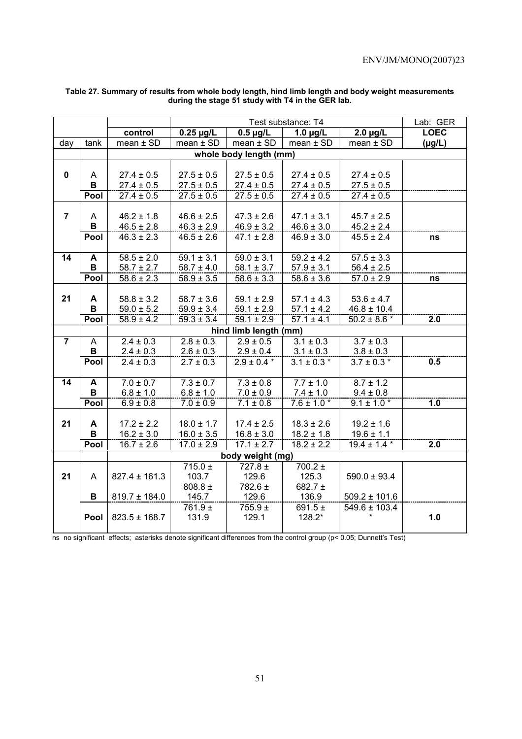**Table 27. Summary of results from whole body length, hind limb length and body weight measurements during the stage 51 study with T4 in the GER lab.**

| | | | Test substance: T4 | | | | Lab: GER |
|---|---|---|---|---|---|---|---|
| | | control | 0.25 µg/L | 0.5 µg/L | 1.0 µg/L | 2.0 µg/L | LOEC |
| day | tank | mean ± SD | mean ± SD | mean ± SD | mean ± SD | mean ± SD | (µg/L) |
| | | **whole body length (mm)** | | | | | |
| **0** | A | 27.4 ± 0.5 | 27.5 ± 0.5 | 27.5 ± 0.5 | 27.4 ± 0.5 | 27.4 ± 0.5 | |
| | **B** | 27.4 ± 0.5 | 27.5 ± 0.5 | 27.4 ± 0.5 | 27.4 ± 0.5 | 27.5 ± 0.5 | |
| | **Pool** | 27.4 ± 0.5 | 27.5 ± 0.5 | 27.5 ± 0.5 | 27.4 ± 0.5 | 27.4 ± 0.5 | |
| **7** | A | 46.2 ± 1.8 | 46.6 ± 2.5 | 47.3 ± 2.6 | 47.1 ± 3.1 | 45.7 ± 2.5 | |
| | **B** | 46.5 ± 2.8 | 46.3 ± 2.9 | 46.9 ± 3.2 | 46.6 ± 3.0 | 45.2 ± 2.4 | |
| | **Pool** | 46.3 ± 2.3 | 46.5 ± 2.6 | 47.1 ± 2.8 | 46.9 ± 3.0 | 45.5 ± 2.4 | **ns** |
| **14** | **A** | 58.5 ± 2.0 | 59.1 ± 3.1 | 59.0 ± 3.1 | 59.2 ± 4.2 | 57.5 ± 3.3 | |
| | **B** | 58.7 ± 2.7 | 58.7 ± 4.0 | 58.1 ± 3.7 | 57.9 ± 3.1 | 56.4 ± 2.5 | |
| | **Pool** | 58.6 ± 2.3 | 58.9 ± 3.5 | 58.6 ± 3.3 | 58.6 ± 3.6 | 57.0 ± 2.9 | **ns** |
| **21** | **A** | 58.8 ± 3.2 | 58.7 ± 3.6 | 59.1 ± 2.9 | 57.1 ± 4.3 | 53.6 ± 4.7 | |
| | **B** | 59.0 ± 5.2 | 59.9 ± 3.4 | 59.1 ± 2.9 | 57.1 ± 4.2 | 46.8 ± 10.4 | |
| | **Pool** | 58.9 ± 4.2 | 59.3 ± 3.4 | 59.1 ± 2.9 | 57.1 ± 4.1 | 50.2 ± 8.6 * | **2.0** |
| | | **hind limb length (mm)** | | | | | |
| **7** | A | 2.4 ± 0.3 | 2.8 ± 0.3 | 2.9 ± 0.5 | 3.1 ± 0.3 | 3.7 ± 0.3 | |
| | **B** | 2.4 ± 0.3 | 2.6 ± 0.3 | 2.9 ± 0.4 | 3.1 ± 0.3 | 3.8 ± 0.3 | |
| | **Pool** | 2.4 ± 0.3 | 2.7 ± 0.3 | 2.9 ± 0.4 * | 3.1 ± 0.3 * | 3.7 ± 0.3 * | **0.5** |
| **14** | **A** | 7.0 ± 0.7 | 7.3 ± 0.7 | 7.3 ± 0.8 | 7.7 ± 1.0 | 8.7 ± 1.2 | |
| | **B** | 6.8 ± 1.0 | 6.8 ± 1.0 | 7.0 ± 0.9 | 7.4 ± 1.0 | 9.4 ± 0.8 | |
| | **Pool** | 6.9 ± 0.8 | 7.0 ± 0.9 | 7.1 ± 0.8 | 7.6 ± 1.0 * | 9.1 ± 1.0 * | **1.0** |
| **21** | **A** | 17.2 ± 2.2 | 18.0 ± 1.7 | 17.4 ± 2.5 | 18.3 ± 2.6 | 19.2 ± 1.6 | |
| | **B** | 16.2 ± 3.0 | 16.0 ± 3.5 | 16.8 ± 3.0 | 18.2 ± 1.8 | 19.6 ± 1.1 | |
| | **Pool** | 16.7 ± 2.6 | 17.0 ± 2.9 | 17.1 ± 2.7 | 18.2 ± 2.2 | 19.4 ± 1.4 * | **2.0** |
| | | **body weight (mg)** | | | | | |
| **21** | A | 827.4 ± 161.3 | 715.0 ± 103.7 | 727.8 ± 129.6 | 700.2 ± 125.3 | 590.0 ± 93.4 | |
| | **B** | 819.7 ± 184.0 | 808.8 ± 145.7 | 782.6 ± 129.6 | 682.7 ± 136.9 | 509.2 ± 101.6 | |
| | **Pool** | 823.5 ± 168.7 | 761.9 ± 131.9 | 755.9 ± 129.1 | 691.5 ± 128.2* | 549.6 ± 103.4 * | **1.0** |

ns no significant effects; asterisks denote significant differences from the control group ($p < 0.05$; Dunnett's Test)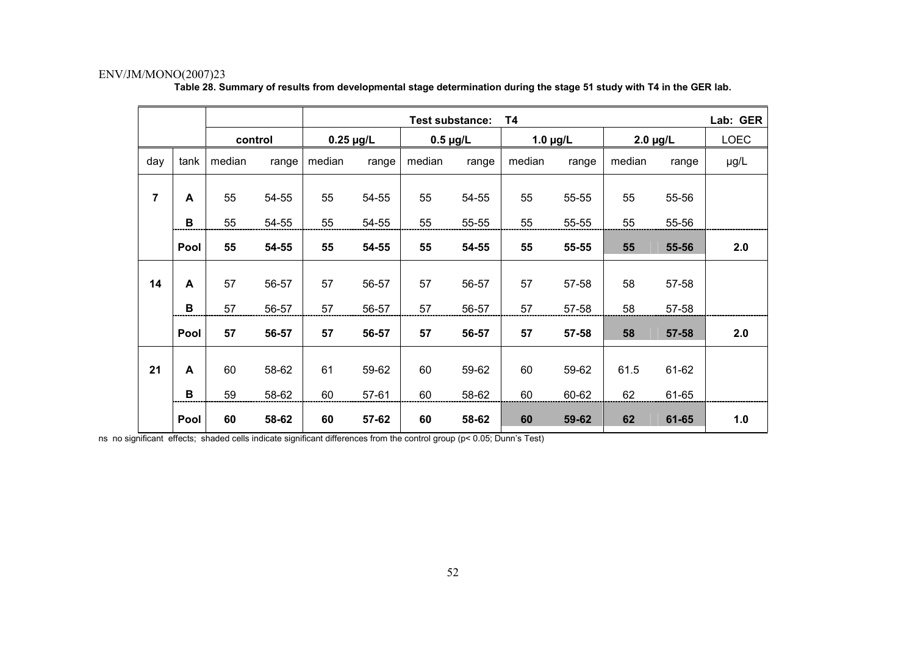**Table 28. Summary of results from developmental stage determination during the stage 51 study with T4 in the GER lab.**

| | | Test substance: T4 | | | | | | | | | | Lab: GER |
|---|---|---|---|---|---|---|---|---|---|---|---|---|
| | | control | | 0.25 µg/L | | 0.5 µg/L | | 1.0 µg/L | | 2.0 µg/L | | LOEC |
| day | tank | median | range | median | range | median | range | median | range | median | range | µg/L |
| **7** | **A** | 55 | 54-55 | 55 | 54-55 | 55 | 54-55 | 55 | 55-55 | 55 | 55-56 | |
| | **B** | 55 | 54-55 | 55 | 54-55 | 55 | 55-55 | 55 | 55-55 | 55 | 55-56 | |
| | **Pool** | **55** | **54-55** | **55** | **54-55** | **55** | **54-55** | **55** | **55-55** | **55** | **55-56** | **2.0** |
| **14** | **A** | 57 | 56-57 | 57 | 56-57 | 57 | 56-57 | 57 | 57-58 | 58 | 57-58 | |
| | **B** | 57 | 56-57 | 57 | 56-57 | 57 | 56-57 | 57 | 57-58 | 58 | 57-58 | |
| | **Pool** | **57** | **56-57** | **57** | **56-57** | **57** | **56-57** | **57** | **57-58** | **58** | **57-58** | **2.0** |
| **21** | **A** | 60 | 58-62 | 61 | 59-62 | 60 | 59-62 | 60 | 59-62 | 61.5 | 61-62 | |
| | **B** | 59 | 58-62 | 60 | 57-61 | 60 | 58-62 | 60 | 60-62 | 62 | 61-65 | |
| | **Pool** | **60** | **58-62** | **60** | **57-62** | **60** | **58-62** | **60** | **59-62** | **62** | **61-65** | **1.0** |

ns no significant effects; shaded cells indicate significant differences from the control group ($p < 0.05$; Dunn's Test)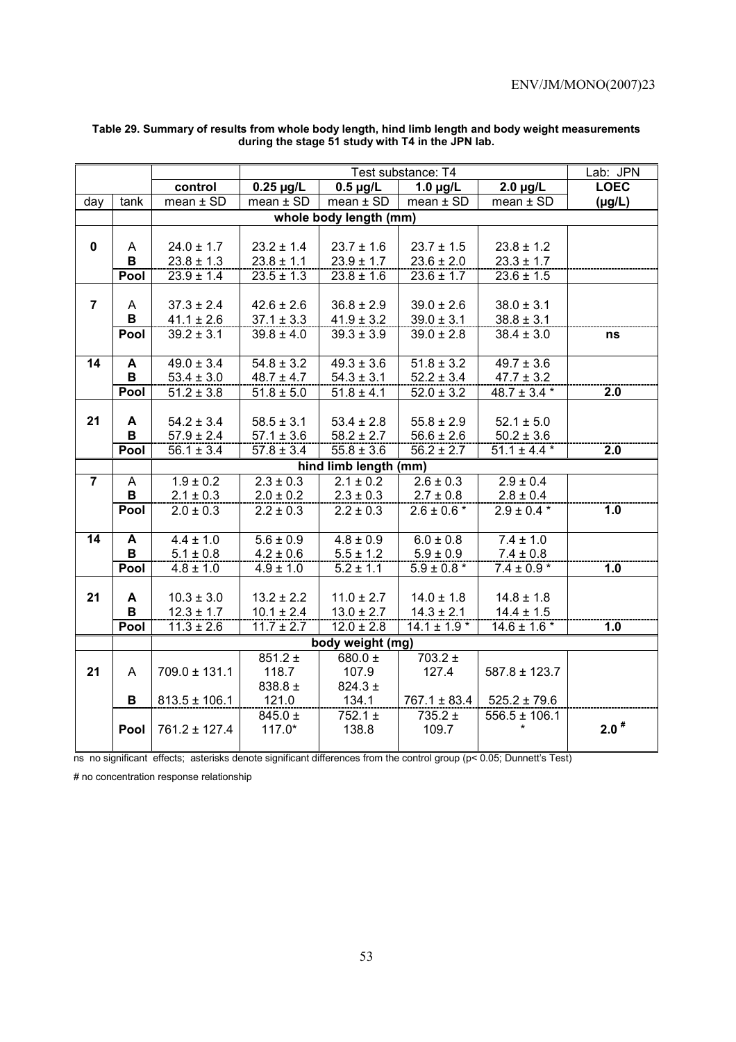**Table 29. Summary of results from whole body length, hind limb length and body weight measurements during the stage 51 study with T4 in the JPN lab.**

| | | | Test substance: T4 | | | | Lab: JPN |
|---|---|---|---|---|---|---|---|
| | | control | 0.25 µg/L | 0.5 µg/L | 1.0 µg/L | 2.0 µg/L | LOEC |
| day | tank | mean ± SD | mean ± SD | mean ± SD | mean ± SD | mean ± SD | (µg/L) |
| | | **whole body length (mm)** | | | | | |
| **0** | A | 24.0 ± 1.7 | 23.2 ± 1.4 | 23.7 ± 1.6 | 23.7 ± 1.5 | 23.8 ± 1.2 | |
| | **B** | 23.8 ± 1.3 | 23.8 ± 1.1 | 23.9 ± 1.7 | 23.6 ± 2.0 | 23.3 ± 1.7 | |
| | **Pool** | 23.9 ± 1.4 | 23.5 ± 1.3 | 23.8 ± 1.6 | 23.6 ± 1.7 | 23.6 ± 1.5 | |
| **7** | A | 37.3 ± 2.4 | 42.6 ± 2.6 | 36.8 ± 2.9 | 39.0 ± 2.6 | 38.0 ± 3.1 | |
| | **B** | 41.1 ± 2.6 | 37.1 ± 3.3 | 41.9 ± 3.2 | 39.0 ± 3.1 | 38.8 ± 3.1 | |
| | **Pool** | 39.2 ± 3.1 | 39.8 ± 4.0 | 39.3 ± 3.9 | 39.0 ± 2.8 | 38.4 ± 3.0 | **ns** |
| **14** | **A** | 49.0 ± 3.4 | 54.8 ± 3.2 | 49.3 ± 3.6 | 51.8 ± 3.2 | 49.7 ± 3.6 | |
| | **B** | 53.4 ± 3.0 | 48.7 ± 4.7 | 54.3 ± 3.1 | 52.2 ± 3.4 | 47.7 ± 3.2 | |
| | **Pool** | 51.2 ± 3.8 | 51.8 ± 5.0 | 51.8 ± 4.1 | 52.0 ± 3.2 | 48.7 ± 3.4 * | **2.0** |
| **21** | **A** | 54.2 ± 3.4 | 58.5 ± 3.1 | 53.4 ± 2.8 | 55.8 ± 2.9 | 52.1 ± 5.0 | |
| | **B** | 57.9 ± 2.4 | 57.1 ± 3.6 | 58.2 ± 2.7 | 56.6 ± 2.6 | 50.2 ± 3.6 | |
| | **Pool** | 56.1 ± 3.4 | 57.8 ± 3.4 | 55.8 ± 3.6 | 56.2 ± 2.7 | 51.1 ± 4.4 * | **2.0** |
| | | **hind limb length (mm)** | | | | | |
| **7** | A | 1.9 ± 0.2 | 2.3 ± 0.3 | 2.1 ± 0.2 | 2.6 ± 0.3 | 2.9 ± 0.4 | |
| | **B** | 2.1 ± 0.3 | 2.0 ± 0.2 | 2.3 ± 0.3 | 2.7 ± 0.8 | 2.8 ± 0.4 | |
| | **Pool** | 2.0 ± 0.3 | 2.2 ± 0.3 | 2.2 ± 0.3 | 2.6 ± 0.6 * | 2.9 ± 0.4 * | **1.0** |
| **14** | **A** | 4.4 ± 1.0 | 5.6 ± 0.9 | 4.8 ± 0.9 | 6.0 ± 0.8 | 7.4 ± 1.0 | |
| | **B** | 5.1 ± 0.8 | 4.2 ± 0.6 | 5.5 ± 1.2 | 5.9 ± 0.9 | 7.4 ± 0.8 | |
| | **Pool** | 4.8 ± 1.0 | 4.9 ± 1.0 | 5.2 ± 1.1 | 5.9 ± 0.8 * | 7.4 ± 0.9 * | **1.0** |
| **21** | **A** | 10.3 ± 3.0 | 13.2 ± 2.2 | 11.0 ± 2.7 | 14.0 ± 1.8 | 14.8 ± 1.8 | |
| | **B** | 12.3 ± 1.7 | 10.1 ± 2.4 | 13.0 ± 2.7 | 14.3 ± 2.1 | 14.4 ± 1.5 | |
| | **Pool** | 11.3 ± 2.6 | 11.7 ± 2.7 | 12.0 ± 2.8 | 14.1 ± 1.9 * | 14.6 ± 1.6 * | **1.0** |
| | | **body weight (mg)** | | | | | |
| **21** | A | 709.0 ± 131.1 | 851.2 ± 118.7 | 680.0 ± 107.9 | 703.2 ± 127.4 | 587.8 ± 123.7 | |
| | **B** | 813.5 ± 106.1 | 838.8 ± 121.0 | 824.3 ± 134.1 | 767.1 ± 83.4 | 525.2 ± 79.6 | |
| | **Pool** | 761.2 ± 127.4 | 845.0 ± 117.0* | 752.1 ± 138.8 | 735.2 ± 109.7 | 556.5 ± 106.1 * | **2.0 #** |

ns no significant effects; asterisks denote significant differences from the control group ($p < 0.05$; Dunnett's Test)

# no concentration response relationship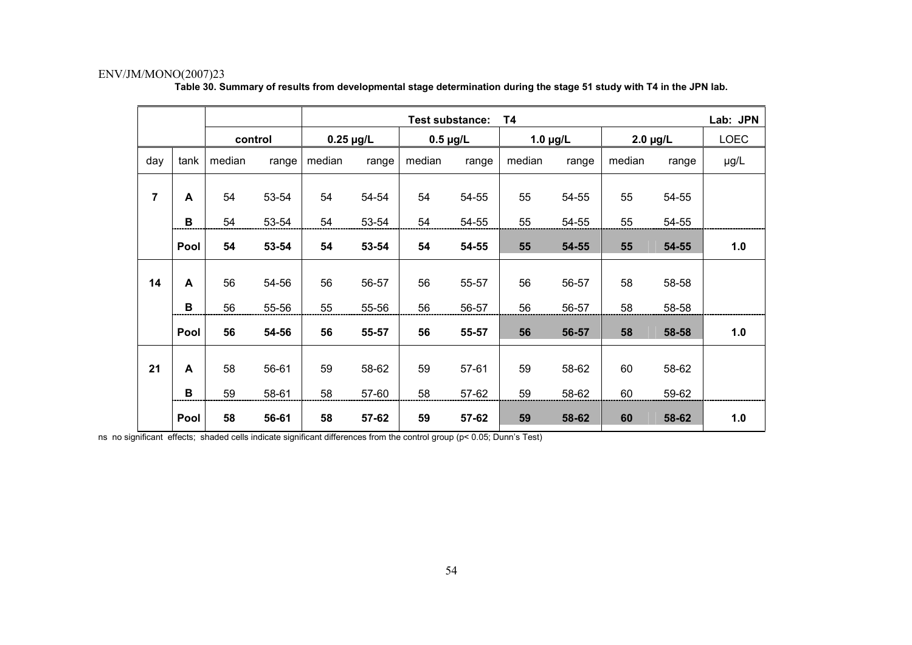**Table 30. Summary of results from developmental stage determination during the stage 51 study with T4 in the JPN lab.**

| | | Test substance: T4 | | | | | | | | | | Lab: JPN |
|---|---|---|---|---|---|---|---|---|---|---|---|---|
| | | control | | 0.25 µg/L | | 0.5 µg/L | | 1.0 µg/L | | 2.0 µg/L | | LOEC |
| day | tank | median | range | median | range | median | range | median | range | median | range | µg/L |
| 7 | A | 54 | 53-54 | 54 | 54-54 | 54 | 54-55 | 55 | 54-55 | 55 | 54-55 | |
| | B | 54 | 53-54 | 54 | 53-54 | 54 | 54-55 | 55 | 54-55 | 55 | 54-55 | |
| | **Pool** | **54** | **53-54** | **54** | **53-54** | **54** | **54-55** | **55** | **54-55** | **55** | **54-55** | **1.0** |
| 14 | A | 56 | 54-56 | 56 | 56-57 | 56 | 55-57 | 56 | 56-57 | 58 | 58-58 | |
| | B | 56 | 55-56 | 55 | 55-56 | 56 | 56-57 | 56 | 56-57 | 58 | 58-58 | |
| | **Pool** | **56** | **54-56** | **56** | **55-57** | **56** | **55-57** | **56** | **56-57** | **58** | **58-58** | **1.0** |
| 21 | A | 58 | 56-61 | 59 | 58-62 | 59 | 57-61 | 59 | 58-62 | 60 | 58-62 | |
| | B | 59 | 58-61 | 58 | 57-60 | 58 | 57-62 | 59 | 58-62 | 60 | 59-62 | |
| | **Pool** | **58** | **56-61** | **58** | **57-62** | **59** | **57-62** | **59** | **58-62** | **60** | **58-62** | **1.0** |

ns no significant effects; shaded cells indicate significant differences from the control group ($p < 0.05$; Dunn's Test)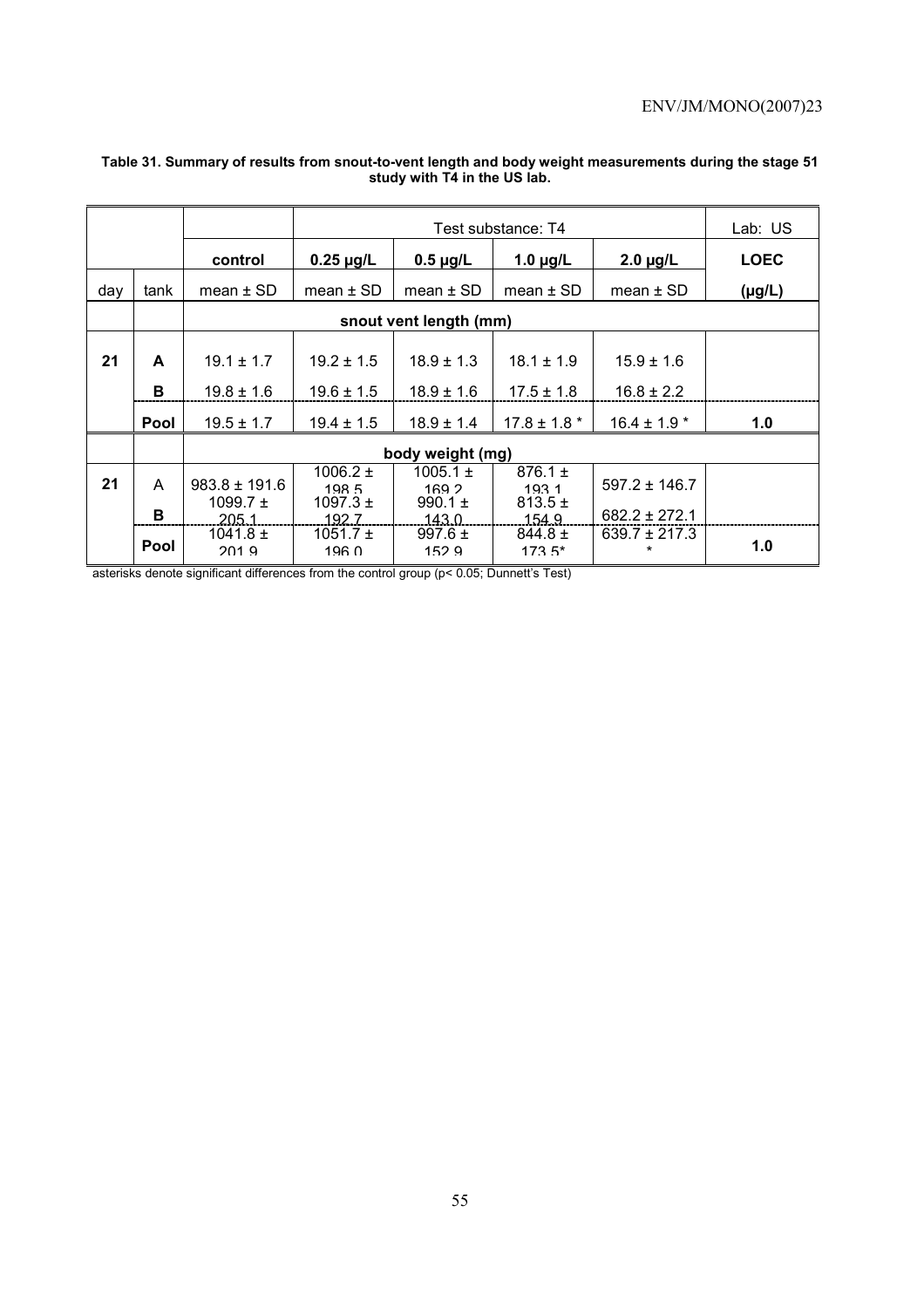**Table 31. Summary of results from snout-to-vent length and body weight measurements during the stage 51 study with T4 in the US lab.**

| | | | Test substance: T4 | | | | Lab: US |
|---|---|---|---|---|---|---|---|
| | | **control** | **0.25 µg/L** | **0.5 µg/L** | **1.0 µg/L** | **2.0 µg/L** | **LOEC** |
| day | tank | mean ± SD | mean ± SD | mean ± SD | mean ± SD | mean ± SD | **(µg/L)** |
| | | **snout vent length (mm)** | | | | | |
| **21** | **A** | 19.1 ± 1.7 | 19.2 ± 1.5 | 18.9 ± 1.3 | 18.1 ± 1.9 | 15.9 ± 1.6 | |
| | **B** | 19.8 ± 1.6 | 19.6 ± 1.5 | 18.9 ± 1.6 | 17.5 ± 1.8 | 16.8 ± 2.2 | |
| | **Pool** | 19.5 ± 1.7 | 19.4 ± 1.5 | 18.9 ± 1.4 | 17.8 ± 1.8 * | 16.4 ± 1.9 * | **1.0** |
| | | **body weight (mg)** | | | | | |
| **21** | A | 983.8 ± 191.6 | 1006.2 ± 198.5 | 1005.1 ± 169.2 | 876.1 ± 193.1 | 597.2 ± 146.7 | |
| | **B** | 1099.7 ± 205.1 | 1097.3 ± 192.7 | 990.1 ± 143.0 | 813.5 ± 154.9 | 682.2 ± 272.1 | |
| | **Pool** | 1041.8 ± 201.9 | 1051.7 ± 196.0 | 997.6 ± 152.9 | 844.8 ± 173.5* | 639.7 ± 217.3 * | **1.0** |

asterisks denote significant differences from the control group ($p < 0.05$; Dunnett's Test)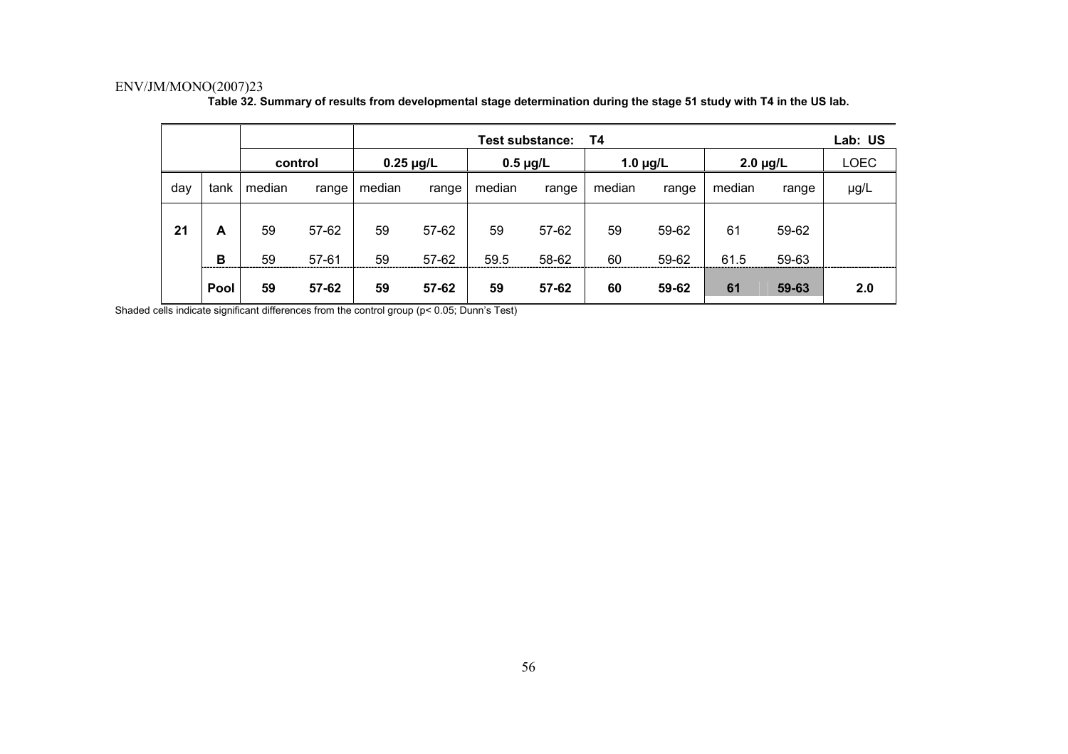**Table 32. Summary of results from developmental stage determination during the stage 51 study with T4 in the US lab.**

| | | Test substance: T4 | | | | | | | | | | Lab: US |
|---|---|---|---|---|---|---|---|---|---|---|---|---|
| | | control | | 0.25 µg/L | | 0.5 µg/L | | 1.0 µg/L | | 2.0 µg/L | | LOEC |
| day | tank | median | range | median | range | median | range | median | range | median | range | µg/L |
| 21 | A | 59 | 57-62 | 59 | 57-62 | 59 | 57-62 | 59 | 59-62 | 61 | 59-62 | |
| | B | 59 | 57-61 | 59 | 57-62 | 59.5 | 58-62 | 60 | 59-62 | 61.5 | 59-63 | |
| | **Pool** | **59** | **57-62** | **59** | **57-62** | **59** | **57-62** | **60** | **59-62** | **61** | **59-63** | **2.0** |

Shaded cells indicate significant differences from the control group ($p < 0.05$; Dunn's Test)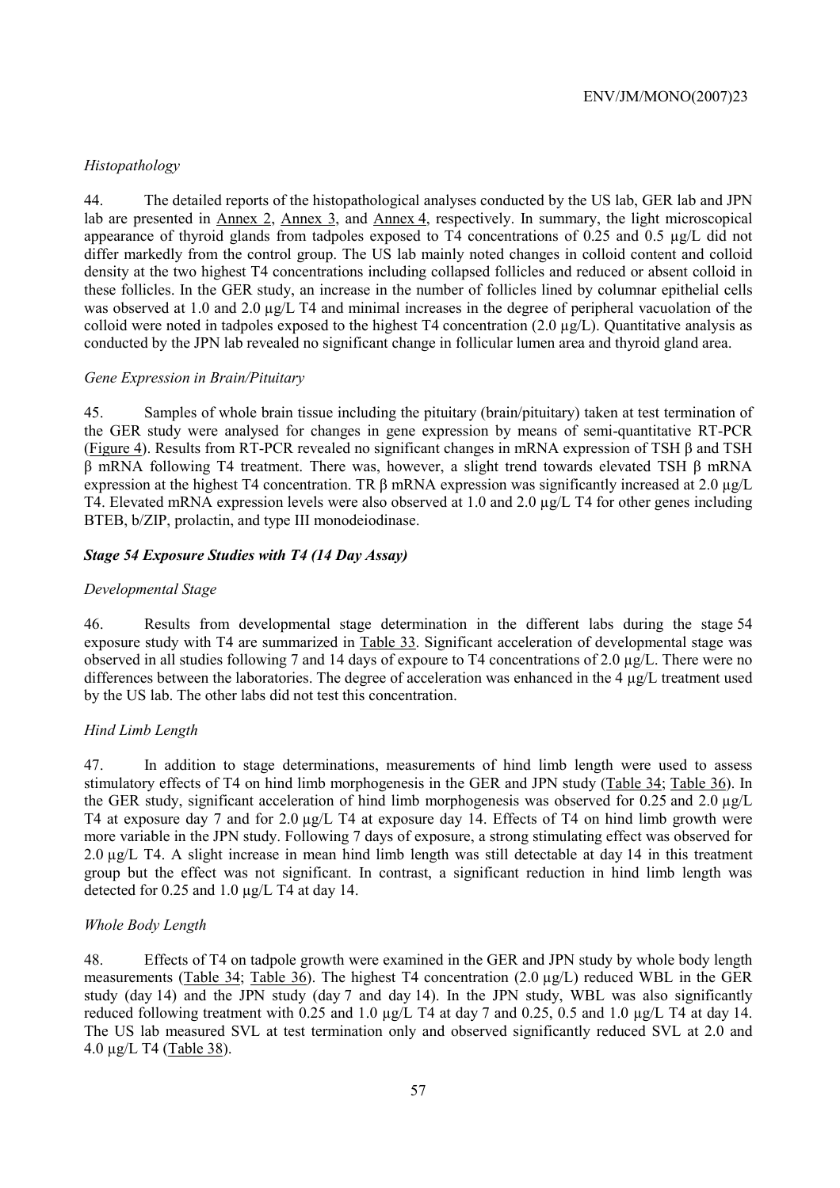*Histopathology*

44. The detailed reports of the histopathological analyses conducted by the US lab, GER lab and JPN lab are presented in Annex 2, Annex 3, and Annex 4, respectively. In summary, the light microscopical appearance of thyroid glands from tadpoles exposed to T4 concentrations of 0.25 and 0.5 µg/L did not differ markedly from the control group. The US lab mainly noted changes in colloid content and colloid density at the two highest T4 concentrations including collapsed follicles and reduced or absent colloid in these follicles. In the GER study, an increase in the number of follicles lined by columnar epithelial cells was observed at 1.0 and 2.0 µg/L T4 and minimal increases in the degree of peripheral vacuolation of the colloid were noted in tadpoles exposed to the highest T4 concentration (2.0 µg/L). Quantitative analysis as conducted by the JPN lab revealed no significant change in follicular lumen area and thyroid gland area.

*Gene Expression in Brain/Pituitary*

45. Samples of whole brain tissue including the pituitary (brain/pituitary) taken at test termination of the GER study were analysed for changes in gene expression by means of semi-quantitative RT-PCR (Figure 4). Results from RT-PCR revealed no significant changes in mRNA expression of TSH β and TSH β mRNA following T4 treatment. There was, however, a slight trend towards elevated TSH β mRNA expression at the highest T4 concentration. TR β mRNA expression was significantly increased at 2.0 µg/L T4. Elevated mRNA expression levels were also observed at 1.0 and 2.0 µg/L T4 for other genes including BTEB, b/ZIP, prolactin, and type III monodeiodinase.

***Stage 54 Exposure Studies with T4 (14 Day Assay)***

*Developmental Stage*

46. Results from developmental stage determination in the different labs during the stage 54 exposure study with T4 are summarized in Table 33. Significant acceleration of developmental stage was observed in all studies following 7 and 14 days of expoure to T4 concentrations of 2.0 µg/L. There were no differences between the laboratories. The degree of acceleration was enhanced in the 4 µg/L treatment used by the US lab. The other labs did not test this concentration.

*Hind Limb Length*

47. In addition to stage determinations, measurements of hind limb length were used to assess stimulatory effects of T4 on hind limb morphogenesis in the GER and JPN study (Table 34; Table 36). In the GER study, significant acceleration of hind limb morphogenesis was observed for 0.25 and 2.0 µg/L T4 at exposure day 7 and for 2.0 µg/L T4 at exposure day 14. Effects of T4 on hind limb growth were more variable in the JPN study. Following 7 days of exposure, a strong stimulating effect was observed for 2.0 µg/L T4. A slight increase in mean hind limb length was still detectable at day 14 in this treatment group but the effect was not significant. In contrast, a significant reduction in hind limb length was detected for 0.25 and 1.0 µg/L T4 at day 14.

*Whole Body Length*

48. Effects of T4 on tadpole growth were examined in the GER and JPN study by whole body length measurements (Table 34; Table 36). The highest T4 concentration (2.0 µg/L) reduced WBL in the GER study (day 14) and the JPN study (day 7 and day 14). In the JPN study, WBL was also significantly reduced following treatment with 0.25 and 1.0 µg/L T4 at day 7 and 0.25, 0.5 and 1.0 µg/L T4 at day 14. The US lab measured SVL at test termination only and observed significantly reduced SVL at 2.0 and 4.0 µg/L T4 (Table 38).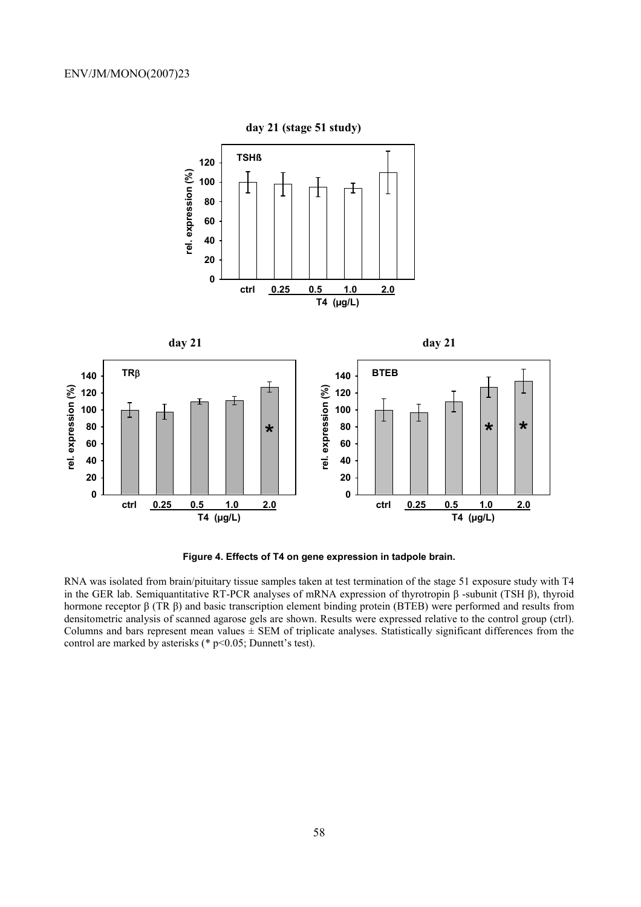**Figure 4. Effects of T4 on gene expression in tadpole brain.**

RNA was isolated from brain/pituitary tissue samples taken at test termination of the stage 51 exposure study with T4 in the GER lab. Semiquantitative RT-PCR analyses of mRNA expression of thyrotropin β -subunit (TSH β), thyroid hormone receptor β (TR β) and basic transcription element binding protein (BTEB) were performed and results from densitometric analysis of scanned agarose gels are shown. Results were expressed relative to the control group (ctrl). Columns and bars represent mean values ± SEM of triplicate analyses. Statistically significant differences from the control are marked by asterisks (* $p<0.05$; Dunnett's test).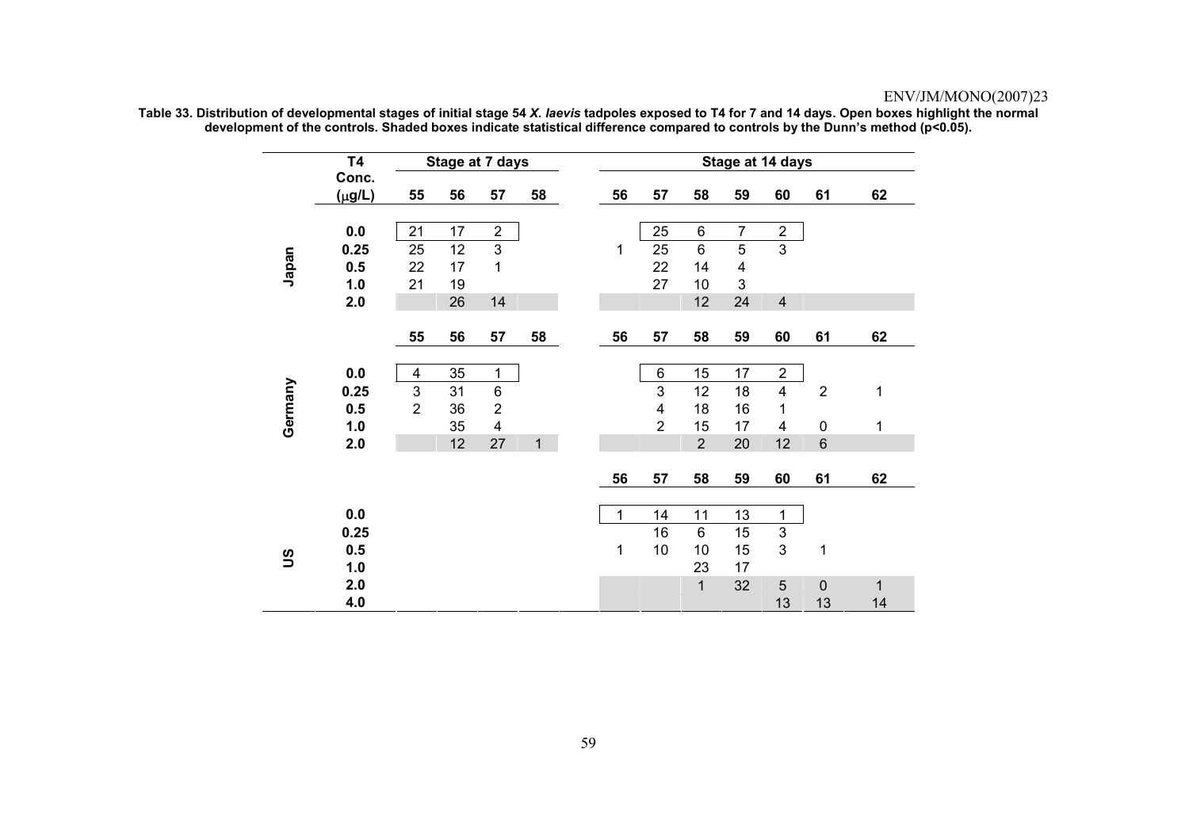**Table 33. Distribution of developmental stages of initial stage 54 *X. laevis* tadpoles exposed to T4 for 7 and 14 days. Open boxes highlight the normal development of the controls. Shaded boxes indicate statistical difference compared to controls by the Dunn's method (p<0.05).**

| | T4 Conc. (μg/L) | Stage at 7 days | | | | Stage at 14 days | | | | | | |
|---|---|---|---|---|---|---|---|---|---|---|---|---|
| | | 55 | 56 | 57 | 58 | 56 | 57 | 58 | 59 | 60 | 61 | 62 |
| **Japan** | 0.0 | 21 | 17 | 2 | | | 25 | 6 | 7 | 2 | | |
| | 0.25 | 25 | 12 | 3 | | 1 | 25 | 6 | 5 | 3 | | |
| | 0.5 | 22 | 17 | 1 | | | 22 | 14 | 4 | | | |
| | 1.0 | 21 | 19 | | | | 27 | 10 | 3 | | | |
| | 2.0 | | 26 | 14 | | | | 12 | 24 | 4 | | |
| | | 55 | 56 | 57 | 58 | 56 | 57 | 58 | 59 | 60 | 61 | 62 |
| **Germany** | 0.0 | 4 | 35 | 1 | | | 6 | 15 | 17 | 2 | | |
| | 0.25 | 3 | 31 | 6 | | | 3 | 12 | 18 | 4 | 2 | 1 |
| | 0.5 | 2 | 36 | 2 | | | 4 | 18 | 16 | 1 | | |
| | 1.0 | | 35 | 4 | | | 2 | 15 | 17 | 4 | 0 | 1 |
| | 2.0 | | 12 | 27 | 1 | | | 2 | 20 | 12 | 6 | |
| | | | | | | 56 | 57 | 58 | 59 | 60 | 61 | 62 |
| **US** | 0.0 | | | | | 1 | 14 | 11 | 13 | 1 | | |
| | 0.25 | | | | | | 16 | 6 | 15 | 3 | | |
| | 0.5 | | | | | 1 | 10 | 10 | 15 | 3 | 1 | |
| | 1.0 | | | | | | | 23 | 17 | | | |
| | 2.0 | | | | | | | 1 | 32 | 5 | 0 | 1 |
| | 4.0 | | | | | | | | | 13 | 13 | 14 |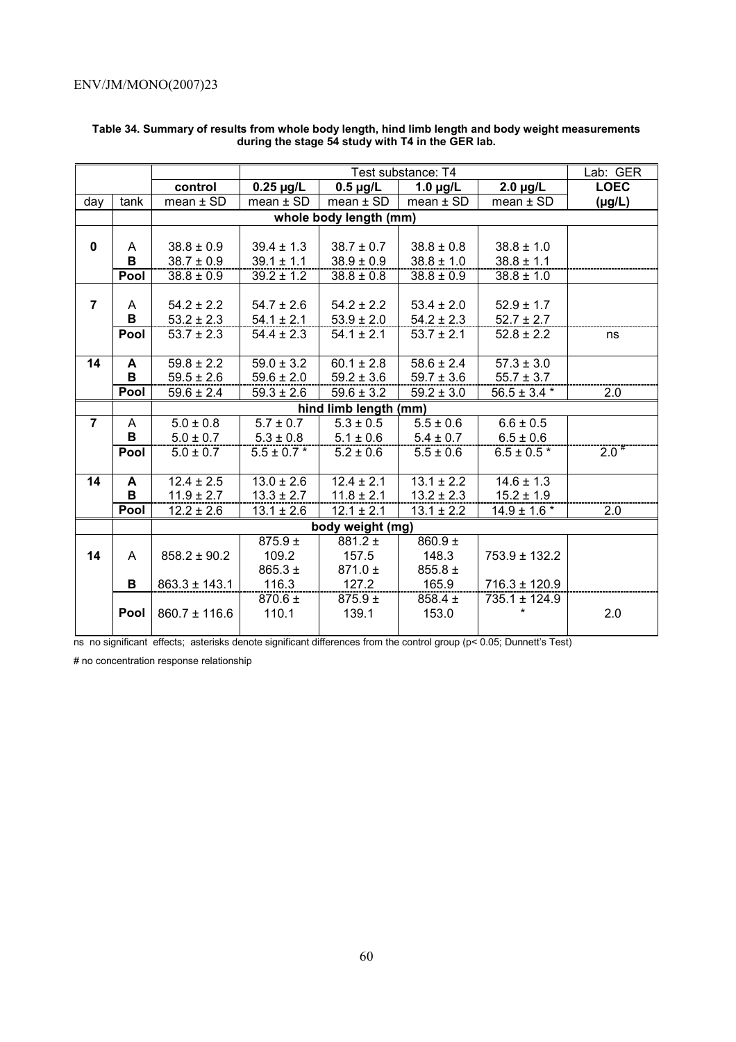**Table 34. Summary of results from whole body length, hind limb length and body weight measurements during the stage 54 study with T4 in the GER lab.**

| | | | Test substance: T4 | | | | Lab: GER |
|---|---|---|---|---|---|---|---|
| | | **control** | **0.25 µg/L** | **0.5 µg/L** | **1.0 µg/L** | **2.0 µg/L** | **LOEC** |
| day | tank | mean ± SD | mean ± SD | mean ± SD | mean ± SD | mean ± SD | **(µg/L)** |
| | | **whole body length (mm)** | | | | | |
| **0** | A | 38.8 ± 0.9 | 39.4 ± 1.3 | 38.7 ± 0.7 | 38.8 ± 0.8 | 38.8 ± 1.0 | |
| | **B** | 38.7 ± 0.9 | 39.1 ± 1.1 | 38.9 ± 0.9 | 38.8 ± 1.0 | 38.8 ± 1.1 | |
| | **Pool** | 38.8 ± 0.9 | 39.2 ± 1.2 | 38.8 ± 0.8 | 38.8 ± 0.9 | 38.8 ± 1.0 | |
| **7** | A | 54.2 ± 2.2 | 54.7 ± 2.6 | 54.2 ± 2.2 | 53.4 ± 2.0 | 52.9 ± 1.7 | |
| | **B** | 53.2 ± 2.3 | 54.1 ± 2.1 | 53.9 ± 2.0 | 54.2 ± 2.3 | 52.7 ± 2.7 | |
| | **Pool** | 53.7 ± 2.3 | 54.4 ± 2.3 | 54.1 ± 2.1 | 53.7 ± 2.1 | 52.8 ± 2.2 | ns |
| **14** | **A** | 59.8 ± 2.2 | 59.0 ± 3.2 | 60.1 ± 2.8 | 58.6 ± 2.4 | 57.3 ± 3.0 | |
| | **B** | 59.5 ± 2.6 | 59.6 ± 2.0 | 59.2 ± 3.6 | 59.7 ± 3.6 | 55.7 ± 3.7 | |
| | **Pool** | 59.6 ± 2.4 | 59.3 ± 2.6 | 59.6 ± 3.2 | 59.2 ± 3.0 | 56.5 ± 3.4 * | 2.0 |
| | | **hind limb length (mm)** | | | | | |
| **7** | A | 5.0 ± 0.8 | 5.7 ± 0.7 | 5.3 ± 0.5 | 5.5 ± 0.6 | 6.6 ± 0.5 | |
| | **B** | 5.0 ± 0.7 | 5.3 ± 0.8 | 5.1 ± 0.6 | 5.4 ± 0.7 | 6.5 ± 0.6 | |
| | **Pool** | 5.0 ± 0.7 | 5.5 ± 0.7 * | 5.2 ± 0.6 | 5.5 ± 0.6 | 6.5 ± 0.5 * | 2.0 # |
| **14** | **A** | 12.4 ± 2.5 | 13.0 ± 2.6 | 12.4 ± 2.1 | 13.1 ± 2.2 | 14.6 ± 1.3 | |
| | **B** | 11.9 ± 2.7 | 13.3 ± 2.7 | 11.8 ± 2.1 | 13.2 ± 2.3 | 15.2 ± 1.9 | |
| | **Pool** | 12.2 ± 2.6 | 13.1 ± 2.6 | 12.1 ± 2.1 | 13.1 ± 2.2 | 14.9 ± 1.6 * | 2.0 |
| | | **body weight (mg)** | | | | | |
| **14** | A | 858.2 ± 90.2 | 875.9 ± 109.2 | 881.2 ± 157.5 | 860.9 ± 148.3 | 753.9 ± 132.2 | |
| | **B** | 863.3 ± 143.1 | 865.3 ± 116.3 | 871.0 ± 127.2 | 855.8 ± 165.9 | 716.3 ± 120.9 | |
| | **Pool** | 860.7 ± 116.6 | 870.6 ± 110.1 | 875.9 ± 139.1 | 858.4 ± 153.0 | 735.1 ± 124.9 * | 2.0 |

ns no significant effects; asterisks denote significant differences from the control group ($p < 0.05$; Dunnett's Test)

# no concentration response relationship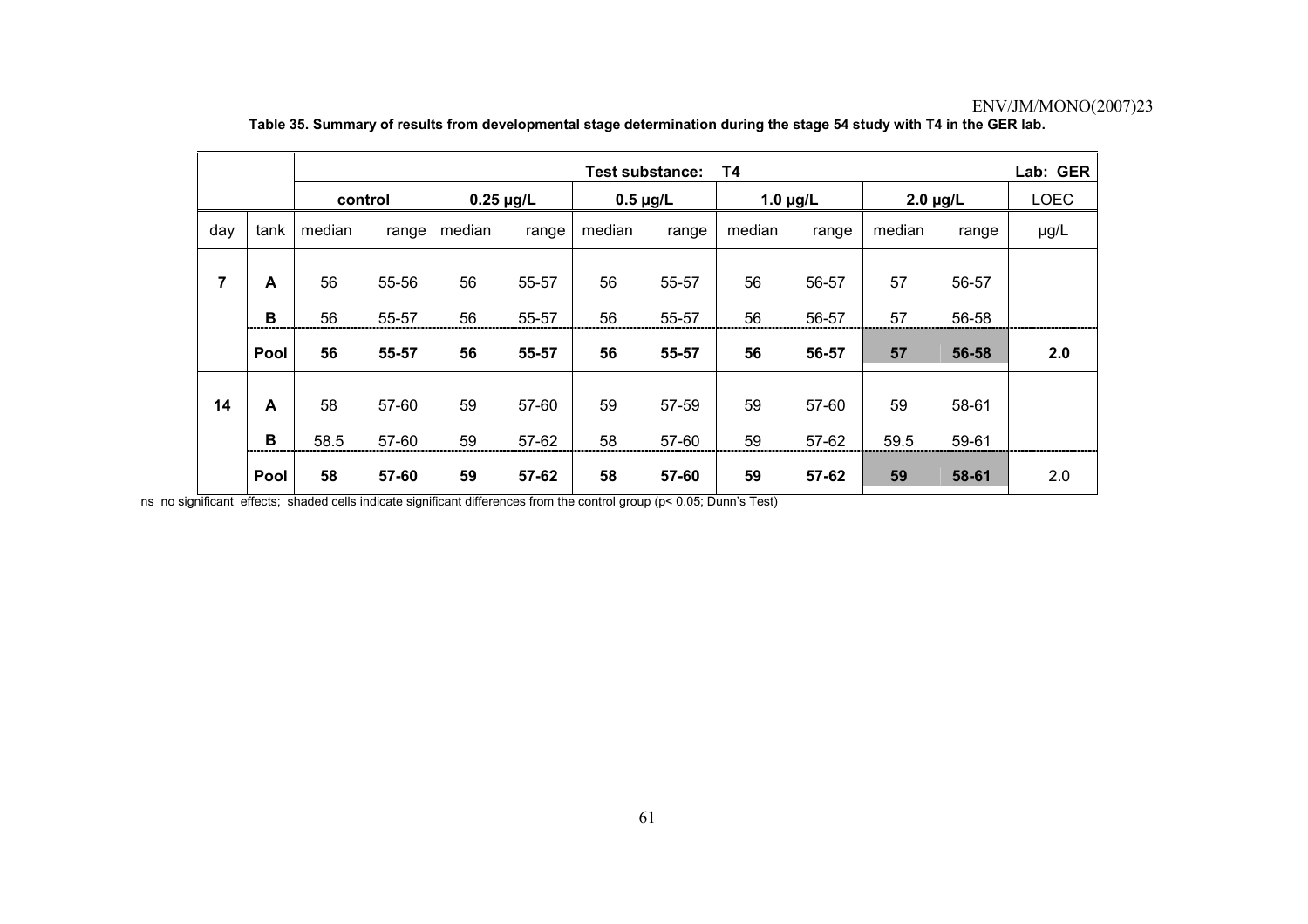**Table 35. Summary of results from developmental stage determination during the stage 54 study with T4 in the GER lab.**

| | | | | Test substance: T4 | | | | | | | | Lab: GER |
|---|---|---|---|---|---|---|---|---|---|---|---|---|
| | | control | | 0.25 µg/L | | 0.5 µg/L | | 1.0 µg/L | | 2.0 µg/L | | LOEC |
| day | tank | median | range | median | range | median | range | median | range | median | range | µg/L |
| **7** | **A** | 56 | 55-56 | 56 | 55-57 | 56 | 55-57 | 56 | 56-57 | 57 | 56-57 | |
| | **B** | 56 | 55-57 | 56 | 55-57 | 56 | 55-57 | 56 | 56-57 | 57 | 56-58 | |
| | **Pool** | **56** | **55-57** | **56** | **55-57** | **56** | **55-57** | **56** | **56-57** | **57** | **56-58** | **2.0** |
| **14** | **A** | 58 | 57-60 | 59 | 57-60 | 59 | 57-59 | 59 | 57-60 | 59 | 58-61 | |
| | **B** | 58.5 | 57-60 | 59 | 57-62 | 58 | 57-60 | 59 | 57-62 | 59.5 | 59-61 | |
| | **Pool** | **58** | **57-60** | **59** | **57-62** | **58** | **57-60** | **59** | **57-62** | **59** | **58-61** | 2.0 |

ns no significant effects; shaded cells indicate significant differences from the control group ($p < 0.05$; Dunn's Test)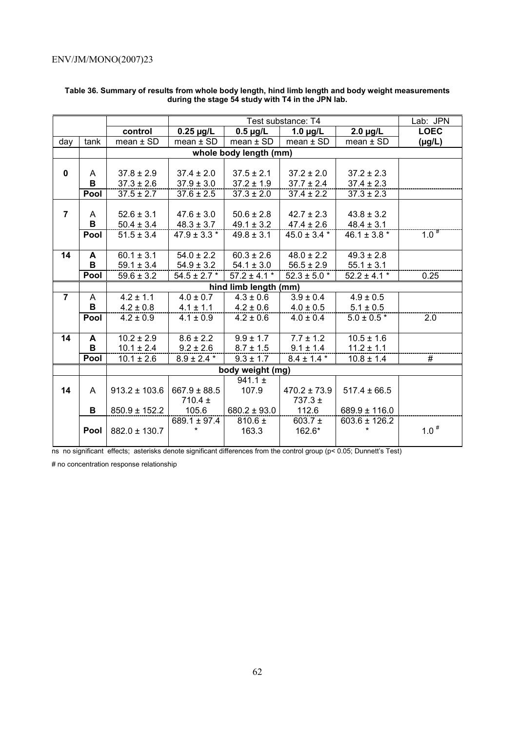**Table 36. Summary of results from whole body length, hind limb length and body weight measurements during the stage 54 study with T4 in the JPN lab.**

| | | | Test substance: T4 | | | | Lab: JPN |
|---|---|---|---|---|---|---|---|
| | | **control** | **0.25 µg/L** | **0.5 µg/L** | **1.0 µg/L** | **2.0 µg/L** | **LOEC** |
| day | tank | mean ± SD | mean ± SD | mean ± SD | mean ± SD | mean ± SD | **(µg/L)** |
| | | **whole body length (mm)** | | | | | |
| **0** | A | 37.8 ± 2.9 | 37.4 ± 2.0 | 37.5 ± 2.1 | 37.2 ± 2.0 | 37.2 ± 2.3 | |
| | **B** | 37.3 ± 2.6 | 37.9 ± 3.0 | 37.2 ± 1.9 | 37.7 ± 2.4 | 37.4 ± 2.3 | |
| | **Pool** | 37.5 ± 2.7 | 37.6 ± 2.5 | 37.3 ± 2.0 | 37.4 ± 2.2 | 37.3 ± 2.3 | |
| **7** | A | 52.6 ± 3.1 | 47.6 ± 3.0 | 50.6 ± 2.8 | 42.7 ± 2.3 | 43.8 ± 3.2 | |
| | **B** | 50.4 ± 3.4 | 48.3 ± 3.7 | 49.1 ± 3.2 | 47.4 ± 2.6 | 48.4 ± 3.1 | |
| | **Pool** | 51.5 ± 3.4 | 47.9 ± 3.3 * | 49.8 ± 3.1 | 45.0 ± 3.4 * | 46.1 ± 3.8 * | 1.0 # |
| **14** | **A** | 60.1 ± 3.1 | 54.0 ± 2.2 | 60.3 ± 2.6 | 48.0 ± 2.2 | 49.3 ± 2.8 | |
| | **B** | 59.1 ± 3.4 | 54.9 ± 3.2 | 54.1 ± 3.0 | 56.5 ± 2.9 | 55.1 ± 3.1 | |
| | **Pool** | 59.6 ± 3.2 | 54.5 ± 2.7 * | 57.2 ± 4.1 * | 52.3 ± 5.0 * | 52.2 ± 4.1 * | 0.25 |
| | | **hind limb length (mm)** | | | | | |
| **7** | A | 4.2 ± 1.1 | 4.0 ± 0.7 | 4.3 ± 0.6 | 3.9 ± 0.4 | 4.9 ± 0.5 | |
| | **B** | 4.2 ± 0.8 | 4.1 ± 1.1 | 4.2 ± 0.6 | 4.0 ± 0.5 | 5.1 ± 0.5 | |
| | **Pool** | 4.2 ± 0.9 | 4.1 ± 0.9 | 4.2 ± 0.6 | 4.0 ± 0.4 | 5.0 ± 0.5 * | 2.0 |
| **14** | **A** | 10.2 ± 2.9 | 8.6 ± 2.2 | 9.9 ± 1.7 | 7.7 ± 1.2 | 10.5 ± 1.6 | |
| | **B** | 10.1 ± 2.4 | 9.2 ± 2.6 | 8.7 ± 1.5 | 9.1 ± 1.4 | 11.2 ± 1.1 | |
| | **Pool** | 10.1 ± 2.6 | 8.9 ± 2.4 * | 9.3 ± 1.7 | 8.4 ± 1.4 * | 10.8 ± 1.4 | # |
| | | **body weight (mg)** | | | | | |
| **14** | A | 913.2 ± 103.6 | 667.9 ± 88.5 | 941.1 ± 107.9 | 470.2 ± 73.9 | 517.4 ± 66.5 | |
| | **B** | 850.9 ± 152.2 | 710.4 ± 105.6 | 680.2 ± 93.0 | 737.3 ± 112.6 | 689.9 ± 116.0 | |
| | **Pool** | 882.0 ± 130.7 | 689.1 ± 97.4 * | 810.6 ± 163.3 | 603.7 ± 162.6* | 603.6 ± 126.2 * | 1.0 # |

ns no significant effects; asterisks denote significant differences from the control group ($p < 0.05$; Dunnett's Test)

# no concentration response relationship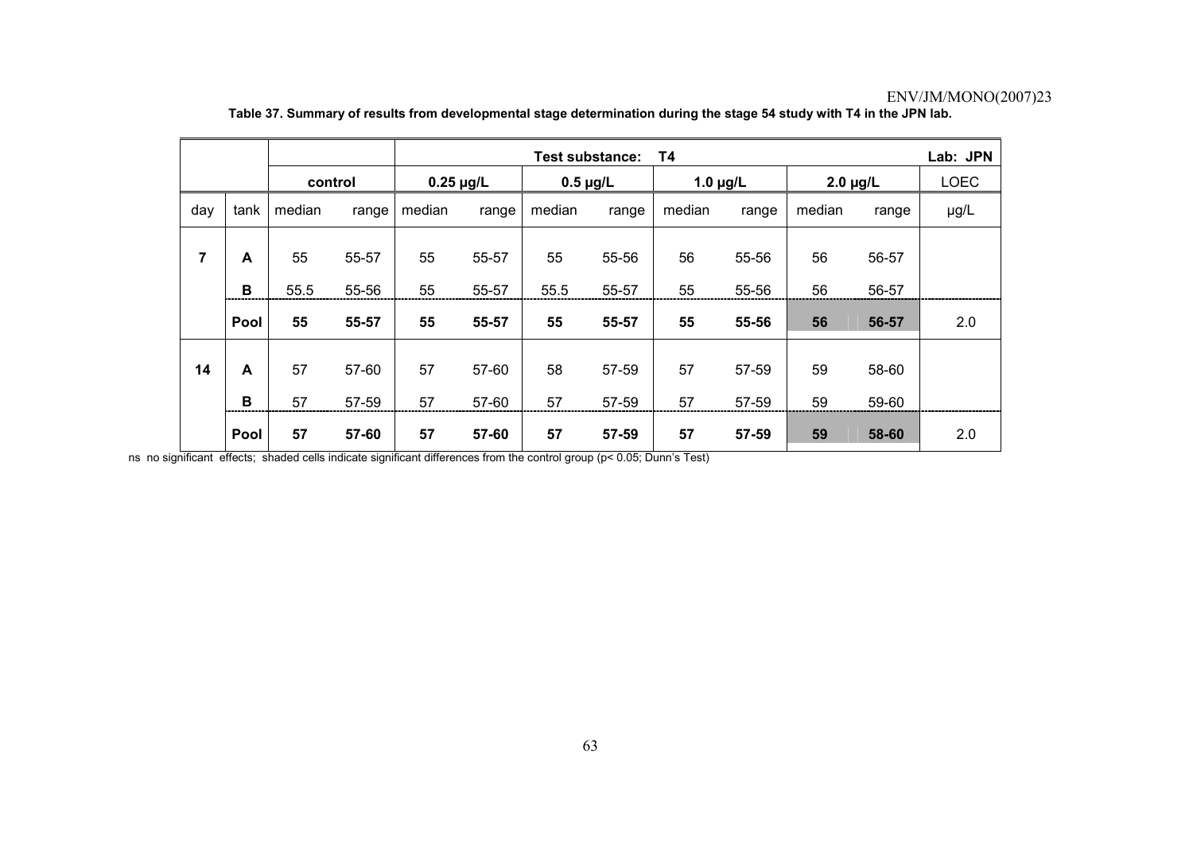**Table 37. Summary of results from developmental stage determination during the stage 54 study with T4 in the JPN lab.**

| | | Test substance: T4 | | | | | | | | | | Lab: JPN |
|---|---|---|---|---|---|---|---|---|---|---|---|---|
| | | control | | 0.25 µg/L | | 0.5 µg/L | | 1.0 µg/L | | 2.0 µg/L | | LOEC |
| day | tank | median | range | median | range | median | range | median | range | median | range | µg/L |
| **7** | **A** | 55 | 55-57 | 55 | 55-57 | 55 | 55-56 | 56 | 55-56 | 56 | 56-57 | |
| | **B** | 55.5 | 55-56 | 55 | 55-57 | 55.5 | 55-57 | 55 | 55-56 | 56 | 56-57 | |
| | **Pool** | **55** | **55-57** | **55** | **55-57** | **55** | **55-57** | **55** | **55-56** | **56** | **56-57** | 2.0 |
| **14** | **A** | 57 | 57-60 | 57 | 57-60 | 58 | 57-59 | 57 | 57-59 | 59 | 58-60 | |
| | **B** | 57 | 57-59 | 57 | 57-60 | 57 | 57-59 | 57 | 57-59 | 59 | 59-60 | |
| | **Pool** | **57** | **57-60** | **57** | **57-60** | **57** | **57-59** | **57** | **57-59** | **59** | **58-60** | 2.0 |

ns no significant effects; shaded cells indicate significant differences from the control group ($p < 0.05$; Dunn's Test)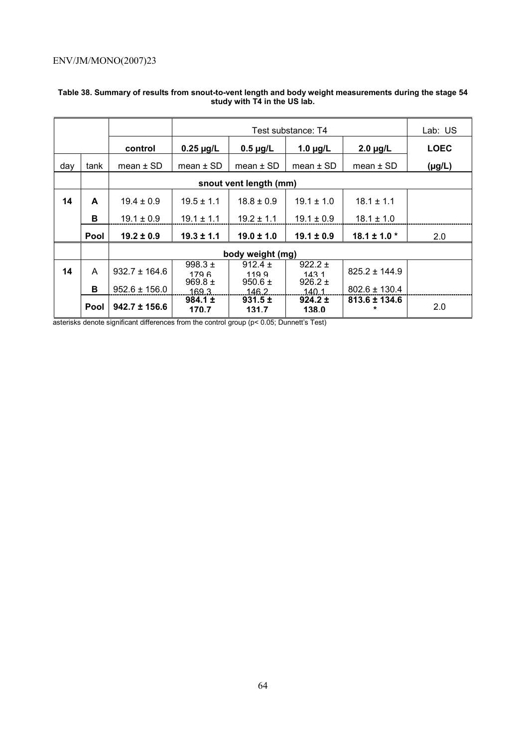**Table 38. Summary of results from snout-to-vent length and body weight measurements during the stage 54 study with T4 in the US lab.**

| | | | Test substance: T4 | | | | Lab: US |
|---|---|---|---|---|---|---|---|
| | | **control** | **0.25 µg/L** | **0.5 µg/L** | **1.0 µg/L** | **2.0 µg/L** | **LOEC** |
| day | tank | mean ± SD | mean ± SD | mean ± SD | mean ± SD | mean ± SD | **(µg/L)** |
| | | **snout vent length (mm)** | | | | | |
| **14** | **A** | 19.4 ± 0.9 | 19.5 ± 1.1 | 18.8 ± 0.9 | 19.1 ± 1.0 | 18.1 ± 1.1 | |
| | **B** | 19.1 ± 0.9 | 19.1 ± 1.1 | 19.2 ± 1.1 | 19.1 ± 0.9 | 18.1 ± 1.0 | |
| | **Pool** | **19.2 ± 0.9** | **19.3 ± 1.1** | **19.0 ± 1.0** | **19.1 ± 0.9** | **18.1 ± 1.0 *** | 2.0 |
| | | **body weight (mg)** | | | | | |
| **14** | A | 932.7 ± 164.6 | 998.3 ± 179.6 | 912.4 ± 119.9 | 922.2 ± 143.1 | 825.2 ± 144.9 | |
| | **B** | 952.6 ± 156.0 | 969.8 ± 169.3 | 950.6 ± 146.2 | 926.2 ± 140.1 | 802.6 ± 130.4 | |
| | **Pool** | **942.7 ± 156.6** | **984.1 ± 170.7** | **931.5 ± 131.7** | **924.2 ± 138.0** | **813.6 ± 134.6 *** | 2.0 |

asterisks denote significant differences from the control group (p< 0.05; Dunnett's Test)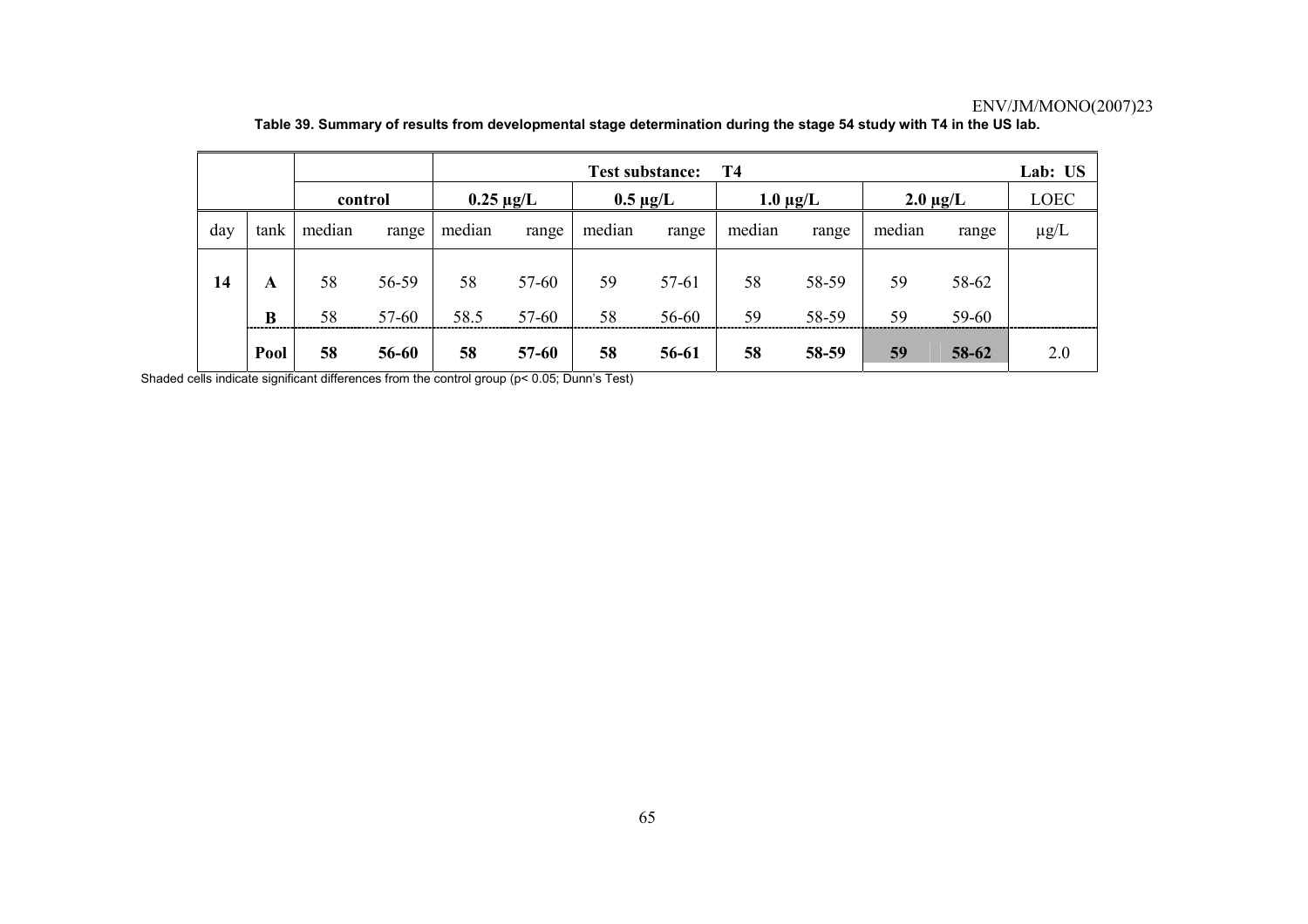**Table 39. Summary of results from developmental stage determination during the stage 54 study with T4 in the US lab.**

| | | | | Test substance: | T4 | | | | | | | Lab: US |
|---|---|---|---|---|---|---|---|---|---|---|---|---|
| | | control | | 0.25 µg/L | | 0.5 µg/L | | 1.0 µg/L | | 2.0 µg/L | | LOEC |
| day | tank | median | range | median | range | median | range | median | range | median | range | µg/L |
| **14** | **A** | 58 | 56-59 | 58 | 57-60 | 59 | 57-61 | 58 | 58-59 | 59 | 58-62 | |
| | **B** | 58 | 57-60 | 58.5 | 57-60 | 58 | 56-60 | 59 | 58-59 | 59 | 59-60 | |
| | **Pool** | **58** | **56-60** | **58** | **57-60** | **58** | **56-61** | **58** | **58-59** | **59** | **58-62** | 2.0 |

Shaded cells indicate significant differences from the control group (p< 0.05; Dunn's Test)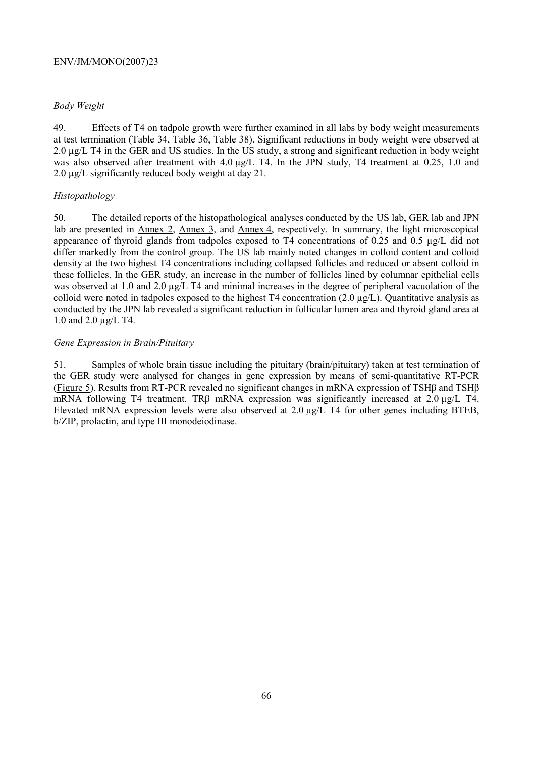*Body Weight*

49. Effects of T4 on tadpole growth were further examined in all labs by body weight measurements at test termination (Table 34, Table 36, Table 38). Significant reductions in body weight were observed at 2.0 µg/L T4 in the GER and US studies. In the US study, a strong and significant reduction in body weight was also observed after treatment with 4.0 µg/L T4. In the JPN study, T4 treatment at 0.25, 1.0 and 2.0 µg/L significantly reduced body weight at day 21.

*Histopathology*

50. The detailed reports of the histopathological analyses conducted by the US lab, GER lab and JPN lab are presented in Annex 2, Annex 3, and Annex 4, respectively. In summary, the light microscopical appearance of thyroid glands from tadpoles exposed to T4 concentrations of 0.25 and 0.5 µg/L did not differ markedly from the control group. The US lab mainly noted changes in colloid content and colloid density at the two highest T4 concentrations including collapsed follicles and reduced or absent colloid in these follicles. In the GER study, an increase in the number of follicles lined by columnar epithelial cells was observed at 1.0 and 2.0 µg/L T4 and minimal increases in the degree of peripheral vacuolation of the colloid were noted in tadpoles exposed to the highest T4 concentration (2.0 µg/L). Quantitative analysis as conducted by the JPN lab revealed a significant reduction in follicular lumen area and thyroid gland area at 1.0 and 2.0 µg/L T4.

*Gene Expression in Brain/Pituitary*

51. Samples of whole brain tissue including the pituitary (brain/pituitary) taken at test termination of the GER study were analysed for changes in gene expression by means of semi-quantitative RT-PCR (Figure 5). Results from RT-PCR revealed no significant changes in mRNA expression of TSHβ and TSHβ mRNA following T4 treatment. TRβ mRNA expression was significantly increased at 2.0 µg/L T4. Elevated mRNA expression levels were also observed at 2.0 µg/L T4 for other genes including BTEB, b/ZIP, prolactin, and type III monodeiodinase.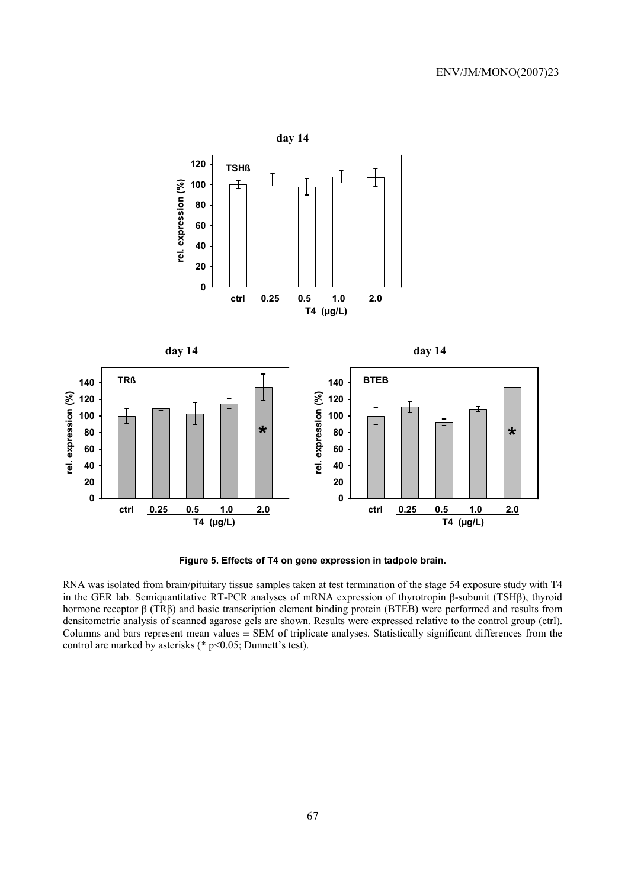**Figure 5. Effects of T4 on gene expression in tadpole brain.**

RNA was isolated from brain/pituitary tissue samples taken at test termination of the stage 54 exposure study with T4 in the GER lab. Semiquantitative RT-PCR analyses of mRNA expression of thyrotropin β-subunit (TSHβ), thyroid hormone receptor β (TRβ) and basic transcription element binding protein (BTEB) were performed and results from densitometric analysis of scanned agarose gels are shown. Results were expressed relative to the control group (ctrl). Columns and bars represent mean values ± SEM of triplicate analyses. Statistically significant differences from the control are marked by asterisks (* $p<0.05$; Dunnett's test).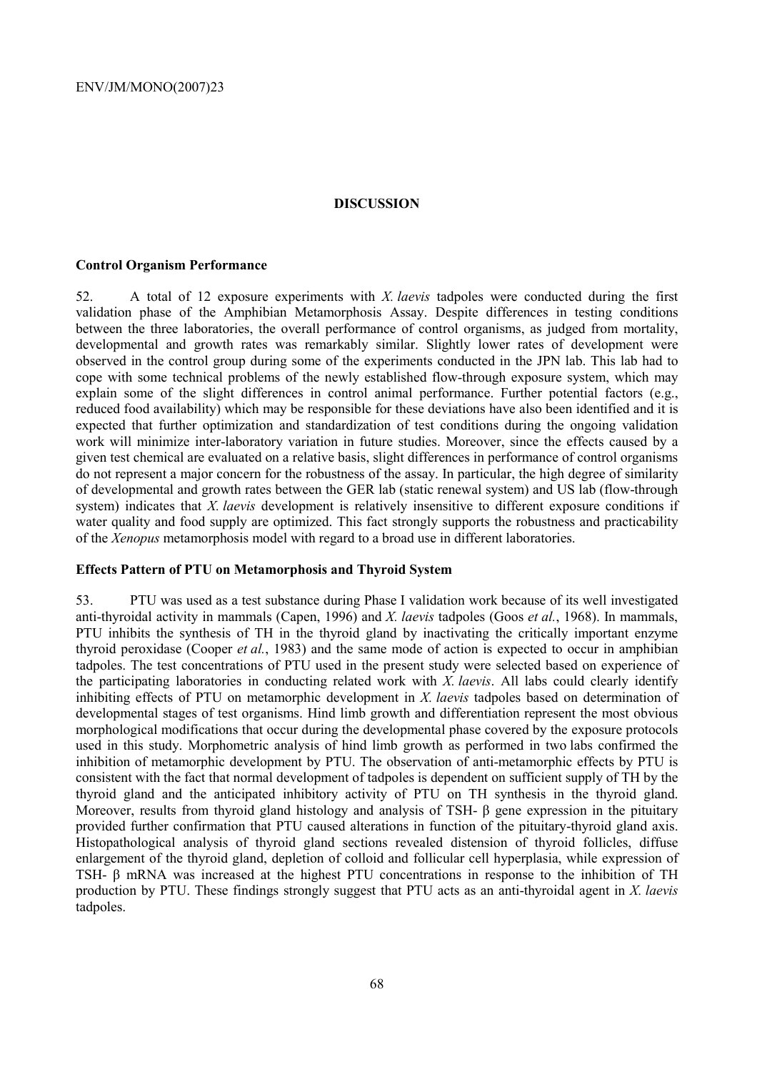## DISCUSSION

### Control Organism Performance

52. A total of 12 exposure experiments with *X. laevis* tadpoles were conducted during the first validation phase of the Amphibian Metamorphosis Assay. Despite differences in testing conditions between the three laboratories, the overall performance of control organisms, as judged from mortality, developmental and growth rates was remarkably similar. Slightly lower rates of development were observed in the control group during some of the experiments conducted in the JPN lab. This lab had to cope with some technical problems of the newly established flow-through exposure system, which may explain some of the slight differences in control animal performance. Further potential factors (e.g., reduced food availability) which may be responsible for these deviations have also been identified and it is expected that further optimization and standardization of test conditions during the ongoing validation work will minimize inter-laboratory variation in future studies. Moreover, since the effects caused by a given test chemical are evaluated on a relative basis, slight differences in performance of control organisms do not represent a major concern for the robustness of the assay. In particular, the high degree of similarity of developmental and growth rates between the GER lab (static renewal system) and US lab (flow-through system) indicates that *X. laevis* development is relatively insensitive to different exposure conditions if water quality and food supply are optimized. This fact strongly supports the robustness and practicability of the *Xenopus* metamorphosis model with regard to a broad use in different laboratories.

### Effects Pattern of PTU on Metamorphosis and Thyroid System

53. PTU was used as a test substance during Phase I validation work because of its well investigated anti-thyroidal activity in mammals (Capen, 1996) and *X. laevis* tadpoles (Goos *et al.*, 1968). In mammals, PTU inhibits the synthesis of TH in the thyroid gland by inactivating the critically important enzyme thyroid peroxidase (Cooper *et al.*, 1983) and the same mode of action is expected to occur in amphibian tadpoles. The test concentrations of PTU used in the present study were selected based on experience of the participating laboratories in conducting related work with *X. laevis*. All labs could clearly identify inhibiting effects of PTU on metamorphic development in *X. laevis* tadpoles based on determination of developmental stages of test organisms. Hind limb growth and differentiation represent the most obvious morphological modifications that occur during the developmental phase covered by the exposure protocols used in this study. Morphometric analysis of hind limb growth as performed in two labs confirmed the inhibition of metamorphic development by PTU. The observation of anti-metamorphic effects by PTU is consistent with the fact that normal development of tadpoles is dependent on sufficient supply of TH by the thyroid gland and the anticipated inhibitory activity of PTU on TH synthesis in the thyroid gland. Moreover, results from thyroid gland histology and analysis of TSH- β gene expression in the pituitary provided further confirmation that PTU caused alterations in function of the pituitary-thyroid gland axis. Histopathological analysis of thyroid gland sections revealed distension of thyroid follicles, diffuse enlargement of the thyroid gland, depletion of colloid and follicular cell hyperplasia, while expression of TSH- β mRNA was increased at the highest PTU concentrations in response to the inhibition of TH production by PTU. These findings strongly suggest that PTU acts as an anti-thyroidal agent in *X. laevis* tadpoles.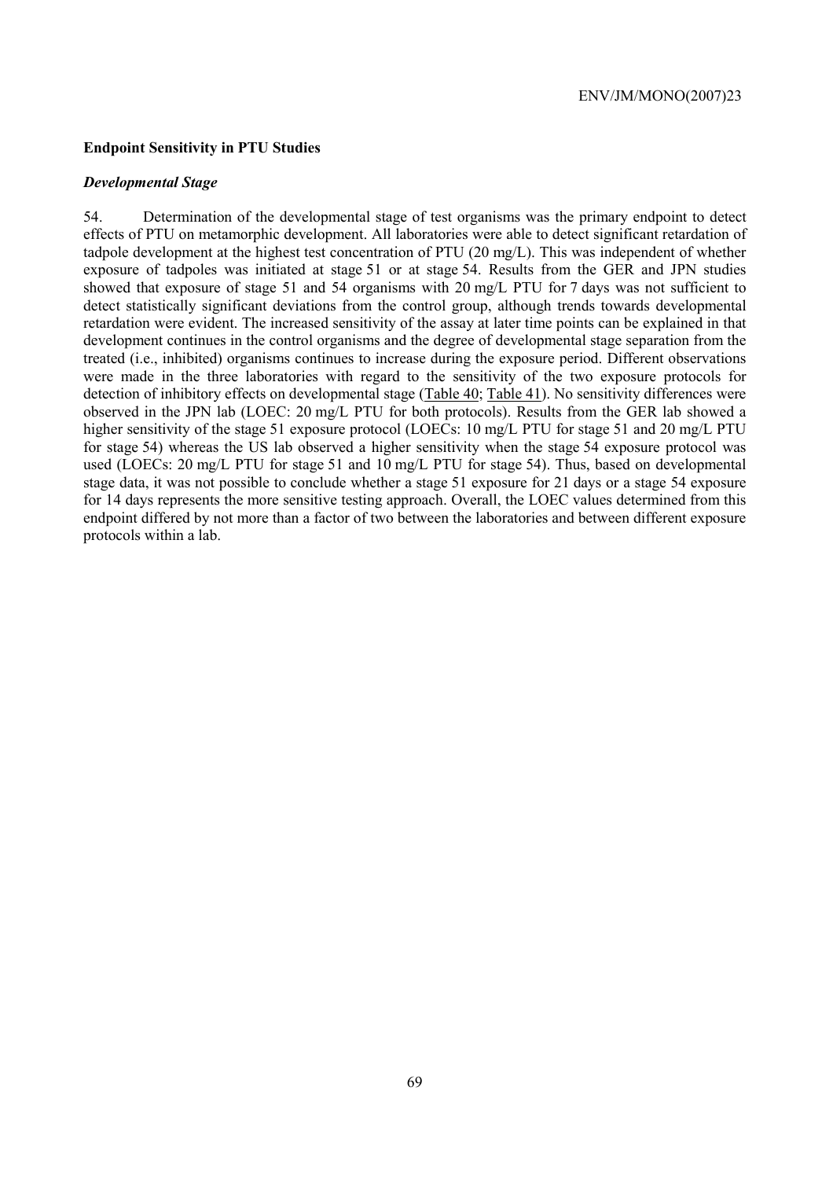## Endpoint Sensitivity in PTU Studies

### *Developmental Stage*

54. Determination of the developmental stage of test organisms was the primary endpoint to detect effects of PTU on metamorphic development. All laboratories were able to detect significant retardation of tadpole development at the highest test concentration of PTU (20 mg/L). This was independent of whether exposure of tadpoles was initiated at stage 51 or at stage 54. Results from the GER and JPN studies showed that exposure of stage 51 and 54 organisms with 20 mg/L PTU for 7 days was not sufficient to detect statistically significant deviations from the control group, although trends towards developmental retardation were evident. The increased sensitivity of the assay at later time points can be explained in that development continues in the control organisms and the degree of developmental stage separation from the treated (i.e., inhibited) organisms continues to increase during the exposure period. Different observations were made in the three laboratories with regard to the sensitivity of the two exposure protocols for detection of inhibitory effects on developmental stage (Table 40; Table 41). No sensitivity differences were observed in the JPN lab (LOEC: 20 mg/L PTU for both protocols). Results from the GER lab showed a higher sensitivity of the stage 51 exposure protocol (LOECs: 10 mg/L PTU for stage 51 and 20 mg/L PTU for stage 54) whereas the US lab observed a higher sensitivity when the stage 54 exposure protocol was used (LOECs: 20 mg/L PTU for stage 51 and 10 mg/L PTU for stage 54). Thus, based on developmental stage data, it was not possible to conclude whether a stage 51 exposure for 21 days or a stage 54 exposure for 14 days represents the more sensitive testing approach. Overall, the LOEC values determined from this endpoint differed by not more than a factor of two between the laboratories and between different exposure protocols within a lab.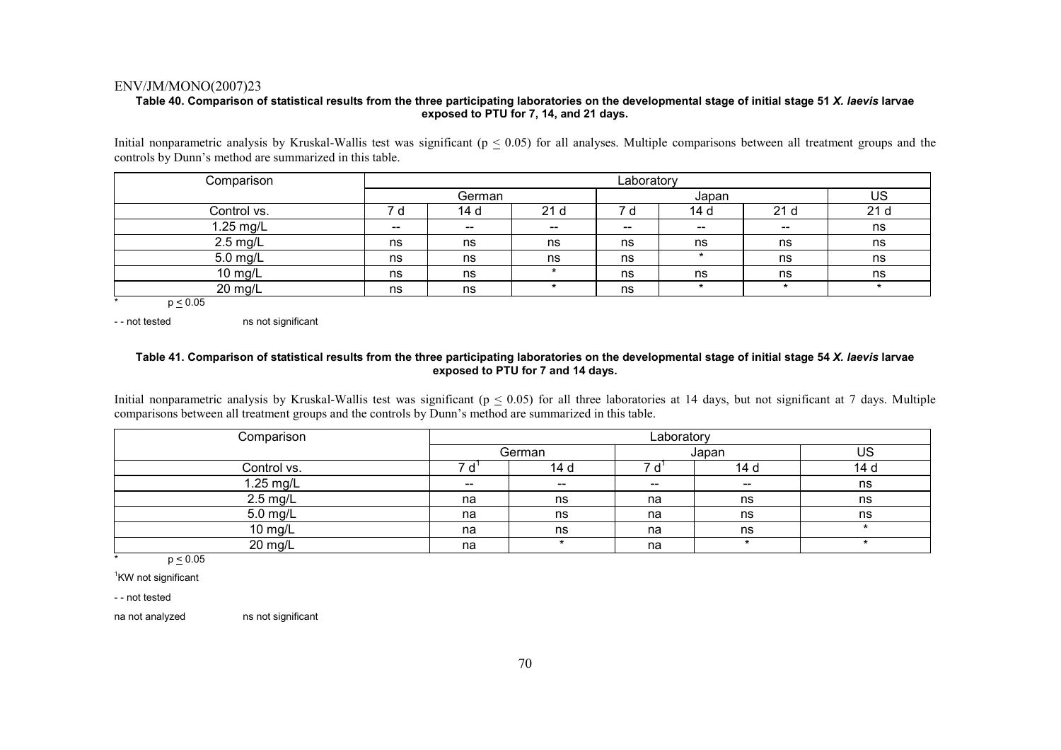**Table 40. Comparison of statistical results from the three participating laboratories on the developmental stage of initial stage 51 *X. laevis* larvae exposed to PTU for 7, 14, and 21 days.**

Initial nonparametric analysis by Kruskal-Wallis test was significant ($p \leq 0.05$) for all analyses. Multiple comparisons between all treatment groups and the controls by Dunn's method are summarized in this table.

| Comparison | Laboratory | | | | | | |
|---|---|---|---|---|---|---|---|
| | German | | | Japan | | | US |
| Control vs. | 7 d | 14 d | 21 d | 7 d | 14 d | 21 d | 21 d |
| 1.25 mg/L | -- | -- | -- | -- | -- | -- | ns |
| 2.5 mg/L | ns | ns | ns | ns | ns | ns | ns |
| 5.0 mg/L | ns | ns | ns | ns | * | ns | ns |
| 10 mg/L | ns | ns | * | ns | ns | ns | ns |
| 20 mg/L | ns | ns | * | ns | * | * | * |

\* $p \leq 0.05$

- - not tested ns not significant

**Table 41. Comparison of statistical results from the three participating laboratories on the developmental stage of initial stage 54 *X. laevis* larvae exposed to PTU for 7 and 14 days.**

Initial nonparametric analysis by Kruskal-Wallis test was significant ($p \leq 0.05$) for all three laboratories at 14 days, but not significant at 7 days. Multiple comparisons between all treatment groups and the controls by Dunn's method are summarized in this table.

| Comparison | Laboratory | | | | |
|---|---|---|---|---|---|
| | German | | Japan | | US |
| Control vs. | 7 d[1] | 14 d | 7 d[1] | 14 d | 14 d |
| 1.25 mg/L | -- | -- | -- | -- | ns |
| 2.5 mg/L | na | ns | na | ns | ns |
| 5.0 mg/L | na | ns | na | ns | ns |
| 10 mg/L | na | ns | na | ns | * |
| 20 mg/L | na | * | na | * | * |

\* $p \leq 0.05$

[1]KW not significant

- - not tested

na not analyzed ns not significant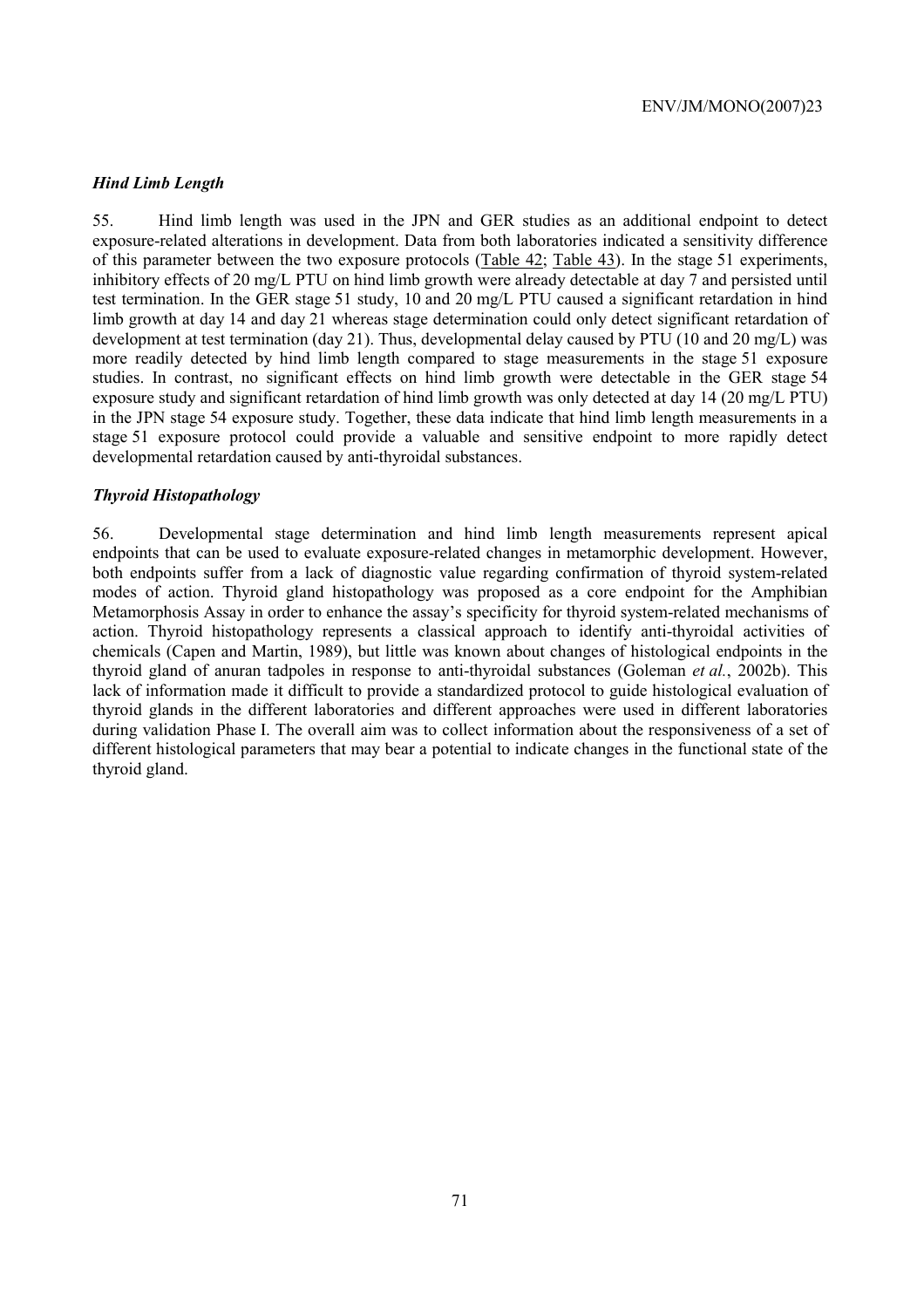### *Hind Limb Length*

55. Hind limb length was used in the JPN and GER studies as an additional endpoint to detect exposure-related alterations in development. Data from both laboratories indicated a sensitivity difference of this parameter between the two exposure protocols (Table 42; Table 43). In the stage 51 experiments, inhibitory effects of 20 mg/L PTU on hind limb growth were already detectable at day 7 and persisted until test termination. In the GER stage 51 study, 10 and 20 mg/L PTU caused a significant retardation in hind limb growth at day 14 and day 21 whereas stage determination could only detect significant retardation of development at test termination (day 21). Thus, developmental delay caused by PTU (10 and 20 mg/L) was more readily detected by hind limb length compared to stage measurements in the stage 51 exposure studies. In contrast, no significant effects on hind limb growth were detectable in the GER stage 54 exposure study and significant retardation of hind limb growth was only detected at day 14 (20 mg/L PTU) in the JPN stage 54 exposure study. Together, these data indicate that hind limb length measurements in a stage 51 exposure protocol could provide a valuable and sensitive endpoint to more rapidly detect developmental retardation caused by anti-thyroidal substances.

### *Thyroid Histopathology*

56. Developmental stage determination and hind limb length measurements represent apical endpoints that can be used to evaluate exposure-related changes in metamorphic development. However, both endpoints suffer from a lack of diagnostic value regarding confirmation of thyroid system-related modes of action. Thyroid gland histopathology was proposed as a core endpoint for the Amphibian Metamorphosis Assay in order to enhance the assay's specificity for thyroid system-related mechanisms of action. Thyroid histopathology represents a classical approach to identify anti-thyroidal activities of chemicals (Capen and Martin, 1989), but little was known about changes of histological endpoints in the thyroid gland of anuran tadpoles in response to anti-thyroidal substances (Goleman *et al.*, 2002b). This lack of information made it difficult to provide a standardized protocol to guide histological evaluation of thyroid glands in the different laboratories and different approaches were used in different laboratories during validation Phase I. The overall aim was to collect information about the responsiveness of a set of different histological parameters that may bear a potential to indicate changes in the functional state of the thyroid gland.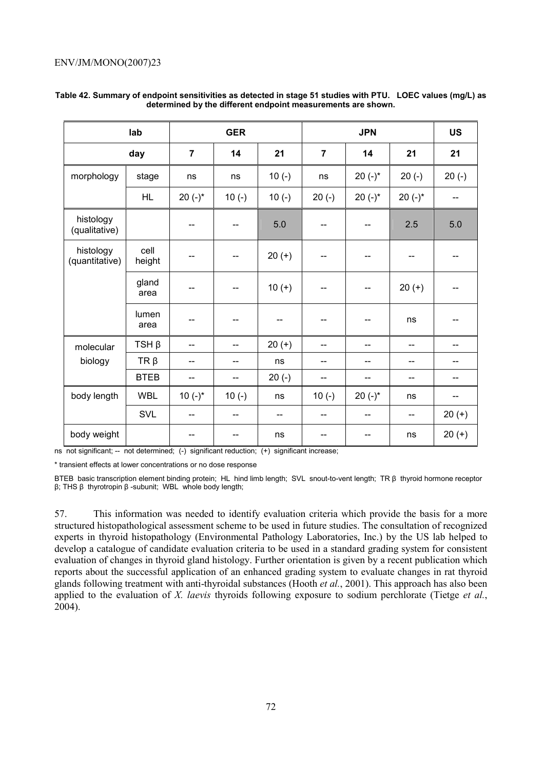**Table 42. Summary of endpoint sensitivities as detected in stage 51 studies with PTU. LOEC values (mg/L) as determined by the different endpoint measurements are shown.**

| lab | | GER | | | JPN | | | US |
|---|---|---|---|---|---|---|---|---|
| day | | 7 | 14 | 21 | 7 | 14 | 21 | 21 |
| morphology | stage | ns | ns | 10 (-) | ns | 20 (-)* | 20 (-) | 20 (-) |
| | HL | 20 (-)* | 10 (-) | 10 (-) | 20 (-) | 20 (-)* | 20 (-)* | -- |
| histology (qualitative) | | -- | -- | 5.0 | -- | -- | 2.5 | 5.0 |
| histology (quantitative) | cell height | -- | -- | 20 (+) | -- | -- | -- | -- |
| | gland area | -- | -- | 10 (+) | -- | -- | 20 (+) | -- |
| | lumen area | -- | -- | -- | -- | -- | ns | -- |
| molecular biology | TSH β | -- | -- | 20 (+) | -- | -- | -- | -- |
| | TR β | -- | -- | ns | -- | -- | -- | -- |
| | BTEB | -- | -- | 20 (-) | -- | -- | -- | -- |
| body length | WBL | 10 (-)* | 10 (-) | ns | 10 (-) | 20 (-)* | ns | -- |
| | SVL | -- | -- | -- | -- | -- | -- | 20 (+) |
| body weight | | -- | -- | ns | -- | -- | ns | 20 (+) |

ns not significant; -- not determined; (-) significant reduction; (+) significant increase;

* transient effects at lower concentrations or no dose response

BTEB basic transcription element binding protein; HL hind limb length; SVL snout-to-vent length; TR β thyroid hormone receptor β; THS β thyrotropin β -subunit; WBL whole body length;

57. This information was needed to identify evaluation criteria which provide the basis for a more structured histopathological assessment scheme to be used in future studies. The consultation of recognized experts in thyroid histopathology (Environmental Pathology Laboratories, Inc.) by the US lab helped to develop a catalogue of candidate evaluation criteria to be used in a standard grading system for consistent evaluation of changes in thyroid gland histology. Further orientation is given by a recent publication which reports about the successful application of an enhanced grading system to evaluate changes in rat thyroid glands following treatment with anti-thyroidal substances (Hooth *et al.*, 2001). This approach has also been applied to the evaluation of *X. laevis* thyroids following exposure to sodium perchlorate (Tietge *et al.*, 2004).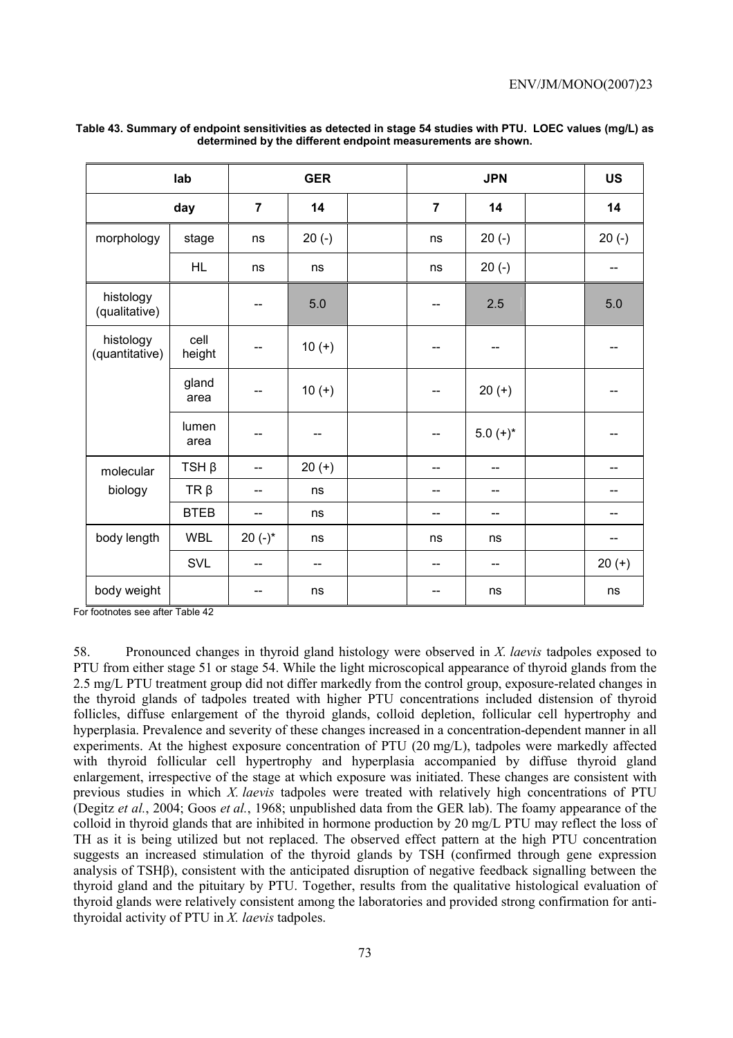**Table 43. Summary of endpoint sensitivities as detected in stage 54 studies with PTU. LOEC values (mg/L) as determined by the different endpoint measurements are shown.**

| lab | | GER | | | JPN | | | US |
|---|---|---|---|---|---|---|---|---|
| day | | 7 | 14 | | 7 | 14 | | 14 |
| morphology | stage | ns | 20 (-) | | ns | 20 (-) | | 20 (-) |
| | HL | ns | ns | | ns | 20 (-) | | -- |
| histology (qualitative) | | -- | 5.0 | | -- | 2.5 | | 5.0 |
| histology (quantitative) | cell height | -- | 10 (+) | | -- | -- | | -- |
| | gland area | -- | 10 (+) | | -- | 20 (+) | | -- |
| | lumen area | -- | -- | | -- | 5.0 (+)* | | -- |
| molecular biology | TSH β | -- | 20 (+) | | -- | -- | | -- |
| | TR β | -- | ns | | -- | -- | | -- |
| | BTEB | -- | ns | | -- | -- | | -- |
| body length | WBL | 20 (-)* | ns | | ns | ns | | -- |
| | SVL | -- | -- | | -- | -- | | 20 (+) |
| body weight | | -- | ns | | -- | ns | | ns |

For footnotes see after Table 42

58. Pronounced changes in thyroid gland histology were observed in *X. laevis* tadpoles exposed to PTU from either stage 51 or stage 54. While the light microscopical appearance of thyroid glands from the 2.5 mg/L PTU treatment group did not differ markedly from the control group, exposure-related changes in the thyroid glands of tadpoles treated with higher PTU concentrations included distension of thyroid follicles, diffuse enlargement of the thyroid glands, colloid depletion, follicular cell hypertrophy and hyperplasia. Prevalence and severity of these changes increased in a concentration-dependent manner in all experiments. At the highest exposure concentration of PTU (20 mg/L), tadpoles were markedly affected with thyroid follicular cell hypertrophy and hyperplasia accompanied by diffuse thyroid gland enlargement, irrespective of the stage at which exposure was initiated. These changes are consistent with previous studies in which *X. laevis* tadpoles were treated with relatively high concentrations of PTU (Degitz *et al.*, 2004; Goos *et al.*, 1968; unpublished data from the GER lab). The foamy appearance of the colloid in thyroid glands that are inhibited in hormone production by 20 mg/L PTU may reflect the loss of TH as it is being utilized but not replaced. The observed effect pattern at the high PTU concentration suggests an increased stimulation of the thyroid glands by TSH (confirmed through gene expression analysis of TSHβ), consistent with the anticipated disruption of negative feedback signalling between the thyroid gland and the pituitary by PTU. Together, results from the qualitative histological evaluation of thyroid glands were relatively consistent among the laboratories and provided strong confirmation for anti-thyroidal activity of PTU in *X. laevis* tadpoles.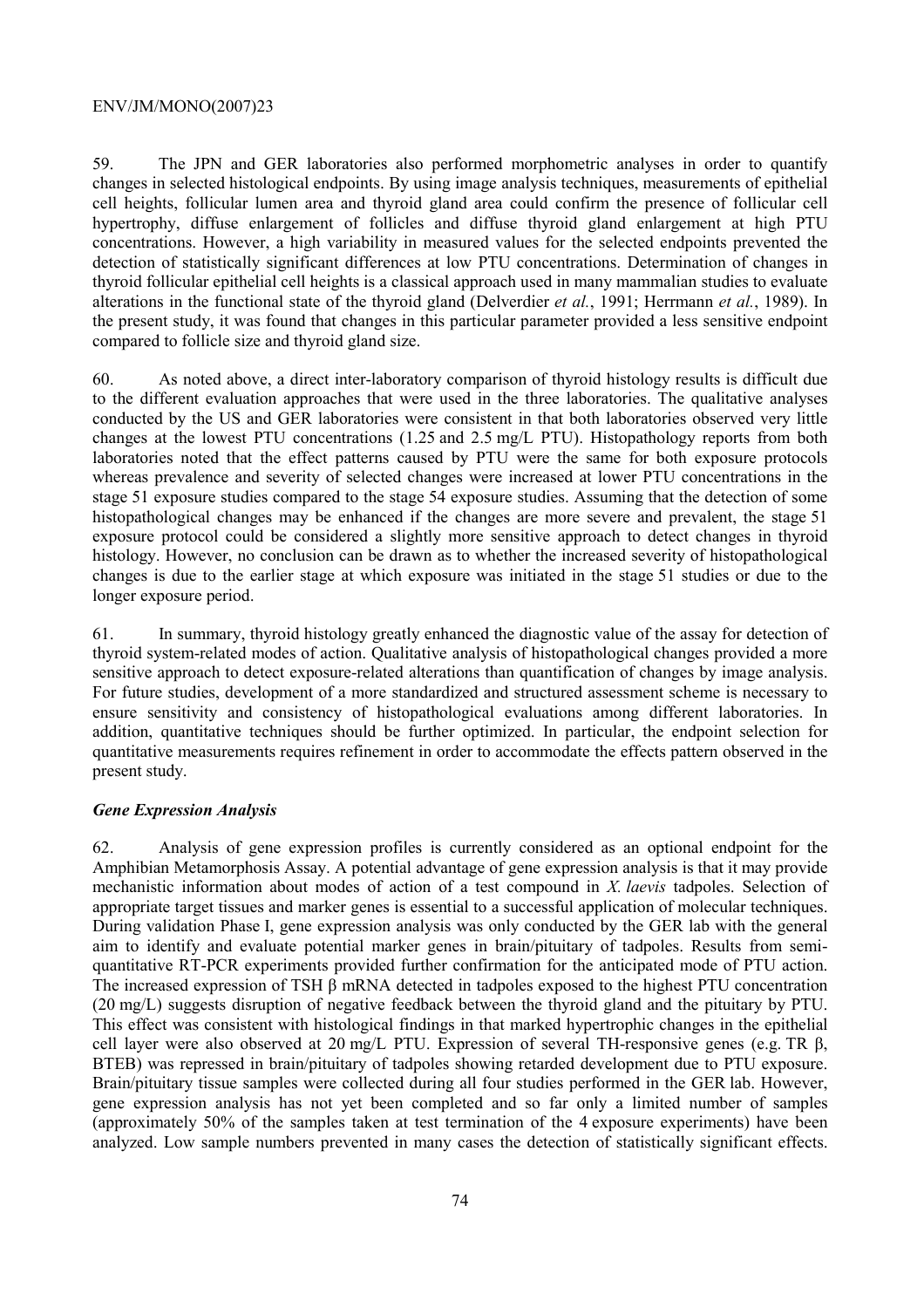59. The JPN and GER laboratories also performed morphometric analyses in order to quantify changes in selected histological endpoints. By using image analysis techniques, measurements of epithelial cell heights, follicular lumen area and thyroid gland area could confirm the presence of follicular cell hypertrophy, diffuse enlargement of follicles and diffuse thyroid gland enlargement at high PTU concentrations. However, a high variability in measured values for the selected endpoints prevented the detection of statistically significant differences at low PTU concentrations. Determination of changes in thyroid follicular epithelial cell heights is a classical approach used in many mammalian studies to evaluate alterations in the functional state of the thyroid gland (Delverdier *et al.*, 1991; Herrmann *et al.*, 1989). In the present study, it was found that changes in this particular parameter provided a less sensitive endpoint compared to follicle size and thyroid gland size.

60. As noted above, a direct inter-laboratory comparison of thyroid histology results is difficult due to the different evaluation approaches that were used in the three laboratories. The qualitative analyses conducted by the US and GER laboratories were consistent in that both laboratories observed very little changes at the lowest PTU concentrations (1.25 and 2.5 mg/L PTU). Histopathology reports from both laboratories noted that the effect patterns caused by PTU were the same for both exposure protocols whereas prevalence and severity of selected changes were increased at lower PTU concentrations in the stage 51 exposure studies compared to the stage 54 exposure studies. Assuming that the detection of some histopathological changes may be enhanced if the changes are more severe and prevalent, the stage 51 exposure protocol could be considered a slightly more sensitive approach to detect changes in thyroid histology. However, no conclusion can be drawn as to whether the increased severity of histopathological changes is due to the earlier stage at which exposure was initiated in the stage 51 studies or due to the longer exposure period.

61. In summary, thyroid histology greatly enhanced the diagnostic value of the assay for detection of thyroid system-related modes of action. Qualitative analysis of histopathological changes provided a more sensitive approach to detect exposure-related alterations than quantification of changes by image analysis. For future studies, development of a more standardized and structured assessment scheme is necessary to ensure sensitivity and consistency of histopathological evaluations among different laboratories. In addition, quantitative techniques should be further optimized. In particular, the endpoint selection for quantitative measurements requires refinement in order to accommodate the effects pattern observed in the present study.

### *Gene Expression Analysis*

62. Analysis of gene expression profiles is currently considered as an optional endpoint for the Amphibian Metamorphosis Assay. A potential advantage of gene expression analysis is that it may provide mechanistic information about modes of action of a test compound in *X. laevis* tadpoles. Selection of appropriate target tissues and marker genes is essential to a successful application of molecular techniques. During validation Phase I, gene expression analysis was only conducted by the GER lab with the general aim to identify and evaluate potential marker genes in brain/pituitary of tadpoles. Results from semi-quantitative RT-PCR experiments provided further confirmation for the anticipated mode of PTU action. The increased expression of TSH β mRNA detected in tadpoles exposed to the highest PTU concentration (20 mg/L) suggests disruption of negative feedback between the thyroid gland and the pituitary by PTU. This effect was consistent with histological findings in that marked hypertrophic changes in the epithelial cell layer were also observed at 20 mg/L PTU. Expression of several TH-responsive genes (e.g. TR β, BTEB) was repressed in brain/pituitary of tadpoles showing retarded development due to PTU exposure. Brain/pituitary tissue samples were collected during all four studies performed in the GER lab. However, gene expression analysis has not yet been completed and so far only a limited number of samples (approximately 50% of the samples taken at test termination of the 4 exposure experiments) have been analyzed. Low sample numbers prevented in many cases the detection of statistically significant effects.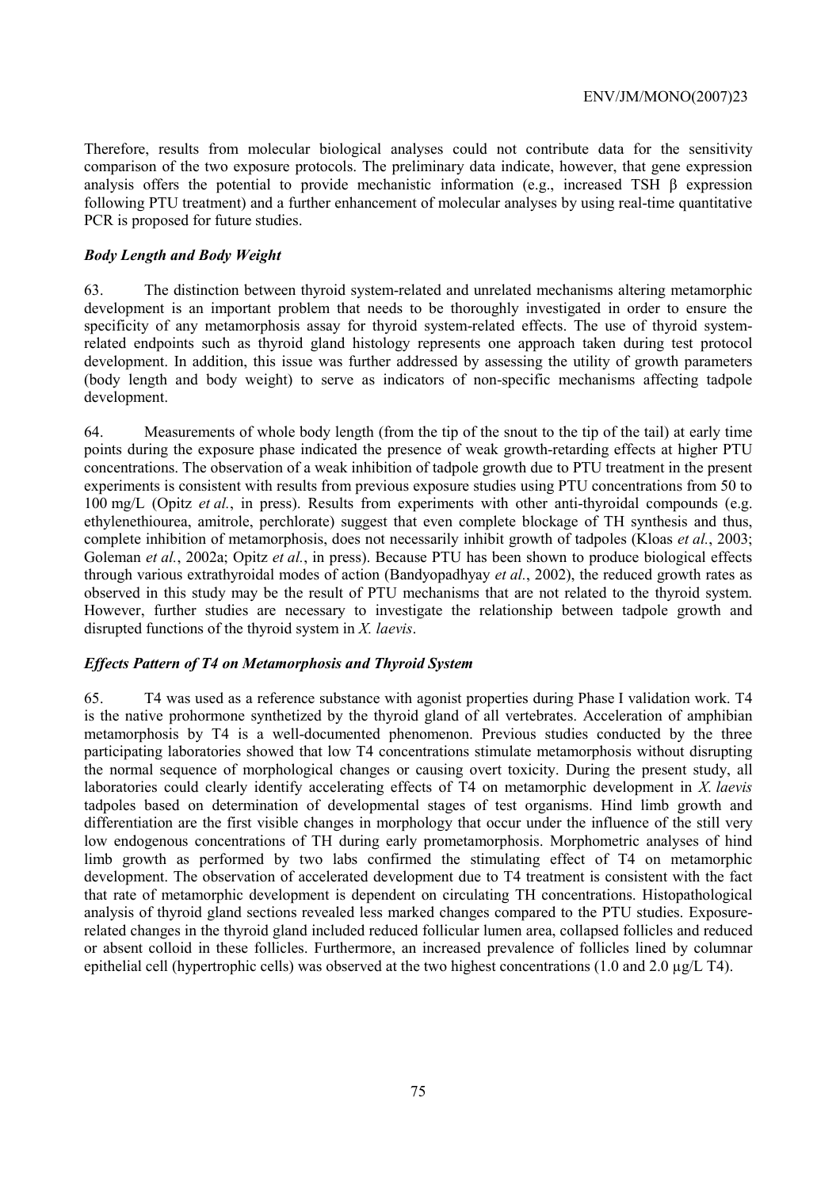Therefore, results from molecular biological analyses could not contribute data for the sensitivity comparison of the two exposure protocols. The preliminary data indicate, however, that gene expression analysis offers the potential to provide mechanistic information (e.g., increased TSH β expression following PTU treatment) and a further enhancement of molecular analyses by using real-time quantitative PCR is proposed for future studies.

### *Body Length and Body Weight*

63. The distinction between thyroid system-related and unrelated mechanisms altering metamorphic development is an important problem that needs to be thoroughly investigated in order to ensure the specificity of any metamorphosis assay for thyroid system-related effects. The use of thyroid system-related endpoints such as thyroid gland histology represents one approach taken during test protocol development. In addition, this issue was further addressed by assessing the utility of growth parameters (body length and body weight) to serve as indicators of non-specific mechanisms affecting tadpole development.

64. Measurements of whole body length (from the tip of the snout to the tip of the tail) at early time points during the exposure phase indicated the presence of weak growth-retarding effects at higher PTU concentrations. The observation of a weak inhibition of tadpole growth due to PTU treatment in the present experiments is consistent with results from previous exposure studies using PTU concentrations from 50 to 100 mg/L (Opitz *et al.*, in press). Results from experiments with other anti-thyroidal compounds (e.g. ethylenethiourea, amitrole, perchlorate) suggest that even complete blockage of TH synthesis and thus, complete inhibition of metamorphosis, does not necessarily inhibit growth of tadpoles (Kloas *et al.*, 2003; Goleman *et al.*, 2002a; Opitz *et al.*, in press). Because PTU has been shown to produce biological effects through various extrathyroidal modes of action (Bandyopadhyay *et al.*, 2002), the reduced growth rates as observed in this study may be the result of PTU mechanisms that are not related to the thyroid system. However, further studies are necessary to investigate the relationship between tadpole growth and disrupted functions of the thyroid system in *X. laevis*.

### *Effects Pattern of T4 on Metamorphosis and Thyroid System*

65. T4 was used as a reference substance with agonist properties during Phase I validation work. T4 is the native prohormone synthetized by the thyroid gland of all vertebrates. Acceleration of amphibian metamorphosis by T4 is a well-documented phenomenon. Previous studies conducted by the three participating laboratories showed that low T4 concentrations stimulate metamorphosis without disrupting the normal sequence of morphological changes or causing overt toxicity. During the present study, all laboratories could clearly identify accelerating effects of T4 on metamorphic development in *X. laevis* tadpoles based on determination of developmental stages of test organisms. Hind limb growth and differentiation are the first visible changes in morphology that occur under the influence of the still very low endogenous concentrations of TH during early prometamorphosis. Morphometric analyses of hind limb growth as performed by two labs confirmed the stimulating effect of T4 on metamorphic development. The observation of accelerated development due to T4 treatment is consistent with the fact that rate of metamorphic development is dependent on circulating TH concentrations. Histopathological analysis of thyroid gland sections revealed less marked changes compared to the PTU studies. Exposure-related changes in the thyroid gland included reduced follicular lumen area, collapsed follicles and reduced or absent colloid in these follicles. Furthermore, an increased prevalence of follicles lined by columnar epithelial cell (hypertrophic cells) was observed at the two highest concentrations (1.0 and 2.0 μg/L T4).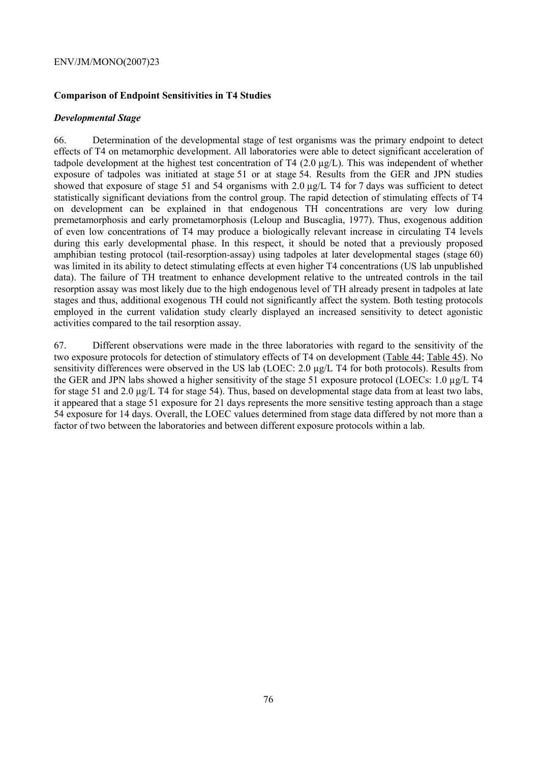**Comparison of Endpoint Sensitivities in T4 Studies**

***Developmental Stage***

66. Determination of the developmental stage of test organisms was the primary endpoint to detect effects of T4 on metamorphic development. All laboratories were able to detect significant acceleration of tadpole development at the highest test concentration of T4 (2.0 µg/L). This was independent of whether exposure of tadpoles was initiated at stage 51 or at stage 54. Results from the GER and JPN studies showed that exposure of stage 51 and 54 organisms with 2.0 µg/L T4 for 7 days was sufficient to detect statistically significant deviations from the control group. The rapid detection of stimulating effects of T4 on development can be explained in that endogenous TH concentrations are very low during premetamorphosis and early prometamorphosis (Leloup and Buscaglia, 1977). Thus, exogenous addition of even low concentrations of T4 may produce a biologically relevant increase in circulating T4 levels during this early developmental phase. In this respect, it should be noted that a previously proposed amphibian testing protocol (tail-resorption-assay) using tadpoles at later developmental stages (stage 60) was limited in its ability to detect stimulating effects at even higher T4 concentrations (US lab unpublished data). The failure of TH treatment to enhance development relative to the untreated controls in the tail resorption assay was most likely due to the high endogenous level of TH already present in tadpoles at late stages and thus, additional exogenous TH could not significantly affect the system. Both testing protocols employed in the current validation study clearly displayed an increased sensitivity to detect agonistic activities compared to the tail resorption assay.

67. Different observations were made in the three laboratories with regard to the sensitivity of the two exposure protocols for detection of stimulatory effects of T4 on development (Table 44; Table 45). No sensitivity differences were observed in the US lab (LOEC: 2.0 µg/L T4 for both protocols). Results from the GER and JPN labs showed a higher sensitivity of the stage 51 exposure protocol (LOECs: 1.0 µg/L T4 for stage 51 and 2.0 µg/L T4 for stage 54). Thus, based on developmental stage data from at least two labs, it appeared that a stage 51 exposure for 21 days represents the more sensitive testing approach than a stage 54 exposure for 14 days. Overall, the LOEC values determined from stage data differed by not more than a factor of two between the laboratories and between different exposure protocols within a lab.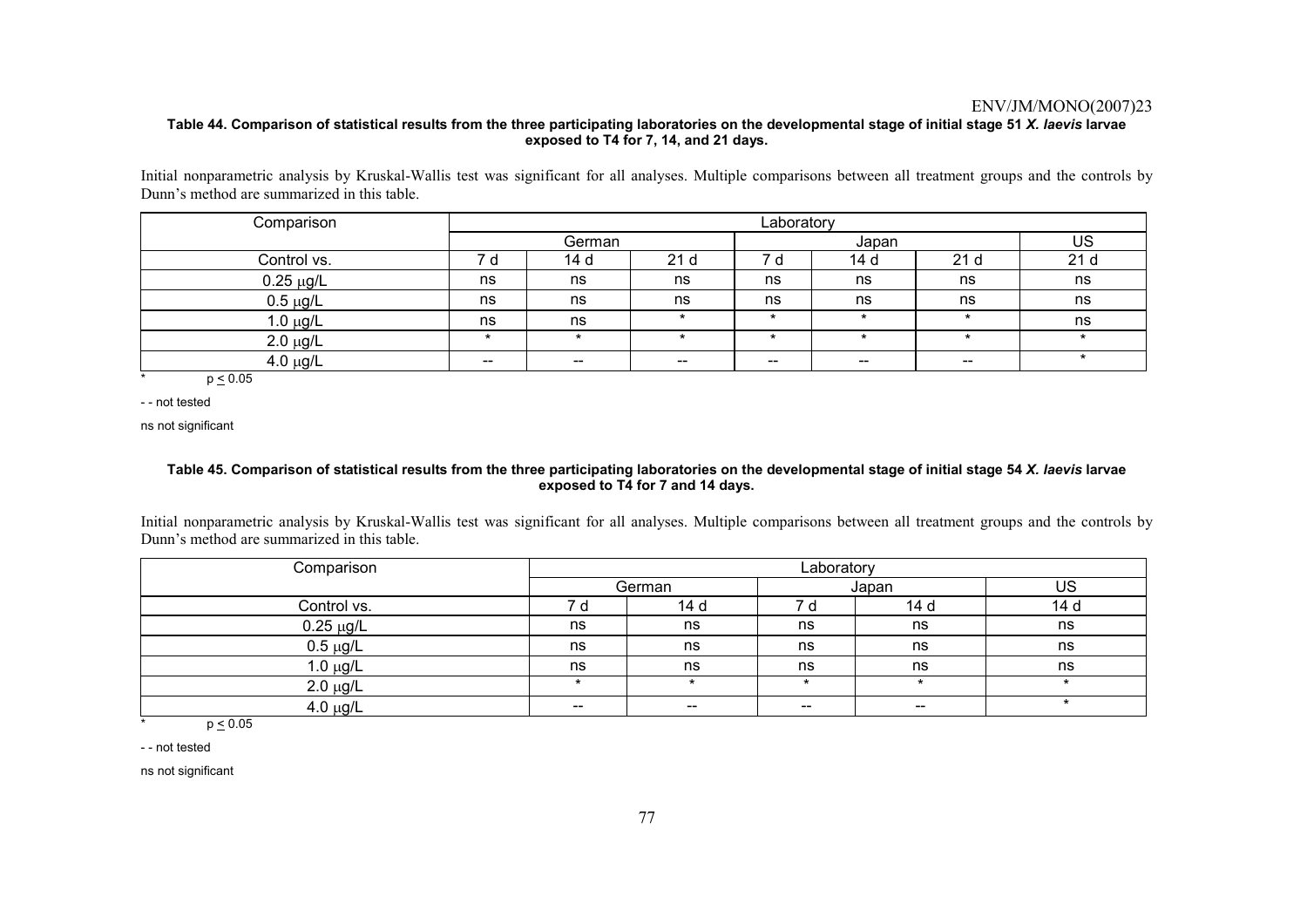**Table 44. Comparison of statistical results from the three participating laboratories on the developmental stage of initial stage 51 *X. laevis* larvae exposed to T4 for 7, 14, and 21 days.**

Initial nonparametric analysis by Kruskal-Wallis test was significant for all analyses. Multiple comparisons between all treatment groups and the controls by Dunn's method are summarized in this table.

| Comparison | Laboratory | | | | | | |
|---|---|---|---|---|---|---|---|
| | German | | | Japan | | | US |
| Control vs. | 7 d | 14 d | 21 d | 7 d | 14 d | 21 d | 21 d |
| 0.25 μg/L | ns | ns | ns | ns | ns | ns | ns |
| 0.5 μg/L | ns | ns | ns | ns | ns | ns | ns |
| 1.0 μg/L | ns | ns | * | * | * | * | ns |
| 2.0 μg/L | * | * | * | * | * | * | * |
| 4.0 μg/L | -- | -- | -- | -- | -- | -- | * |

\* $p \leq 0.05$

- - not tested

ns not significant

**Table 45. Comparison of statistical results from the three participating laboratories on the developmental stage of initial stage 54 *X. laevis* larvae exposed to T4 for 7 and 14 days.**

Initial nonparametric analysis by Kruskal-Wallis test was significant for all analyses. Multiple comparisons between all treatment groups and the controls by Dunn's method are summarized in this table.

| Comparison | Laboratory | | | | |
|---|---|---|---|---|---|
| | German | | Japan | | US |
| Control vs. | 7 d | 14 d | 7 d | 14 d | 14 d |
| 0.25 μg/L | ns | ns | ns | ns | ns |
| 0.5 μg/L | ns | ns | ns | ns | ns |
| 1.0 μg/L | ns | ns | ns | ns | ns |
| 2.0 μg/L | * | * | * | * | * |
| 4.0 μg/L | -- | -- | -- | -- | * |

\* $p \leq 0.05$

- - not tested

ns not significant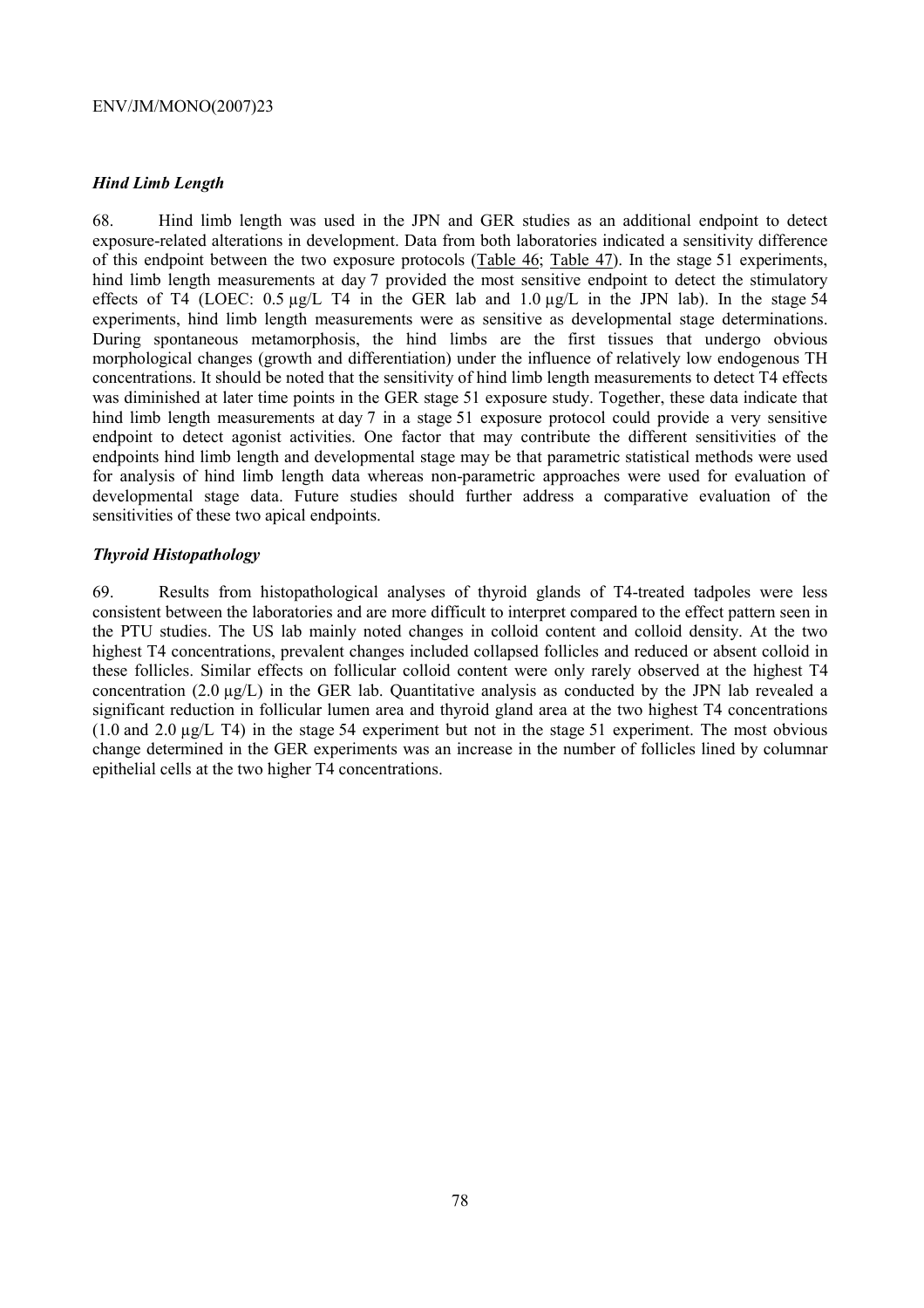### *Hind Limb Length*

68. Hind limb length was used in the JPN and GER studies as an additional endpoint to detect exposure-related alterations in development. Data from both laboratories indicated a sensitivity difference of this endpoint between the two exposure protocols (Table 46; Table 47). In the stage 51 experiments, hind limb length measurements at day 7 provided the most sensitive endpoint to detect the stimulatory effects of T4 (LOEC: 0.5 µg/L T4 in the GER lab and 1.0 µg/L in the JPN lab). In the stage 54 experiments, hind limb length measurements were as sensitive as developmental stage determinations. During spontaneous metamorphosis, the hind limbs are the first tissues that undergo obvious morphological changes (growth and differentiation) under the influence of relatively low endogenous TH concentrations. It should be noted that the sensitivity of hind limb length measurements to detect T4 effects was diminished at later time points in the GER stage 51 exposure study. Together, these data indicate that hind limb length measurements at day 7 in a stage 51 exposure protocol could provide a very sensitive endpoint to detect agonist activities. One factor that may contribute the different sensitivities of the endpoints hind limb length and developmental stage may be that parametric statistical methods were used for analysis of hind limb length data whereas non-parametric approaches were used for evaluation of developmental stage data. Future studies should further address a comparative evaluation of the sensitivities of these two apical endpoints.

### *Thyroid Histopathology*

69. Results from histopathological analyses of thyroid glands of T4-treated tadpoles were less consistent between the laboratories and are more difficult to interpret compared to the effect pattern seen in the PTU studies. The US lab mainly noted changes in colloid content and colloid density. At the two highest T4 concentrations, prevalent changes included collapsed follicles and reduced or absent colloid in these follicles. Similar effects on follicular colloid content were only rarely observed at the highest T4 concentration (2.0 µg/L) in the GER lab. Quantitative analysis as conducted by the JPN lab revealed a significant reduction in follicular lumen area and thyroid gland area at the two highest T4 concentrations (1.0 and 2.0 µg/L T4) in the stage 54 experiment but not in the stage 51 experiment. The most obvious change determined in the GER experiments was an increase in the number of follicles lined by columnar epithelial cells at the two higher T4 concentrations.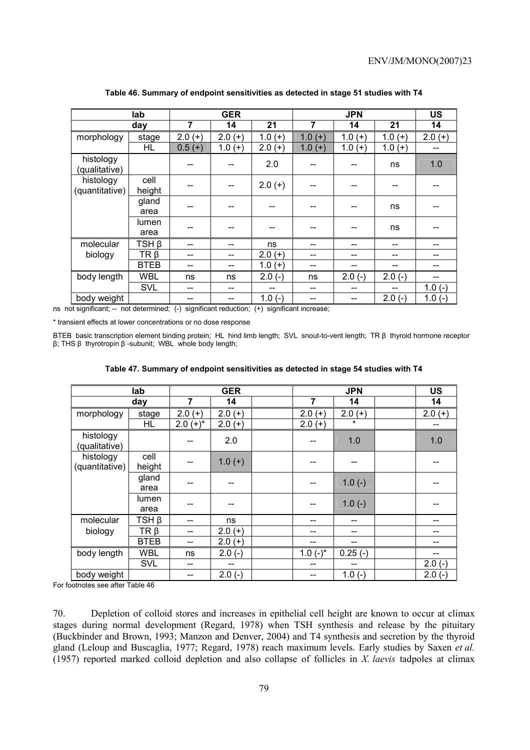**Table 46. Summary of endpoint sensitivities as detected in stage 51 studies with T4**

| lab | | GER | | | JPN | | | US |
|---|---|---|---|---|---|---|---|---|
| day | | 7 | 14 | 21 | 7 | 14 | 21 | 14 |
| morphology | stage | 2.0 (+) | 2.0 (+) | 1.0 (+) | 1.0 (+) | 1.0 (+) | 1.0 (+) | 2.0 (+) |
| | HL | 0.5 (+) | 1.0 (+) | 2.0 (+) | 1.0 (+) | 1.0 (+) | 1.0 (+) | -- |
| histology (qualitative) | | -- | -- | 2.0 | -- | -- | ns | 1.0 |
| histology (quantitative) | cell height | -- | -- | 2.0 (+) | -- | -- | -- | -- |
| | gland area | -- | -- | -- | -- | -- | ns | -- |
| | lumen area | -- | -- | -- | -- | -- | ns | -- |
| molecular biology | TSH β | -- | -- | ns | -- | -- | -- | -- |
| | TR β | -- | -- | 2.0 (+) | -- | -- | -- | -- |
| | BTEB | -- | -- | 1.0 (+) | -- | -- | -- | -- |
| body length | WBL | ns | ns | 2.0 (-) | ns | 2.0 (-) | 2.0 (-) | -- |
| | SVL | -- | -- | -- | -- | -- | -- | 1.0 (-) |
| body weight | | -- | -- | 1.0 (-) | -- | -- | 2.0 (-) | 1.0 (-) |

ns not significant; -- not determined; (-) significant reduction; (+) significant increase;

\* transient effects at lower concentrations or no dose response

BTEB basic transcription element binding protein; HL hind limb length; SVL snout-to-vent length; TR β thyroid hormone receptor β; THS β thyrotropin β -subunit; WBL whole body length;

**Table 47. Summary of endpoint sensitivities as detected in stage 54 studies with T4**

| lab | | GER | | | JPN | | | US |
|---|---|---|---|---|---|---|---|---|
| day | | 7 | 14 | | 7 | 14 | | 14 |
| morphology | stage | 2.0 (+) | 2.0 (+) | | 2.0 (+) | 2.0 (+) | | 2.0 (+) |
| | HL | 2.0 (+)* | 2.0 (+) | | 2.0 (+) | * | | -- |
| histology (qualitative) | | -- | 2.0 | | -- | 1.0 | | 1.0 |
| histology (quantitative) | cell height | -- | 1.0 (+) | | -- | -- | | -- |
| | gland area | -- | -- | | -- | 1.0 (-) | | -- |
| | lumen area | -- | -- | | -- | 1.0 (-) | | -- |
| molecular biology | TSH β | -- | ns | | -- | -- | | -- |
| | TR β | -- | 2.0 (+) | | -- | -- | | -- |
| | BTEB | -- | 2.0 (+) | | -- | -- | | -- |
| body length | WBL | ns | 2.0 (-) | | 1.0 (-)* | 0.25 (-) | | -- |
| | SVL | -- | -- | | -- | -- | | 2.0 (-) |
| body weight | | -- | 2.0 (-) | | -- | 1.0 (-) | | 2.0 (-) |

For footnotes see after Table 46

70. Depletion of colloid stores and increases in epithelial cell height are known to occur at climax stages during normal development (Regard, 1978) when TSH synthesis and release by the pituitary (Buckbinder and Brown, 1993; Manzon and Denver, 2004) and T4 synthesis and secretion by the thyroid gland (Leloup and Buscaglia, 1977; Regard, 1978) reach maximum levels. Early studies by Saxen *et al.* (1957) reported marked colloid depletion and also collapse of follicles in *X. laevis* tadpoles at climax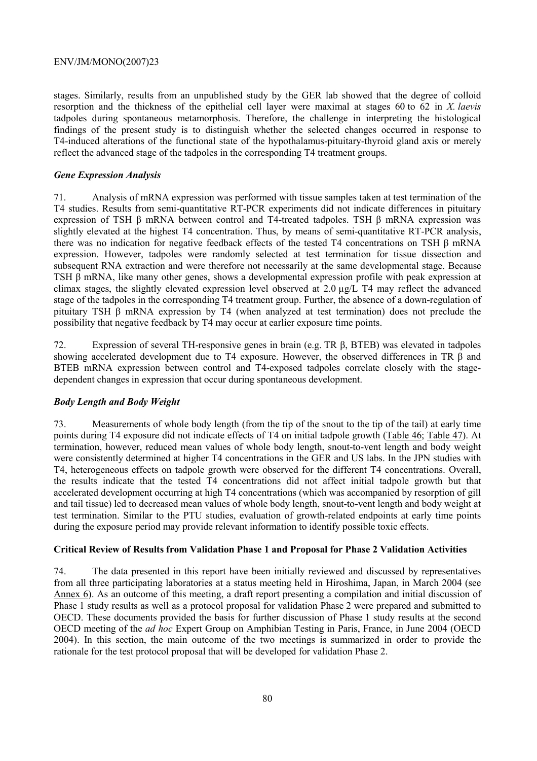stages. Similarly, results from an unpublished study by the GER lab showed that the degree of colloid resorption and the thickness of the epithelial cell layer were maximal at stages 60 to 62 in *X. laevis* tadpoles during spontaneous metamorphosis. Therefore, the challenge in interpreting the histological findings of the present study is to distinguish whether the selected changes occurred in response to T4-induced alterations of the functional state of the hypothalamus-pituitary-thyroid gland axis or merely reflect the advanced stage of the tadpoles in the corresponding T4 treatment groups.

### *Gene Expression Analysis*

71. Analysis of mRNA expression was performed with tissue samples taken at test termination of the T4 studies. Results from semi-quantitative RT-PCR experiments did not indicate differences in pituitary expression of TSH β mRNA between control and T4-treated tadpoles. TSH β mRNA expression was slightly elevated at the highest T4 concentration. Thus, by means of semi-quantitative RT-PCR analysis, there was no indication for negative feedback effects of the tested T4 concentrations on TSH β mRNA expression. However, tadpoles were randomly selected at test termination for tissue dissection and subsequent RNA extraction and were therefore not necessarily at the same developmental stage. Because TSH β mRNA, like many other genes, shows a developmental expression profile with peak expression at climax stages, the slightly elevated expression level observed at 2.0 µg/L T4 may reflect the advanced stage of the tadpoles in the corresponding T4 treatment group. Further, the absence of a down-regulation of pituitary TSH β mRNA expression by T4 (when analyzed at test termination) does not preclude the possibility that negative feedback by T4 may occur at earlier exposure time points.

72. Expression of several TH-responsive genes in brain (e.g. TR β, BTEB) was elevated in tadpoles showing accelerated development due to T4 exposure. However, the observed differences in TR β and BTEB mRNA expression between control and T4-exposed tadpoles correlate closely with the stage-dependent changes in expression that occur during spontaneous development.

### *Body Length and Body Weight*

73. Measurements of whole body length (from the tip of the snout to the tip of the tail) at early time points during T4 exposure did not indicate effects of T4 on initial tadpole growth (Table 46; Table 47). At termination, however, reduced mean values of whole body length, snout-to-vent length and body weight were consistently determined at higher T4 concentrations in the GER and US labs. In the JPN studies with T4, heterogeneous effects on tadpole growth were observed for the different T4 concentrations. Overall, the results indicate that the tested T4 concentrations did not affect initial tadpole growth but that accelerated development occurring at high T4 concentrations (which was accompanied by resorption of gill and tail tissue) led to decreased mean values of whole body length, snout-to-vent length and body weight at test termination. Similar to the PTU studies, evaluation of growth-related endpoints at early time points during the exposure period may provide relevant information to identify possible toxic effects.

## Critical Review of Results from Validation Phase 1 and Proposal for Phase 2 Validation Activities

74. The data presented in this report have been initially reviewed and discussed by representatives from all three participating laboratories at a status meeting held in Hiroshima, Japan, in March 2004 (see Annex 6). As an outcome of this meeting, a draft report presenting a compilation and initial discussion of Phase 1 study results as well as a protocol proposal for validation Phase 2 were prepared and submitted to OECD. These documents provided the basis for further discussion of Phase 1 study results at the second OECD meeting of the *ad hoc* Expert Group on Amphibian Testing in Paris, France, in June 2004 (OECD 2004). In this section, the main outcome of the two meetings is summarized in order to provide the rationale for the test protocol proposal that will be developed for validation Phase 2.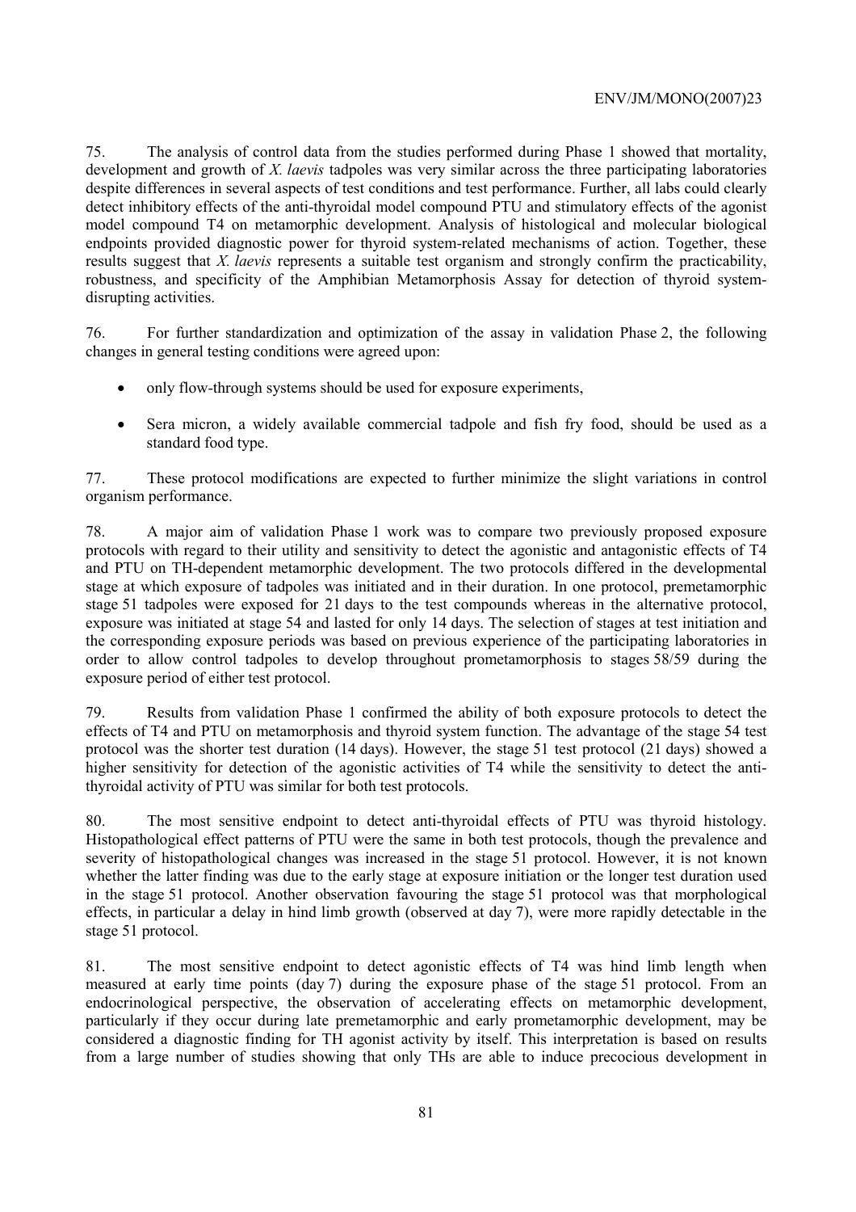75. The analysis of control data from the studies performed during Phase 1 showed that mortality, development and growth of *X. laevis* tadpoles was very similar across the three participating laboratories despite differences in several aspects of test conditions and test performance. Further, all labs could clearly detect inhibitory effects of the anti-thyroidal model compound PTU and stimulatory effects of the agonist model compound T4 on metamorphic development. Analysis of histological and molecular biological endpoints provided diagnostic power for thyroid system-related mechanisms of action. Together, these results suggest that *X. laevis* represents a suitable test organism and strongly confirm the practicability, robustness, and specificity of the Amphibian Metamorphosis Assay for detection of thyroid system-disrupting activities.

76. For further standardization and optimization of the assay in validation Phase 2, the following changes in general testing conditions were agreed upon:

- only flow-through systems should be used for exposure experiments,
- Sera micron, a widely available commercial tadpole and fish fry food, should be used as a standard food type.

77. These protocol modifications are expected to further minimize the slight variations in control organism performance.

78. A major aim of validation Phase 1 work was to compare two previously proposed exposure protocols with regard to their utility and sensitivity to detect the agonistic and antagonistic effects of T4 and PTU on TH-dependent metamorphic development. The two protocols differed in the developmental stage at which exposure of tadpoles was initiated and in their duration. In one protocol, premetamorphic stage 51 tadpoles were exposed for 21 days to the test compounds whereas in the alternative protocol, exposure was initiated at stage 54 and lasted for only 14 days. The selection of stages at test initiation and the corresponding exposure periods was based on previous experience of the participating laboratories in order to allow control tadpoles to develop throughout prometamorphosis to stages 58/59 during the exposure period of either test protocol.

79. Results from validation Phase 1 confirmed the ability of both exposure protocols to detect the effects of T4 and PTU on metamorphosis and thyroid system function. The advantage of the stage 54 test protocol was the shorter test duration (14 days). However, the stage 51 test protocol (21 days) showed a higher sensitivity for detection of the agonistic activities of T4 while the sensitivity to detect the anti-thyroidal activity of PTU was similar for both test protocols.

80. The most sensitive endpoint to detect anti-thyroidal effects of PTU was thyroid histology. Histopathological effect patterns of PTU were the same in both test protocols, though the prevalence and severity of histopathological changes was increased in the stage 51 protocol. However, it is not known whether the latter finding was due to the early stage at exposure initiation or the longer test duration used in the stage 51 protocol. Another observation favouring the stage 51 protocol was that morphological effects, in particular a delay in hind limb growth (observed at day 7), were more rapidly detectable in the stage 51 protocol.

81. The most sensitive endpoint to detect agonistic effects of T4 was hind limb length when measured at early time points (day 7) during the exposure phase of the stage 51 protocol. From an endocrinological perspective, the observation of accelerating effects on metamorphic development, particularly if they occur during late premetamorphic and early prometamorphic development, may be considered a diagnostic finding for TH agonist activity by itself. This interpretation is based on results from a large number of studies showing that only THs are able to induce precocious development in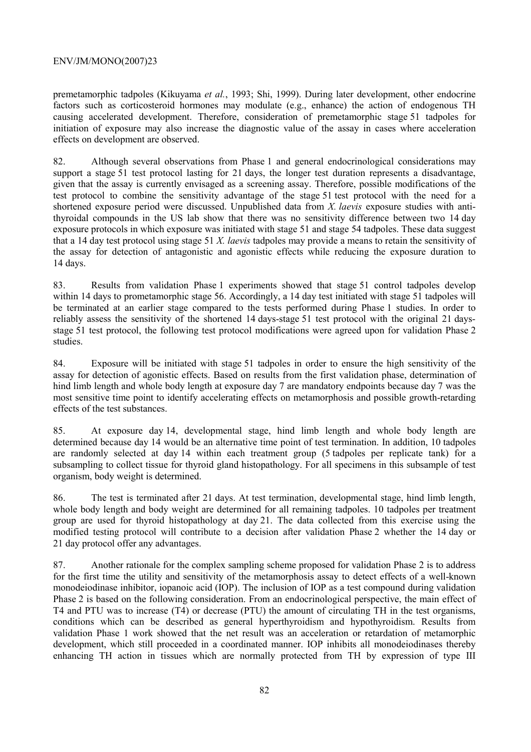premetamorphic tadpoles (Kikuyama *et al.*, 1993; Shi, 1999). During later development, other endocrine factors such as corticosteroid hormones may modulate (e.g., enhance) the action of endogenous TH causing accelerated development. Therefore, consideration of premetamorphic stage 51 tadpoles for initiation of exposure may also increase the diagnostic value of the assay in cases where acceleration effects on development are observed.

82. Although several observations from Phase 1 and general endocrinological considerations may support a stage 51 test protocol lasting for 21 days, the longer test duration represents a disadvantage, given that the assay is currently envisaged as a screening assay. Therefore, possible modifications of the test protocol to combine the sensitivity advantage of the stage 51 test protocol with the need for a shortened exposure period were discussed. Unpublished data from *X. laevis* exposure studies with anti-thyroidal compounds in the US lab show that there was no sensitivity difference between two 14 day exposure protocols in which exposure was initiated with stage 51 and stage 54 tadpoles. These data suggest that a 14 day test protocol using stage 51 *X. laevis* tadpoles may provide a means to retain the sensitivity of the assay for detection of antagonistic and agonistic effects while reducing the exposure duration to 14 days.

83. Results from validation Phase 1 experiments showed that stage 51 control tadpoles develop within 14 days to prometamorphic stage 56. Accordingly, a 14 day test initiated with stage 51 tadpoles will be terminated at an earlier stage compared to the tests performed during Phase 1 studies. In order to reliably assess the sensitivity of the shortened 14 days-stage 51 test protocol with the original 21 days-stage 51 test protocol, the following test protocol modifications were agreed upon for validation Phase 2 studies.

84. Exposure will be initiated with stage 51 tadpoles in order to ensure the high sensitivity of the assay for detection of agonistic effects. Based on results from the first validation phase, determination of hind limb length and whole body length at exposure day 7 are mandatory endpoints because day 7 was the most sensitive time point to identify accelerating effects on metamorphosis and possible growth-retarding effects of the test substances.

85. At exposure day 14, developmental stage, hind limb length and whole body length are determined because day 14 would be an alternative time point of test termination. In addition, 10 tadpoles are randomly selected at day 14 within each treatment group (5 tadpoles per replicate tank) for a subsampling to collect tissue for thyroid gland histopathology. For all specimens in this subsample of test organism, body weight is determined.

86. The test is terminated after 21 days. At test termination, developmental stage, hind limb length, whole body length and body weight are determined for all remaining tadpoles. 10 tadpoles per treatment group are used for thyroid histopathology at day 21. The data collected from this exercise using the modified testing protocol will contribute to a decision after validation Phase 2 whether the 14 day or 21 day protocol offer any advantages.

87. Another rationale for the complex sampling scheme proposed for validation Phase 2 is to address for the first time the utility and sensitivity of the metamorphosis assay to detect effects of a well-known monodeiodinase inhibitor, iopanoic acid (IOP). The inclusion of IOP as a test compound during validation Phase 2 is based on the following consideration. From an endocrinological perspective, the main effect of T4 and PTU was to increase (T4) or decrease (PTU) the amount of circulating TH in the test organisms, conditions which can be described as general hyperthyroidism and hypothyroidism. Results from validation Phase 1 work showed that the net result was an acceleration or retardation of metamorphic development, which still proceeded in a coordinated manner. IOP inhibits all monodeiodinases thereby enhancing TH action in tissues which are normally protected from TH by expression of type III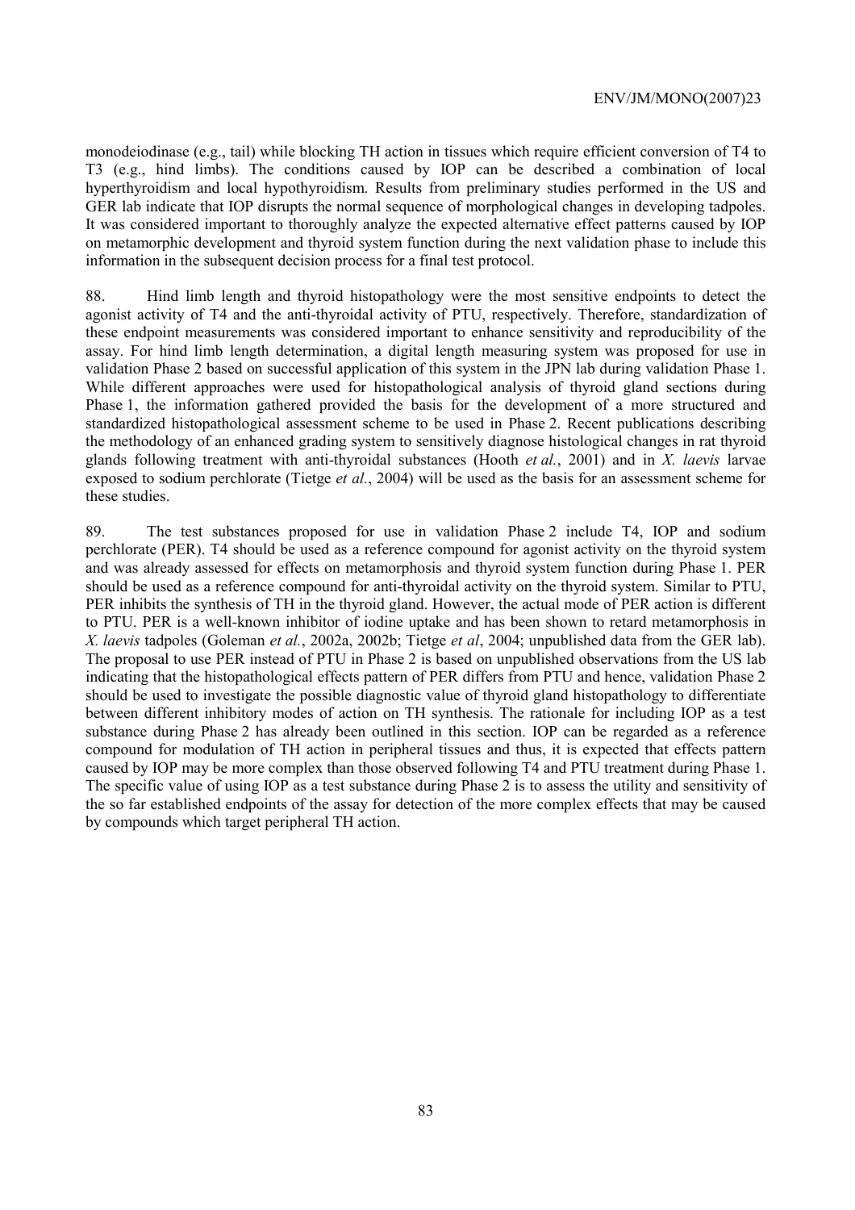monodeiodinase (e.g., tail) while blocking TH action in tissues which require efficient conversion of T4 to T3 (e.g., hind limbs). The conditions caused by IOP can be described a combination of local hyperthyroidism and local hypothyroidism. Results from preliminary studies performed in the US and GER lab indicate that IOP disrupts the normal sequence of morphological changes in developing tadpoles. It was considered important to thoroughly analyze the expected alternative effect patterns caused by IOP on metamorphic development and thyroid system function during the next validation phase to include this information in the subsequent decision process for a final test protocol.

88. Hind limb length and thyroid histopathology were the most sensitive endpoints to detect the agonist activity of T4 and the anti-thyroidal activity of PTU, respectively. Therefore, standardization of these endpoint measurements was considered important to enhance sensitivity and reproducibility of the assay. For hind limb length determination, a digital length measuring system was proposed for use in validation Phase 2 based on successful application of this system in the JPN lab during validation Phase 1. While different approaches were used for histopathological analysis of thyroid gland sections during Phase 1, the information gathered provided the basis for the development of a more structured and standardized histopathological assessment scheme to be used in Phase 2. Recent publications describing the methodology of an enhanced grading system to sensitively diagnose histological changes in rat thyroid glands following treatment with anti-thyroidal substances (Hooth *et al.*, 2001) and in *X. laevis* larvae exposed to sodium perchlorate (Tietge *et al.*, 2004) will be used as the basis for an assessment scheme for these studies.

89. The test substances proposed for use in validation Phase 2 include T4, IOP and sodium perchlorate (PER). T4 should be used as a reference compound for agonist activity on the thyroid system and was already assessed for effects on metamorphosis and thyroid system function during Phase 1. PER should be used as a reference compound for anti-thyroidal activity on the thyroid system. Similar to PTU, PER inhibits the synthesis of TH in the thyroid gland. However, the actual mode of PER action is different to PTU. PER is a well-known inhibitor of iodine uptake and has been shown to retard metamorphosis in *X. laevis* tadpoles (Goleman *et al.*, 2002a, 2002b; Tietge *et al*, 2004; unpublished data from the GER lab). The proposal to use PER instead of PTU in Phase 2 is based on unpublished observations from the US lab indicating that the histopathological effects pattern of PER differs from PTU and hence, validation Phase 2 should be used to investigate the possible diagnostic value of thyroid gland histopathology to differentiate between different inhibitory modes of action on TH synthesis. The rationale for including IOP as a test substance during Phase 2 has already been outlined in this section. IOP can be regarded as a reference compound for modulation of TH action in peripheral tissues and thus, it is expected that effects pattern caused by IOP may be more complex than those observed following T4 and PTU treatment during Phase 1. The specific value of using IOP as a test substance during Phase 2 is to assess the utility and sensitivity of the so far established endpoints of the assay for detection of the more complex effects that may be caused by compounds which target peripheral TH action.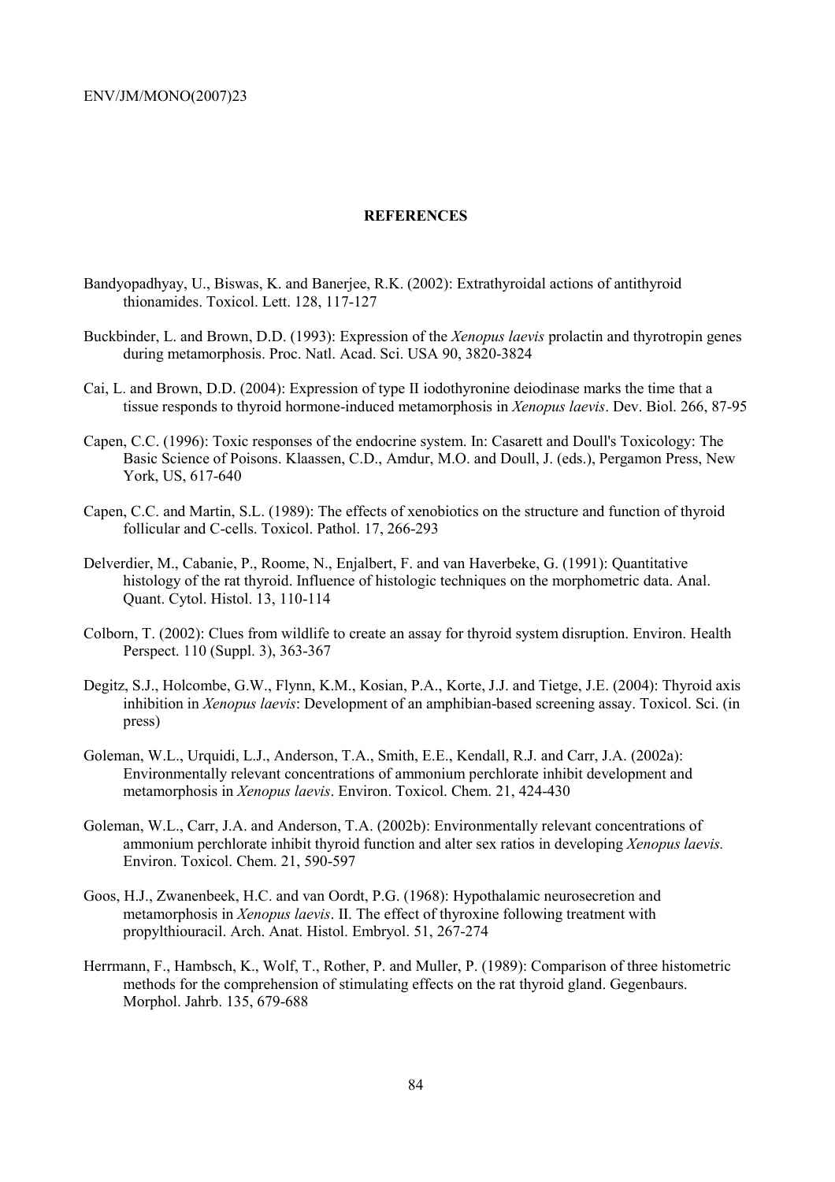## REFERENCES

Bandyopadhyay, U., Biswas, K. and Banerjee, R.K. (2002): Extrathyroidal actions of antithyroid thionamides. Toxicol. Lett. 128, 117-127

Buckbinder, L. and Brown, D.D. (1993): Expression of the *Xenopus laevis* prolactin and thyrotropin genes during metamorphosis. Proc. Natl. Acad. Sci. USA 90, 3820-3824

Cai, L. and Brown, D.D. (2004): Expression of type II iodothyronine deiodinase marks the time that a tissue responds to thyroid hormone-induced metamorphosis in *Xenopus laevis*. Dev. Biol. 266, 87-95

Capen, C.C. (1996): Toxic responses of the endocrine system. In: Casarett and Doull's Toxicology: The Basic Science of Poisons. Klaassen, C.D., Amdur, M.O. and Doull, J. (eds.), Pergamon Press, New York, US, 617-640

Capen, C.C. and Martin, S.L. (1989): The effects of xenobiotics on the structure and function of thyroid follicular and C-cells. Toxicol. Pathol. 17, 266-293

Delverdier, M., Cabanie, P., Roome, N., Enjalbert, F. and van Haverbeke, G. (1991): Quantitative histology of the rat thyroid. Influence of histologic techniques on the morphometric data. Anal. Quant. Cytol. Histol. 13, 110-114

Colborn, T. (2002): Clues from wildlife to create an assay for thyroid system disruption. Environ. Health Perspect. 110 (Suppl. 3), 363-367

Degitz, S.J., Holcombe, G.W., Flynn, K.M., Kosian, P.A., Korte, J.J. and Tietge, J.E. (2004): Thyroid axis inhibition in *Xenopus laevis*: Development of an amphibian-based screening assay. Toxicol. Sci. (in press)

Goleman, W.L., Urquidi, L.J., Anderson, T.A., Smith, E.E., Kendall, R.J. and Carr, J.A. (2002a): Environmentally relevant concentrations of ammonium perchlorate inhibit development and metamorphosis in *Xenopus laevis*. Environ. Toxicol. Chem. 21, 424-430

Goleman, W.L., Carr, J.A. and Anderson, T.A. (2002b): Environmentally relevant concentrations of ammonium perchlorate inhibit thyroid function and alter sex ratios in developing *Xenopus laevis.* Environ. Toxicol. Chem. 21, 590-597

Goos, H.J., Zwanenbeek, H.C. and van Oordt, P.G. (1968): Hypothalamic neurosecretion and metamorphosis in *Xenopus laevis*. II. The effect of thyroxine following treatment with propylthiouracil. Arch. Anat. Histol. Embryol. 51, 267-274

Herrmann, F., Hambsch, K., Wolf, T., Rother, P. and Muller, P. (1989): Comparison of three histometric methods for the comprehension of stimulating effects on the rat thyroid gland. Gegenbaurs. Morphol. Jahrb. 135, 679-688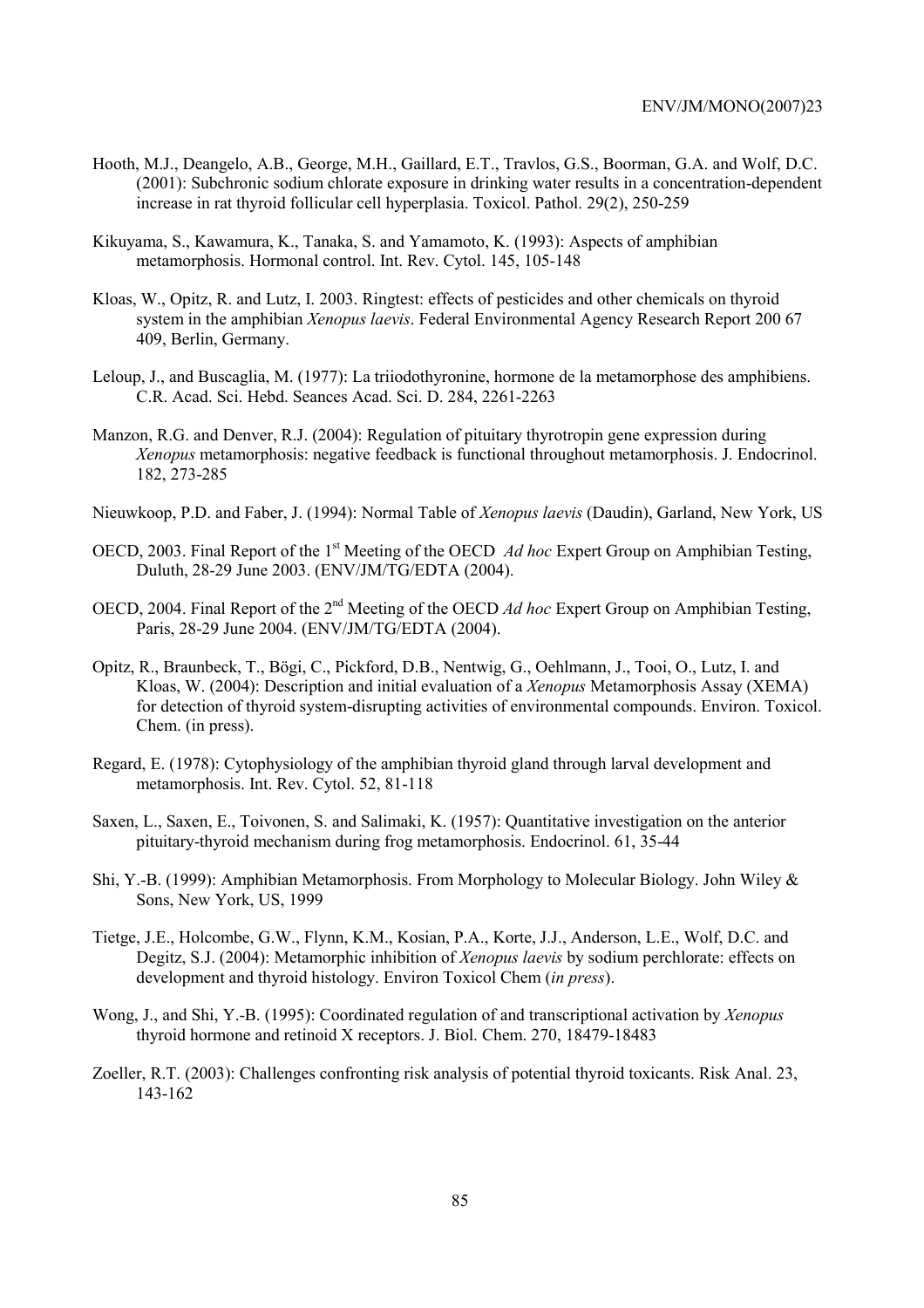Hooth, M.J., Deangelo, A.B., George, M.H., Gaillard, E.T., Travlos, G.S., Boorman, G.A. and Wolf, D.C. (2001): Subchronic sodium chlorate exposure in drinking water results in a concentration-dependent increase in rat thyroid follicular cell hyperplasia. Toxicol. Pathol. 29(2), 250-259

Kikuyama, S., Kawamura, K., Tanaka, S. and Yamamoto, K. (1993): Aspects of amphibian metamorphosis. Hormonal control. Int. Rev. Cytol. 145, 105-148

Kloas, W., Opitz, R. and Lutz, I. 2003. Ringtest: effects of pesticides and other chemicals on thyroid system in the amphibian *Xenopus laevis*. Federal Environmental Agency Research Report 200 67 409, Berlin, Germany.

Leloup, J., and Buscaglia, M. (1977): La triiodothyronine, hormone de la metamorphose des amphibiens. C.R. Acad. Sci. Hebd. Seances Acad. Sci. D. 284, 2261-2263

Manzon, R.G. and Denver, R.J. (2004): Regulation of pituitary thyrotropin gene expression during *Xenopus* metamorphosis: negative feedback is functional throughout metamorphosis. J. Endocrinol. 182, 273-285

Nieuwkoop, P.D. and Faber, J. (1994): Normal Table of *Xenopus laevis* (Daudin), Garland, New York, US

OECD, 2003. Final Report of the 1st Meeting of the OECD *Ad hoc* Expert Group on Amphibian Testing, Duluth, 28-29 June 2003. (ENV/JM/TG/EDTA (2004).

OECD, 2004. Final Report of the 2nd Meeting of the OECD *Ad hoc* Expert Group on Amphibian Testing, Paris, 28-29 June 2004. (ENV/JM/TG/EDTA (2004).

Opitz, R., Braunbeck, T., Bögi, C., Pickford, D.B., Nentwig, G., Oehlmann, J., Tooi, O., Lutz, I. and Kloas, W. (2004): Description and initial evaluation of a *Xenopus* Metamorphosis Assay (XEMA) for detection of thyroid system-disrupting activities of environmental compounds. Environ. Toxicol. Chem. (in press).

Regard, E. (1978): Cytophysiology of the amphibian thyroid gland through larval development and metamorphosis. Int. Rev. Cytol. 52, 81-118

Saxen, L., Saxen, E., Toivonen, S. and Salimaki, K. (1957): Quantitative investigation on the anterior pituitary-thyroid mechanism during frog metamorphosis. Endocrinol. 61, 35-44

Shi, Y.-B. (1999): Amphibian Metamorphosis. From Morphology to Molecular Biology. John Wiley & Sons, New York, US, 1999

Tietge, J.E., Holcombe, G.W., Flynn, K.M., Kosian, P.A., Korte, J.J., Anderson, L.E., Wolf, D.C. and Degitz, S.J. (2004): Metamorphic inhibition of *Xenopus laevis* by sodium perchlorate: effects on development and thyroid histology. Environ Toxicol Chem (*in press*).

Wong, J., and Shi, Y.-B. (1995): Coordinated regulation of and transcriptional activation by *Xenopus* thyroid hormone and retinoid X receptors. J. Biol. Chem. 270, 18479-18483

Zoeller, R.T. (2003): Challenges confronting risk analysis of potential thyroid toxicants. Risk Anal. 23, 143-162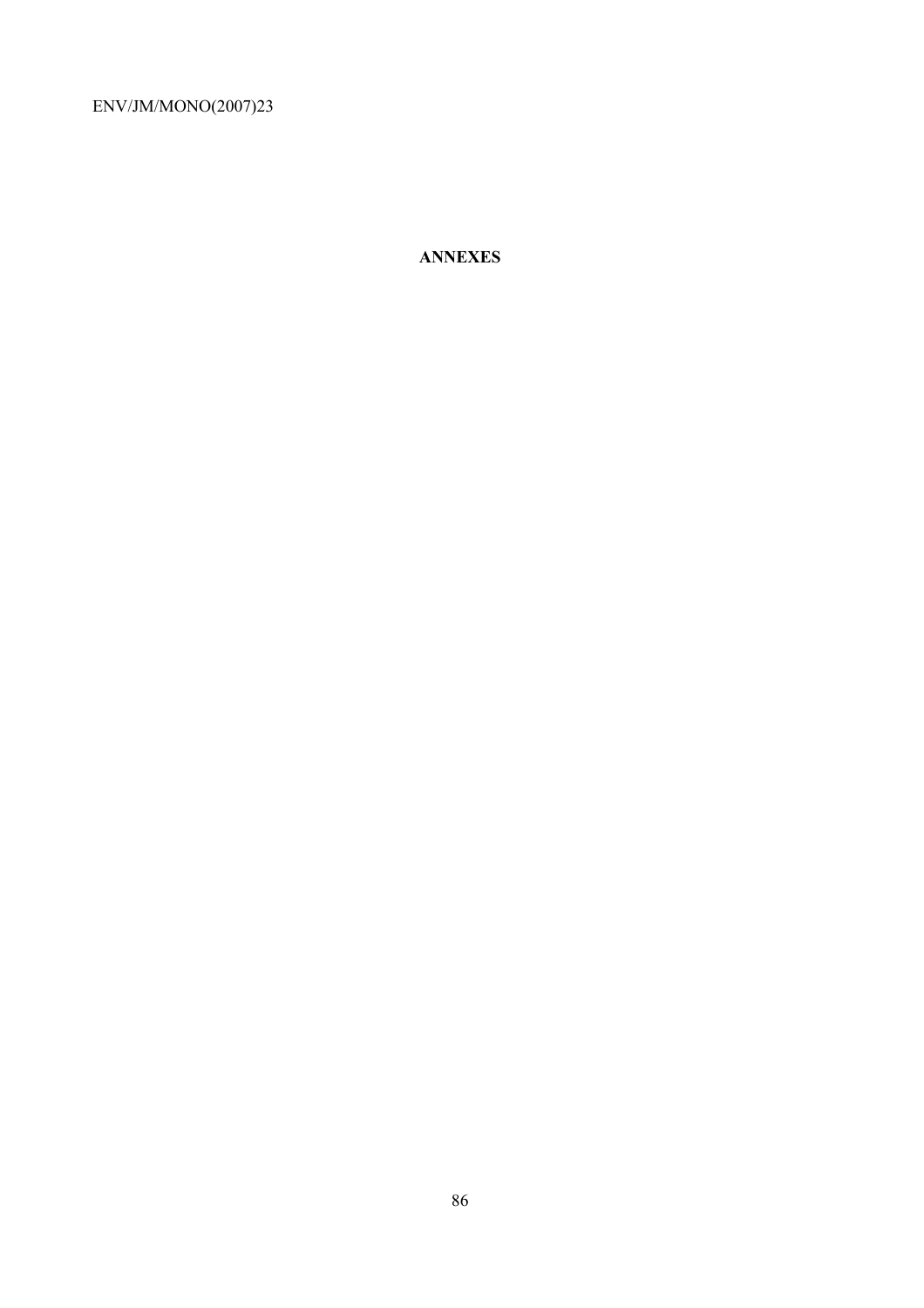# ANNEXES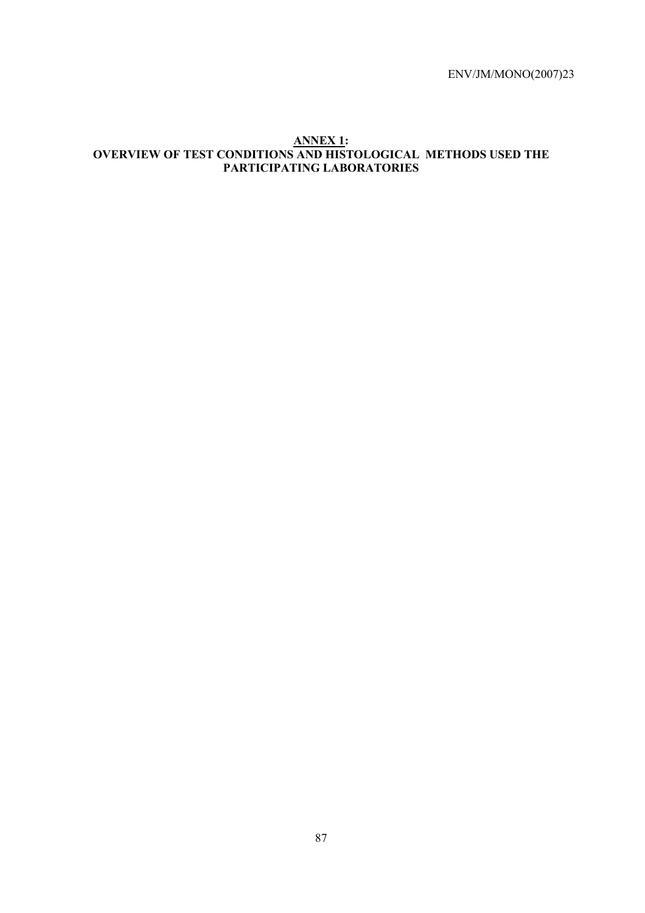## ANNEX 1: OVERVIEW OF TEST CONDITIONS AND HISTOLOGICAL METHODS USED THE PARTICIPATING LABORATORIES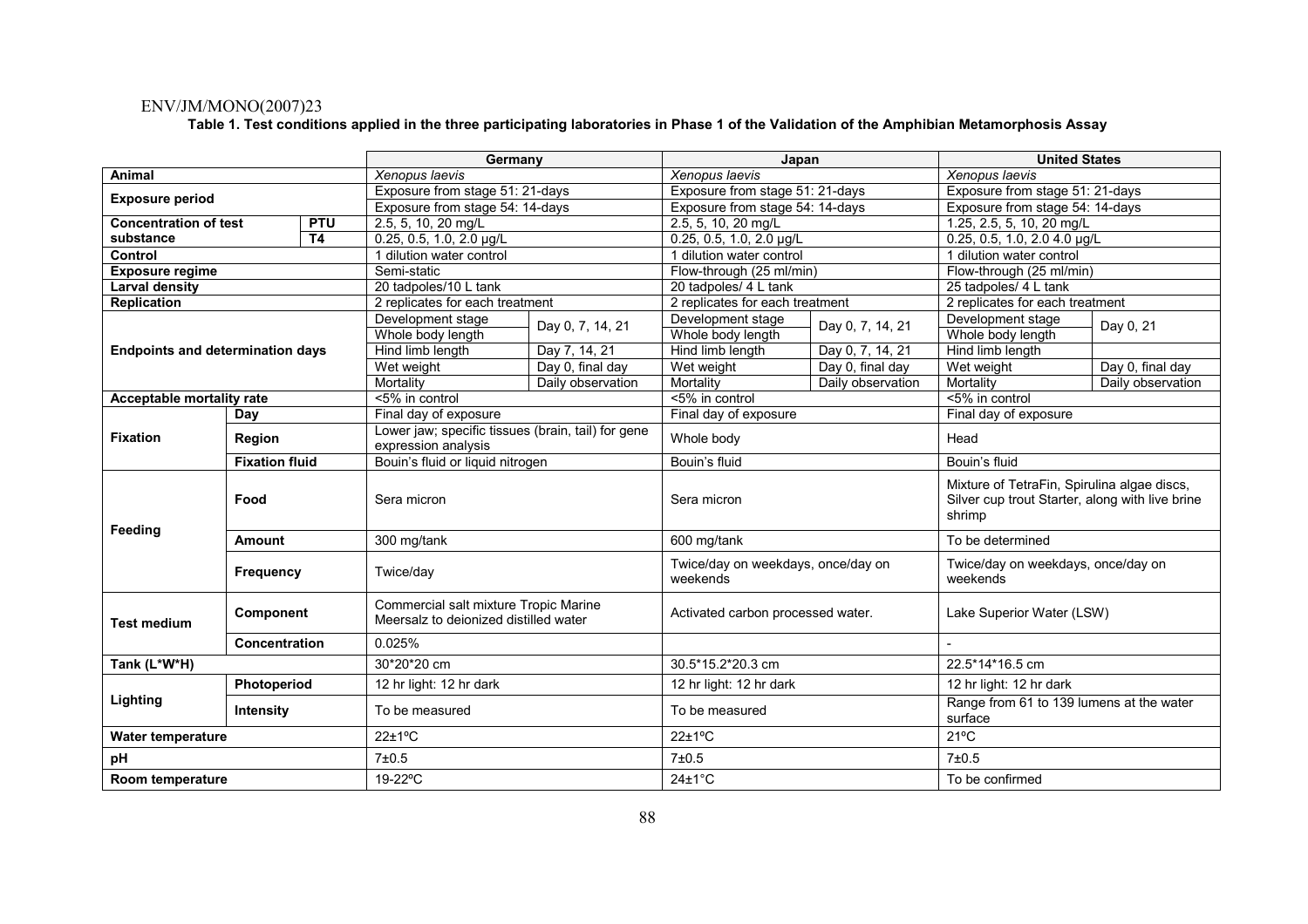**Table 1. Test conditions applied in the three participating laboratories in Phase 1 of the Validation of the Amphibian Metamorphosis Assay**

| | | | Germany | | Japan | | United States | |
|---|---|---|---|---|---|---|---|---|
| **Animal** | | | *Xenopus laevis* | | *Xenopus laevis* | | *Xenopus laevis* | |
| **Exposure period** | | | Exposure from stage 51: 21-days | | Exposure from stage 51: 21-days | | Exposure from stage 51: 21-days | |
| | | | Exposure from stage 54: 14-days | | Exposure from stage 54: 14-days | | Exposure from stage 54: 14-days | |
| **Concentration of test substance** | | **PTU** | 2.5, 5, 10, 20 mg/L | | 2.5, 5, 10, 20 mg/L | | 1.25, 2.5, 5, 10, 20 mg/L | |
| | | **T4** | 0.25, 0.5, 1.0, 2.0 µg/L | | 0.25, 0.5, 1.0, 2.0 µg/L | | 0.25, 0.5, 1.0, 2.0 4.0 µg/L | |
| **Control** | | | 1 dilution water control | | 1 dilution water control | | 1 dilution water control | |
| **Exposure regime** | | | Semi-static | | Flow-through (25 ml/min) | | Flow-through (25 ml/min) | |
| **Larval density** | | | 20 tadpoles/10 L tank | | 20 tadpoles/ 4 L tank | | 25 tadpoles/ 4 L tank | |
| **Replication** | | | 2 replicates for each treatment | | 2 replicates for each treatment | | 2 replicates for each treatment | |
| **Endpoints and determination days** | | | Development stage | Day 0, 7, 14, 21 | Development stage | Day 0, 7, 14, 21 | Development stage | Day 0, 21 |
| | | | Whole body length | | Whole body length | | Whole body length | |
| | | | Hind limb length | Day 7, 14, 21 | Hind limb length | Day 0, 7, 14, 21 | Hind limb length | |
| | | | Wet weight | Day 0, final day | Wet weight | Day 0, final day | Wet weight | Day 0, final day |
| | | | Mortality | Daily observation | Mortality | Daily observation | Mortality | Daily observation |
| **Acceptable mortality rate** | | | <5% in control | | <5% in control | | <5% in control | |
| **Fixation** | **Day** | | Final day of exposure | | Final day of exposure | | Final day of exposure | |
| | **Region** | | Lower jaw; specific tissues (brain, tail) for gene expression analysis | | Whole body | | Head | |
| | **Fixation fluid** | | Bouin's fluid or liquid nitrogen | | Bouin's fluid | | Bouin's fluid | |
| **Feeding** | **Food** | | Sera micron | | Sera micron | | Mixture of TetraFin, Spirulina algae discs, Silver cup trout Starter, along with live brine shrimp | |
| | **Amount** | | 300 mg/tank | | 600 mg/tank | | To be determined | |
| | **Frequency** | | Twice/day | | Twice/day on weekdays, once/day on weekends | | Twice/day on weekdays, once/day on weekends | |
| **Test medium** | **Component** | | Commercial salt mixture Tropic Marine Meersalz to deionized distilled water | | Activated carbon processed water. | | Lake Superior Water (LSW) | |
| | **Concentration** | | 0.025% | | | | - | |
| **Tank (L\*W\*H)** | | | 30\*20\*20 cm | | 30.5\*15.2\*20.3 cm | | 22.5\*14\*16.5 cm | |
| **Lighting** | **Photoperiod** | | 12 hr light: 12 hr dark | | 12 hr light: 12 hr dark | | 12 hr light: 12 hr dark | |
| | **Intensity** | | To be measured | | To be measured | | Range from 61 to 139 lumens at the water surface | |
| **Water temperature** | | | 22±1ºC | | 22±1ºC | | 21ºC | |
| **pH** | | | 7±0.5 | | 7±0.5 | | 7±0.5 | |
| **Room temperature** | | | 19-22ºC | | 24±1°C | | To be confirmed | |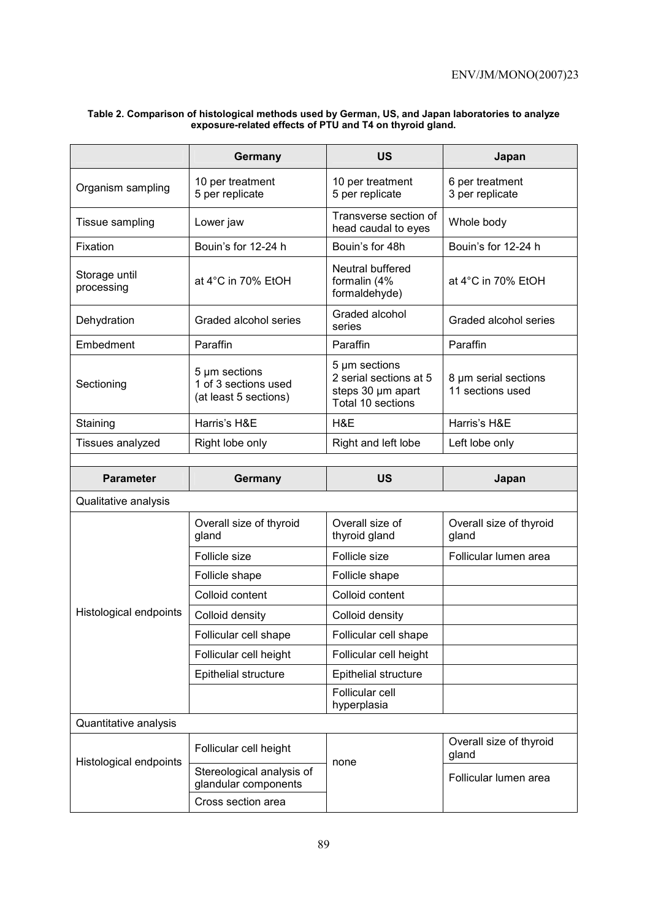**Table 2. Comparison of histological methods used by German, US, and Japan laboratories to analyze exposure-related effects of PTU and T4 on thyroid gland.**

| | Germany | US | Japan |
|---|---|---|---|
| Organism sampling | 10 per treatment<br>5 per replicate | 10 per treatment<br>5 per replicate | 6 per treatment<br>3 per replicate |
| Tissue sampling | Lower jaw | Transverse section of head caudal to eyes | Whole body |
| Fixation | Bouin's for 12-24 h | Bouin's for 48h | Bouin's for 12-24 h |
| Storage until processing | at 4°C in 70% EtOH | Neutral buffered formalin (4% formaldehyde) | at 4°C in 70% EtOH |
| Dehydration | Graded alcohol series | Graded alcohol series | Graded alcohol series |
| Embedment | Paraffin | Paraffin | Paraffin |
| Sectioning | 5 μm sections<br>1 of 3 sections used<br>(at least 5 sections) | 5 μm sections<br>2 serial sections at 5 steps 30 μm apart<br>Total 10 sections | 8 μm serial sections<br>11 sections used |
| Staining | Harris's H&E | H&E | Harris's H&E |
| Tissues analyzed | Right lobe only | Right and left lobe | Left lobe only |
| | | | |
| **Parameter** | **Germany** | **US** | **Japan** |
| Qualitative analysis | | | |
| Histological endpoints | Overall size of thyroid gland | Overall size of thyroid gland | Overall size of thyroid gland |
| | Follicle size | Follicle size | Follicular lumen area |
| | Follicle shape | Follicle shape | |
| | Colloid content | Colloid content | |
| | Colloid density | Colloid density | |
| | Follicular cell shape | Follicular cell shape | |
| | Follicular cell height | Follicular cell height | |
| | Epithelial structure | Epithelial structure | |
| | | Follicular cell hyperplasia | |
| Quantitative analysis | | | |
| Histological endpoints | Follicular cell height | none | Overall size of thyroid gland |
| | Stereological analysis of glandular components | | Follicular lumen area |
| | Cross section area | | |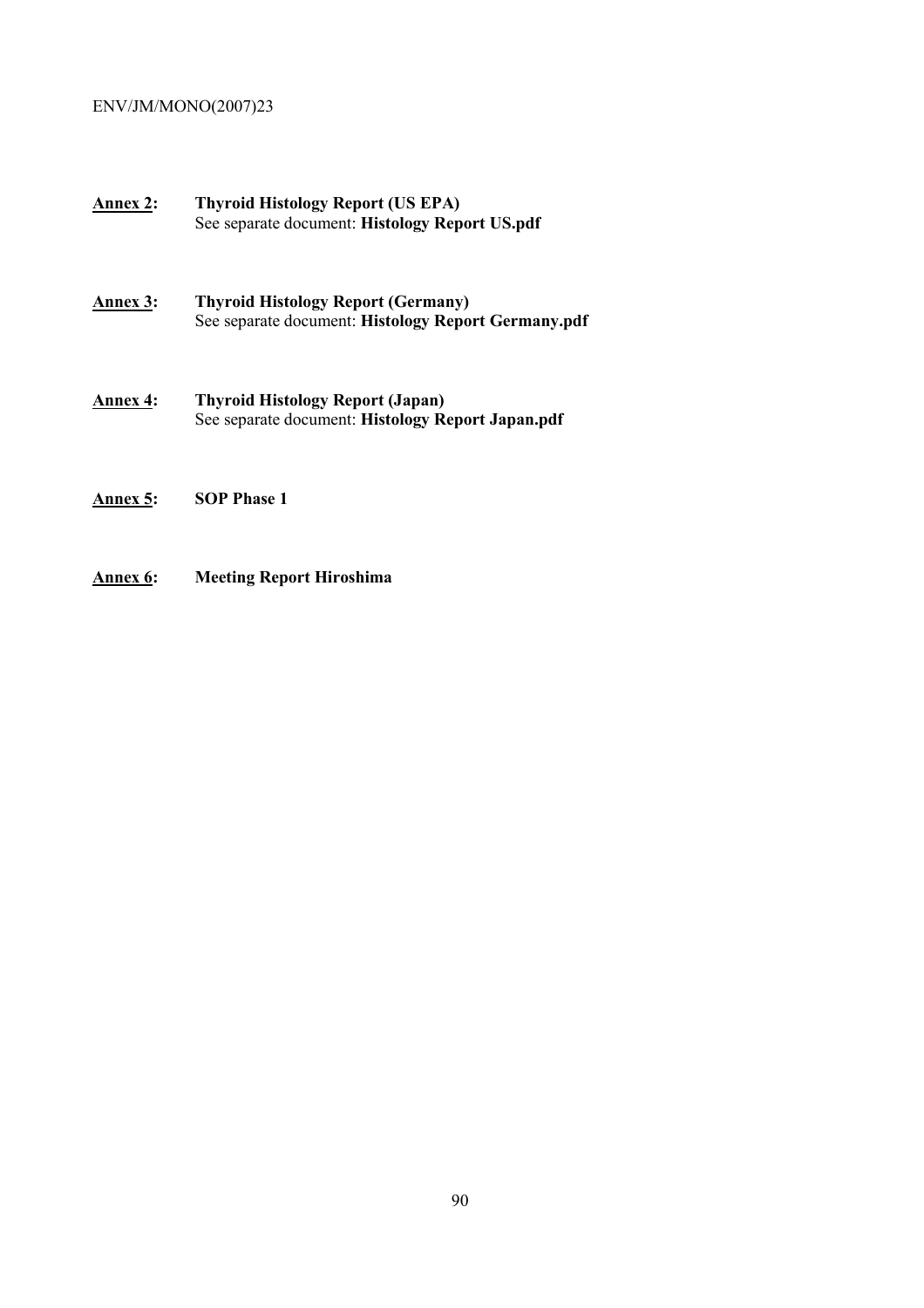**Annex 2:** **Thyroid Histology Report (US EPA)**
See separate document: **Histology Report US.pdf**

**Annex 3:** **Thyroid Histology Report (Germany)**
See separate document: **Histology Report Germany.pdf**

**Annex 4:** **Thyroid Histology Report (Japan)**
See separate document: **Histology Report Japan.pdf**

**Annex 5:** **SOP Phase 1**

**Annex 6:** **Meeting Report Hiroshima**